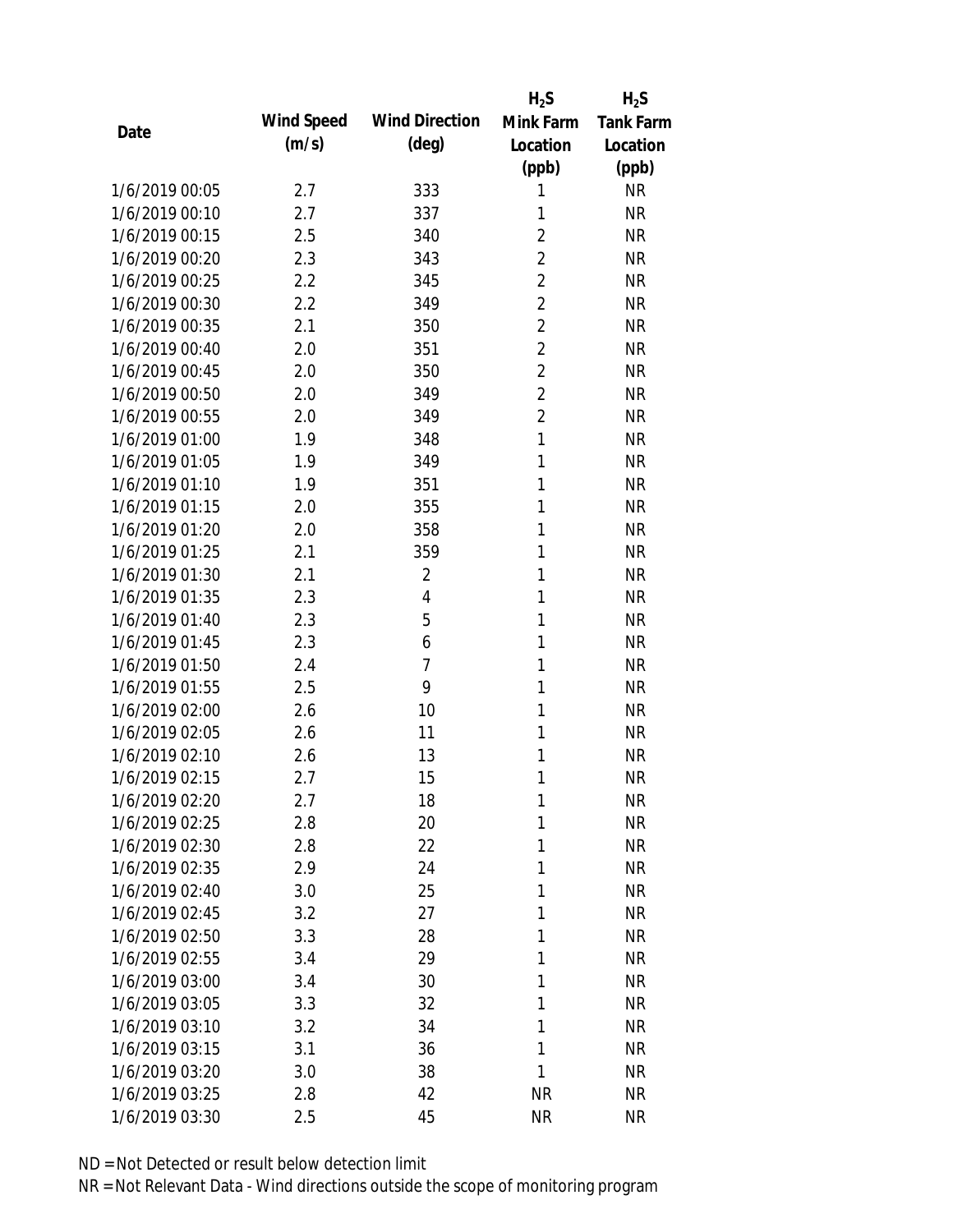| Date | Wind Speed (m/s) | Wind Direction (deg) | $H_2S$ Mink Farm Location (ppb) | $H_2S$ Tank Farm Location (ppb) |
|---|---|---|---|---|
| 1/6/2019 00:05 | 2.7 | 333 | 1 | NR |
| 1/6/2019 00:10 | 2.7 | 337 | 1 | NR |
| 1/6/2019 00:15 | 2.5 | 340 | 2 | NR |
| 1/6/2019 00:20 | 2.3 | 343 | 2 | NR |
| 1/6/2019 00:25 | 2.2 | 345 | 2 | NR |
| 1/6/2019 00:30 | 2.2 | 349 | 2 | NR |
| 1/6/2019 00:35 | 2.1 | 350 | 2 | NR |
| 1/6/2019 00:40 | 2.0 | 351 | 2 | NR |
| 1/6/2019 00:45 | 2.0 | 350 | 2 | NR |
| 1/6/2019 00:50 | 2.0 | 349 | 2 | NR |
| 1/6/2019 00:55 | 2.0 | 349 | 2 | NR |
| 1/6/2019 01:00 | 1.9 | 348 | 1 | NR |
| 1/6/2019 01:05 | 1.9 | 349 | 1 | NR |
| 1/6/2019 01:10 | 1.9 | 351 | 1 | NR |
| 1/6/2019 01:15 | 2.0 | 355 | 1 | NR |
| 1/6/2019 01:20 | 2.0 | 358 | 1 | NR |
| 1/6/2019 01:25 | 2.1 | 359 | 1 | NR |
| 1/6/2019 01:30 | 2.1 | 2 | 1 | NR |
| 1/6/2019 01:35 | 2.3 | 4 | 1 | NR |
| 1/6/2019 01:40 | 2.3 | 5 | 1 | NR |
| 1/6/2019 01:45 | 2.3 | 6 | 1 | NR |
| 1/6/2019 01:50 | 2.4 | 7 | 1 | NR |
| 1/6/2019 01:55 | 2.5 | 9 | 1 | NR |
| 1/6/2019 02:00 | 2.6 | 10 | 1 | NR |
| 1/6/2019 02:05 | 2.6 | 11 | 1 | NR |
| 1/6/2019 02:10 | 2.6 | 13 | 1 | NR |
| 1/6/2019 02:15 | 2.7 | 15 | 1 | NR |
| 1/6/2019 02:20 | 2.7 | 18 | 1 | NR |
| 1/6/2019 02:25 | 2.8 | 20 | 1 | NR |
| 1/6/2019 02:30 | 2.8 | 22 | 1 | NR |
| 1/6/2019 02:35 | 2.9 | 24 | 1 | NR |
| 1/6/2019 02:40 | 3.0 | 25 | 1 | NR |
| 1/6/2019 02:45 | 3.2 | 27 | 1 | NR |
| 1/6/2019 02:50 | 3.3 | 28 | 1 | NR |
| 1/6/2019 02:55 | 3.4 | 29 | 1 | NR |
| 1/6/2019 03:00 | 3.4 | 30 | 1 | NR |
| 1/6/2019 03:05 | 3.3 | 32 | 1 | NR |
| 1/6/2019 03:10 | 3.2 | 34 | 1 | NR |
| 1/6/2019 03:15 | 3.1 | 36 | 1 | NR |
| 1/6/2019 03:20 | 3.0 | 38 | 1 | NR |
| 1/6/2019 03:25 | 2.8 | 42 | NR | NR |
| 1/6/2019 03:30 | 2.5 | 45 | NR | NR |

ND = Not Detected or result below detection limit

NR = Not Relevant Data - Wind directions outside the scope of monitoring program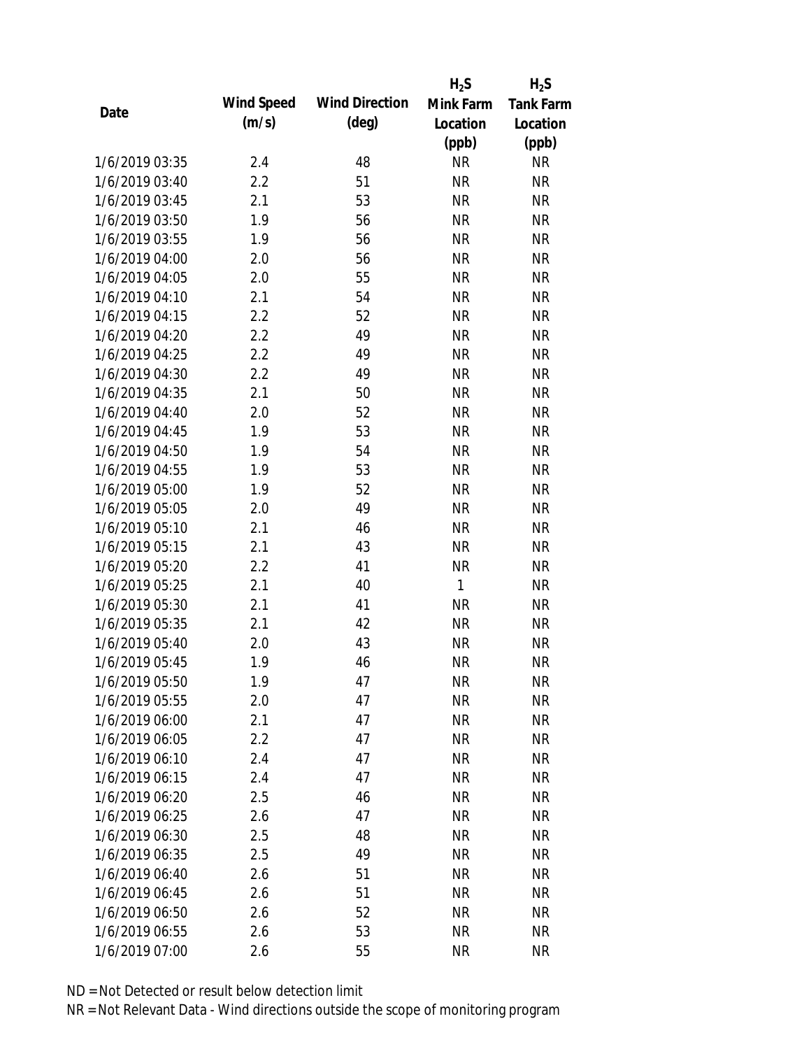| Date | Wind Speed (m/s) | Wind Direction (deg) | $H_2S$ Mink Farm Location (ppb) | $H_2S$ Tank Farm Location (ppb) |
|---|---|---|---|---|
| 1/6/2019 03:35 | 2.4 | 48 | NR | NR |
| 1/6/2019 03:40 | 2.2 | 51 | NR | NR |
| 1/6/2019 03:45 | 2.1 | 53 | NR | NR |
| 1/6/2019 03:50 | 1.9 | 56 | NR | NR |
| 1/6/2019 03:55 | 1.9 | 56 | NR | NR |
| 1/6/2019 04:00 | 2.0 | 56 | NR | NR |
| 1/6/2019 04:05 | 2.0 | 55 | NR | NR |
| 1/6/2019 04:10 | 2.1 | 54 | NR | NR |
| 1/6/2019 04:15 | 2.2 | 52 | NR | NR |
| 1/6/2019 04:20 | 2.2 | 49 | NR | NR |
| 1/6/2019 04:25 | 2.2 | 49 | NR | NR |
| 1/6/2019 04:30 | 2.2 | 49 | NR | NR |
| 1/6/2019 04:35 | 2.1 | 50 | NR | NR |
| 1/6/2019 04:40 | 2.0 | 52 | NR | NR |
| 1/6/2019 04:45 | 1.9 | 53 | NR | NR |
| 1/6/2019 04:50 | 1.9 | 54 | NR | NR |
| 1/6/2019 04:55 | 1.9 | 53 | NR | NR |
| 1/6/2019 05:00 | 1.9 | 52 | NR | NR |
| 1/6/2019 05:05 | 2.0 | 49 | NR | NR |
| 1/6/2019 05:10 | 2.1 | 46 | NR | NR |
| 1/6/2019 05:15 | 2.1 | 43 | NR | NR |
| 1/6/2019 05:20 | 2.2 | 41 | NR | NR |
| 1/6/2019 05:25 | 2.1 | 40 | 1 | NR |
| 1/6/2019 05:30 | 2.1 | 41 | NR | NR |
| 1/6/2019 05:35 | 2.1 | 42 | NR | NR |
| 1/6/2019 05:40 | 2.0 | 43 | NR | NR |
| 1/6/2019 05:45 | 1.9 | 46 | NR | NR |
| 1/6/2019 05:50 | 1.9 | 47 | NR | NR |
| 1/6/2019 05:55 | 2.0 | 47 | NR | NR |
| 1/6/2019 06:00 | 2.1 | 47 | NR | NR |
| 1/6/2019 06:05 | 2.2 | 47 | NR | NR |
| 1/6/2019 06:10 | 2.4 | 47 | NR | NR |
| 1/6/2019 06:15 | 2.4 | 47 | NR | NR |
| 1/6/2019 06:20 | 2.5 | 46 | NR | NR |
| 1/6/2019 06:25 | 2.6 | 47 | NR | NR |
| 1/6/2019 06:30 | 2.5 | 48 | NR | NR |
| 1/6/2019 06:35 | 2.5 | 49 | NR | NR |
| 1/6/2019 06:40 | 2.6 | 51 | NR | NR |
| 1/6/2019 06:45 | 2.6 | 51 | NR | NR |
| 1/6/2019 06:50 | 2.6 | 52 | NR | NR |
| 1/6/2019 06:55 | 2.6 | 53 | NR | NR |
| 1/6/2019 07:00 | 2.6 | 55 | NR | NR |

ND = Not Detected or result below detection limit

NR = Not Relevant Data - Wind directions outside the scope of monitoring program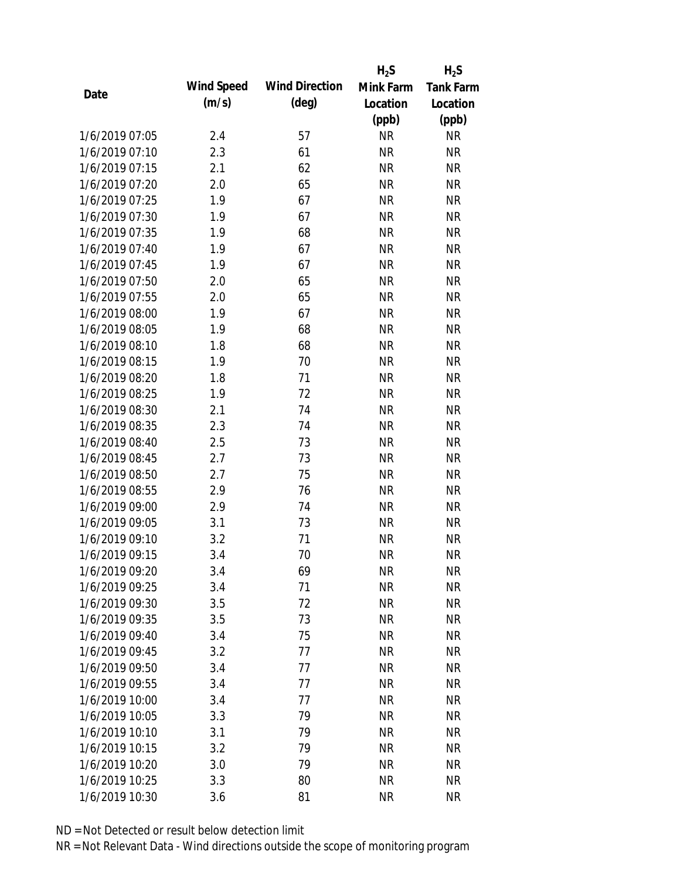| Date | Wind Speed (m/s) | Wind Direction (deg) | $H_2S$ Mink Farm Location (ppb) | $H_2S$ Tank Farm Location (ppb) |
|---|---|---|---|---|
| 1/6/2019 07:05 | 2.4 | 57 | NR | NR |
| 1/6/2019 07:10 | 2.3 | 61 | NR | NR |
| 1/6/2019 07:15 | 2.1 | 62 | NR | NR |
| 1/6/2019 07:20 | 2.0 | 65 | NR | NR |
| 1/6/2019 07:25 | 1.9 | 67 | NR | NR |
| 1/6/2019 07:30 | 1.9 | 67 | NR | NR |
| 1/6/2019 07:35 | 1.9 | 68 | NR | NR |
| 1/6/2019 07:40 | 1.9 | 67 | NR | NR |
| 1/6/2019 07:45 | 1.9 | 67 | NR | NR |
| 1/6/2019 07:50 | 2.0 | 65 | NR | NR |
| 1/6/2019 07:55 | 2.0 | 65 | NR | NR |
| 1/6/2019 08:00 | 1.9 | 67 | NR | NR |
| 1/6/2019 08:05 | 1.9 | 68 | NR | NR |
| 1/6/2019 08:10 | 1.8 | 68 | NR | NR |
| 1/6/2019 08:15 | 1.9 | 70 | NR | NR |
| 1/6/2019 08:20 | 1.8 | 71 | NR | NR |
| 1/6/2019 08:25 | 1.9 | 72 | NR | NR |
| 1/6/2019 08:30 | 2.1 | 74 | NR | NR |
| 1/6/2019 08:35 | 2.3 | 74 | NR | NR |
| 1/6/2019 08:40 | 2.5 | 73 | NR | NR |
| 1/6/2019 08:45 | 2.7 | 73 | NR | NR |
| 1/6/2019 08:50 | 2.7 | 75 | NR | NR |
| 1/6/2019 08:55 | 2.9 | 76 | NR | NR |
| 1/6/2019 09:00 | 2.9 | 74 | NR | NR |
| 1/6/2019 09:05 | 3.1 | 73 | NR | NR |
| 1/6/2019 09:10 | 3.2 | 71 | NR | NR |
| 1/6/2019 09:15 | 3.4 | 70 | NR | NR |
| 1/6/2019 09:20 | 3.4 | 69 | NR | NR |
| 1/6/2019 09:25 | 3.4 | 71 | NR | NR |
| 1/6/2019 09:30 | 3.5 | 72 | NR | NR |
| 1/6/2019 09:35 | 3.5 | 73 | NR | NR |
| 1/6/2019 09:40 | 3.4 | 75 | NR | NR |
| 1/6/2019 09:45 | 3.2 | 77 | NR | NR |
| 1/6/2019 09:50 | 3.4 | 77 | NR | NR |
| 1/6/2019 09:55 | 3.4 | 77 | NR | NR |
| 1/6/2019 10:00 | 3.4 | 77 | NR | NR |
| 1/6/2019 10:05 | 3.3 | 79 | NR | NR |
| 1/6/2019 10:10 | 3.1 | 79 | NR | NR |
| 1/6/2019 10:15 | 3.2 | 79 | NR | NR |
| 1/6/2019 10:20 | 3.0 | 79 | NR | NR |
| 1/6/2019 10:25 | 3.3 | 80 | NR | NR |
| 1/6/2019 10:30 | 3.6 | 81 | NR | NR |

ND = Not Detected or result below detection limit

NR = Not Relevant Data - Wind directions outside the scope of monitoring program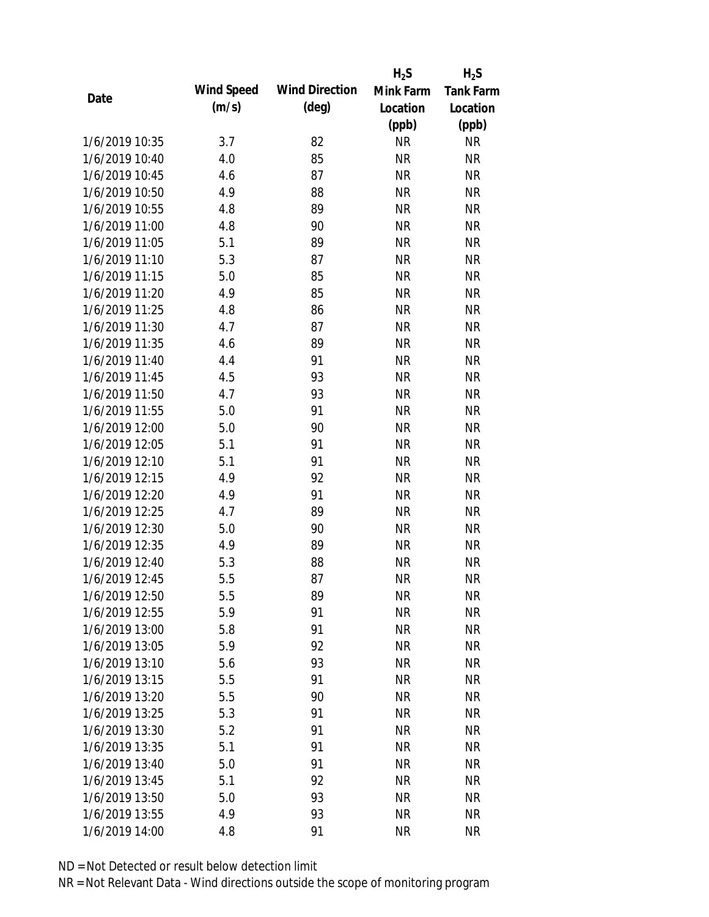| Date | Wind Speed (m/s) | Wind Direction (deg) | $H_2S$ Mink Farm Location (ppb) | $H_2S$ Tank Farm Location (ppb) |
|---|---|---|---|---|
| 1/6/2019 10:35 | 3.7 | 82 | NR | NR |
| 1/6/2019 10:40 | 4.0 | 85 | NR | NR |
| 1/6/2019 10:45 | 4.6 | 87 | NR | NR |
| 1/6/2019 10:50 | 4.9 | 88 | NR | NR |
| 1/6/2019 10:55 | 4.8 | 89 | NR | NR |
| 1/6/2019 11:00 | 4.8 | 90 | NR | NR |
| 1/6/2019 11:05 | 5.1 | 89 | NR | NR |
| 1/6/2019 11:10 | 5.3 | 87 | NR | NR |
| 1/6/2019 11:15 | 5.0 | 85 | NR | NR |
| 1/6/2019 11:20 | 4.9 | 85 | NR | NR |
| 1/6/2019 11:25 | 4.8 | 86 | NR | NR |
| 1/6/2019 11:30 | 4.7 | 87 | NR | NR |
| 1/6/2019 11:35 | 4.6 | 89 | NR | NR |
| 1/6/2019 11:40 | 4.4 | 91 | NR | NR |
| 1/6/2019 11:45 | 4.5 | 93 | NR | NR |
| 1/6/2019 11:50 | 4.7 | 93 | NR | NR |
| 1/6/2019 11:55 | 5.0 | 91 | NR | NR |
| 1/6/2019 12:00 | 5.0 | 90 | NR | NR |
| 1/6/2019 12:05 | 5.1 | 91 | NR | NR |
| 1/6/2019 12:10 | 5.1 | 91 | NR | NR |
| 1/6/2019 12:15 | 4.9 | 92 | NR | NR |
| 1/6/2019 12:20 | 4.9 | 91 | NR | NR |
| 1/6/2019 12:25 | 4.7 | 89 | NR | NR |
| 1/6/2019 12:30 | 5.0 | 90 | NR | NR |
| 1/6/2019 12:35 | 4.9 | 89 | NR | NR |
| 1/6/2019 12:40 | 5.3 | 88 | NR | NR |
| 1/6/2019 12:45 | 5.5 | 87 | NR | NR |
| 1/6/2019 12:50 | 5.5 | 89 | NR | NR |
| 1/6/2019 12:55 | 5.9 | 91 | NR | NR |
| 1/6/2019 13:00 | 5.8 | 91 | NR | NR |
| 1/6/2019 13:05 | 5.9 | 92 | NR | NR |
| 1/6/2019 13:10 | 5.6 | 93 | NR | NR |
| 1/6/2019 13:15 | 5.5 | 91 | NR | NR |
| 1/6/2019 13:20 | 5.5 | 90 | NR | NR |
| 1/6/2019 13:25 | 5.3 | 91 | NR | NR |
| 1/6/2019 13:30 | 5.2 | 91 | NR | NR |
| 1/6/2019 13:35 | 5.1 | 91 | NR | NR |
| 1/6/2019 13:40 | 5.0 | 91 | NR | NR |
| 1/6/2019 13:45 | 5.1 | 92 | NR | NR |
| 1/6/2019 13:50 | 5.0 | 93 | NR | NR |
| 1/6/2019 13:55 | 4.9 | 93 | NR | NR |
| 1/6/2019 14:00 | 4.8 | 91 | NR | NR |

ND = Not Detected or result below detection limit

NR = Not Relevant Data - Wind directions outside the scope of monitoring program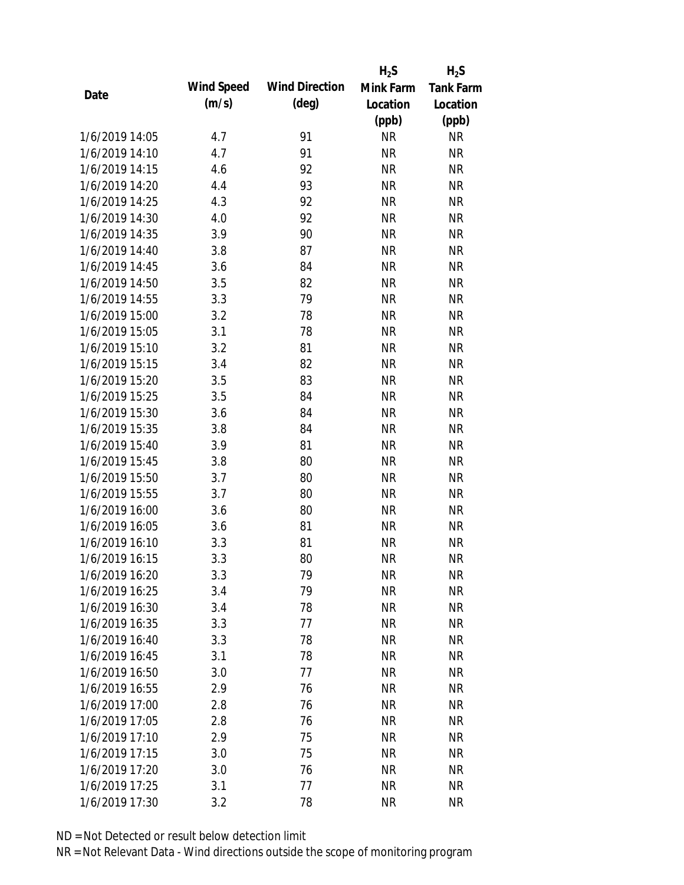| Date | Wind Speed (m/s) | Wind Direction (deg) | $H_2S$ Mink Farm Location (ppb) | $H_2S$ Tank Farm Location (ppb) |
|---|---|---|---|---|
| 1/6/2019 14:05 | 4.7 | 91 | NR | NR |
| 1/6/2019 14:10 | 4.7 | 91 | NR | NR |
| 1/6/2019 14:15 | 4.6 | 92 | NR | NR |
| 1/6/2019 14:20 | 4.4 | 93 | NR | NR |
| 1/6/2019 14:25 | 4.3 | 92 | NR | NR |
| 1/6/2019 14:30 | 4.0 | 92 | NR | NR |
| 1/6/2019 14:35 | 3.9 | 90 | NR | NR |
| 1/6/2019 14:40 | 3.8 | 87 | NR | NR |
| 1/6/2019 14:45 | 3.6 | 84 | NR | NR |
| 1/6/2019 14:50 | 3.5 | 82 | NR | NR |
| 1/6/2019 14:55 | 3.3 | 79 | NR | NR |
| 1/6/2019 15:00 | 3.2 | 78 | NR | NR |
| 1/6/2019 15:05 | 3.1 | 78 | NR | NR |
| 1/6/2019 15:10 | 3.2 | 81 | NR | NR |
| 1/6/2019 15:15 | 3.4 | 82 | NR | NR |
| 1/6/2019 15:20 | 3.5 | 83 | NR | NR |
| 1/6/2019 15:25 | 3.5 | 84 | NR | NR |
| 1/6/2019 15:30 | 3.6 | 84 | NR | NR |
| 1/6/2019 15:35 | 3.8 | 84 | NR | NR |
| 1/6/2019 15:40 | 3.9 | 81 | NR | NR |
| 1/6/2019 15:45 | 3.8 | 80 | NR | NR |
| 1/6/2019 15:50 | 3.7 | 80 | NR | NR |
| 1/6/2019 15:55 | 3.7 | 80 | NR | NR |
| 1/6/2019 16:00 | 3.6 | 80 | NR | NR |
| 1/6/2019 16:05 | 3.6 | 81 | NR | NR |
| 1/6/2019 16:10 | 3.3 | 81 | NR | NR |
| 1/6/2019 16:15 | 3.3 | 80 | NR | NR |
| 1/6/2019 16:20 | 3.3 | 79 | NR | NR |
| 1/6/2019 16:25 | 3.4 | 79 | NR | NR |
| 1/6/2019 16:30 | 3.4 | 78 | NR | NR |
| 1/6/2019 16:35 | 3.3 | 77 | NR | NR |
| 1/6/2019 16:40 | 3.3 | 78 | NR | NR |
| 1/6/2019 16:45 | 3.1 | 78 | NR | NR |
| 1/6/2019 16:50 | 3.0 | 77 | NR | NR |
| 1/6/2019 16:55 | 2.9 | 76 | NR | NR |
| 1/6/2019 17:00 | 2.8 | 76 | NR | NR |
| 1/6/2019 17:05 | 2.8 | 76 | NR | NR |
| 1/6/2019 17:10 | 2.9 | 75 | NR | NR |
| 1/6/2019 17:15 | 3.0 | 75 | NR | NR |
| 1/6/2019 17:20 | 3.0 | 76 | NR | NR |
| 1/6/2019 17:25 | 3.1 | 77 | NR | NR |
| 1/6/2019 17:30 | 3.2 | 78 | NR | NR |

ND = Not Detected or result below detection limit

NR = Not Relevant Data - Wind directions outside the scope of monitoring program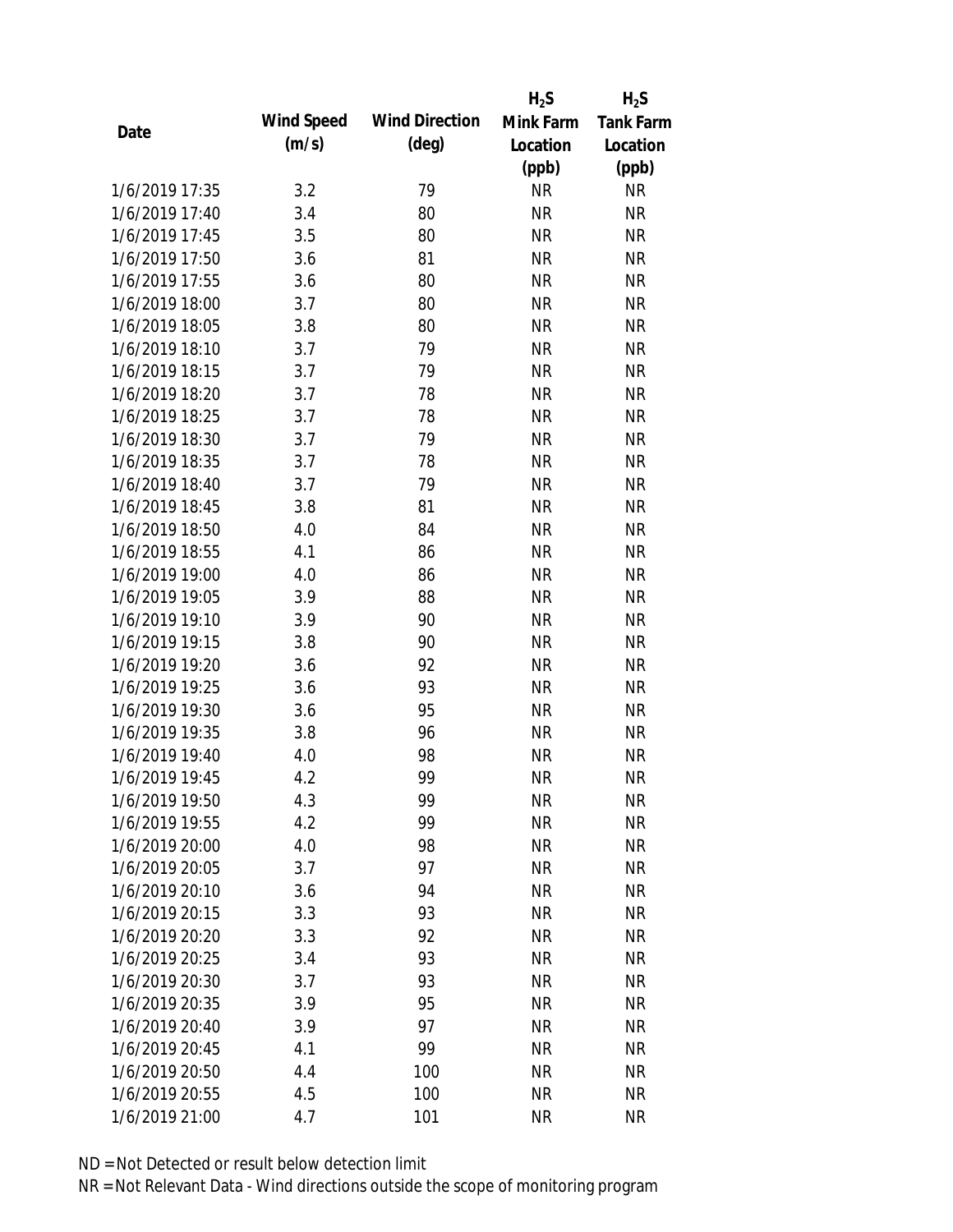| Date | Wind Speed (m/s) | Wind Direction (deg) | $H_2S$ Mink Farm Location (ppb) | $H_2S$ Tank Farm Location (ppb) |
|---|---|---|---|---|
| 1/6/2019 17:35 | 3.2 | 79 | NR | NR |
| 1/6/2019 17:40 | 3.4 | 80 | NR | NR |
| 1/6/2019 17:45 | 3.5 | 80 | NR | NR |
| 1/6/2019 17:50 | 3.6 | 81 | NR | NR |
| 1/6/2019 17:55 | 3.6 | 80 | NR | NR |
| 1/6/2019 18:00 | 3.7 | 80 | NR | NR |
| 1/6/2019 18:05 | 3.8 | 80 | NR | NR |
| 1/6/2019 18:10 | 3.7 | 79 | NR | NR |
| 1/6/2019 18:15 | 3.7 | 79 | NR | NR |
| 1/6/2019 18:20 | 3.7 | 78 | NR | NR |
| 1/6/2019 18:25 | 3.7 | 78 | NR | NR |
| 1/6/2019 18:30 | 3.7 | 79 | NR | NR |
| 1/6/2019 18:35 | 3.7 | 78 | NR | NR |
| 1/6/2019 18:40 | 3.7 | 79 | NR | NR |
| 1/6/2019 18:45 | 3.8 | 81 | NR | NR |
| 1/6/2019 18:50 | 4.0 | 84 | NR | NR |
| 1/6/2019 18:55 | 4.1 | 86 | NR | NR |
| 1/6/2019 19:00 | 4.0 | 86 | NR | NR |
| 1/6/2019 19:05 | 3.9 | 88 | NR | NR |
| 1/6/2019 19:10 | 3.9 | 90 | NR | NR |
| 1/6/2019 19:15 | 3.8 | 90 | NR | NR |
| 1/6/2019 19:20 | 3.6 | 92 | NR | NR |
| 1/6/2019 19:25 | 3.6 | 93 | NR | NR |
| 1/6/2019 19:30 | 3.6 | 95 | NR | NR |
| 1/6/2019 19:35 | 3.8 | 96 | NR | NR |
| 1/6/2019 19:40 | 4.0 | 98 | NR | NR |
| 1/6/2019 19:45 | 4.2 | 99 | NR | NR |
| 1/6/2019 19:50 | 4.3 | 99 | NR | NR |
| 1/6/2019 19:55 | 4.2 | 99 | NR | NR |
| 1/6/2019 20:00 | 4.0 | 98 | NR | NR |
| 1/6/2019 20:05 | 3.7 | 97 | NR | NR |
| 1/6/2019 20:10 | 3.6 | 94 | NR | NR |
| 1/6/2019 20:15 | 3.3 | 93 | NR | NR |
| 1/6/2019 20:20 | 3.3 | 92 | NR | NR |
| 1/6/2019 20:25 | 3.4 | 93 | NR | NR |
| 1/6/2019 20:30 | 3.7 | 93 | NR | NR |
| 1/6/2019 20:35 | 3.9 | 95 | NR | NR |
| 1/6/2019 20:40 | 3.9 | 97 | NR | NR |
| 1/6/2019 20:45 | 4.1 | 99 | NR | NR |
| 1/6/2019 20:50 | 4.4 | 100 | NR | NR |
| 1/6/2019 20:55 | 4.5 | 100 | NR | NR |
| 1/6/2019 21:00 | 4.7 | 101 | NR | NR |

ND = Not Detected or result below detection limit

NR = Not Relevant Data - Wind directions outside the scope of monitoring program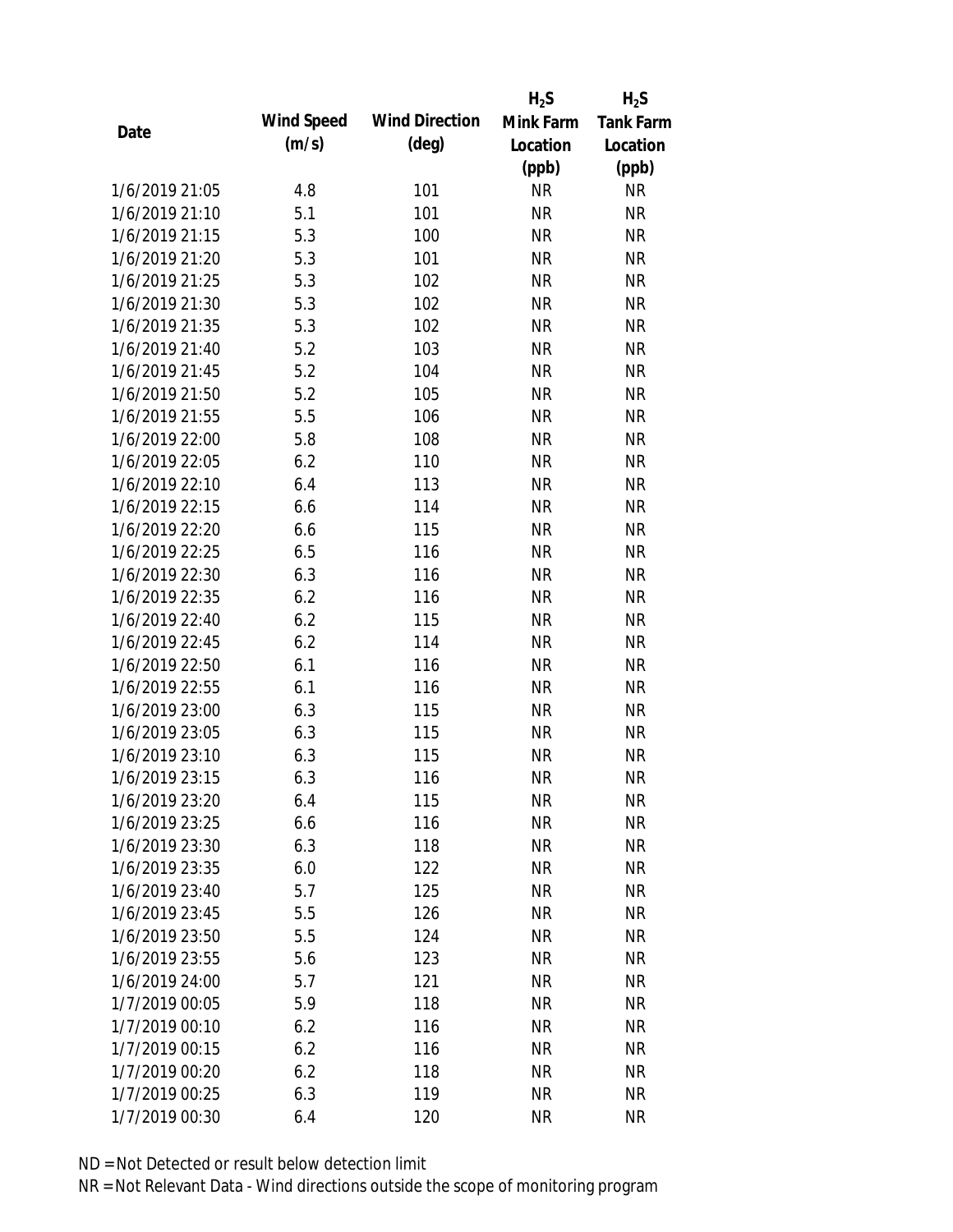| Date | Wind Speed (m/s) | Wind Direction (deg) | $H_2S$ Mink Farm Location (ppb) | $H_2S$ Tank Farm Location (ppb) |
|---|---|---|---|---|
| 1/6/2019 21:05 | 4.8 | 101 | NR | NR |
| 1/6/2019 21:10 | 5.1 | 101 | NR | NR |
| 1/6/2019 21:15 | 5.3 | 100 | NR | NR |
| 1/6/2019 21:20 | 5.3 | 101 | NR | NR |
| 1/6/2019 21:25 | 5.3 | 102 | NR | NR |
| 1/6/2019 21:30 | 5.3 | 102 | NR | NR |
| 1/6/2019 21:35 | 5.3 | 102 | NR | NR |
| 1/6/2019 21:40 | 5.2 | 103 | NR | NR |
| 1/6/2019 21:45 | 5.2 | 104 | NR | NR |
| 1/6/2019 21:50 | 5.2 | 105 | NR | NR |
| 1/6/2019 21:55 | 5.5 | 106 | NR | NR |
| 1/6/2019 22:00 | 5.8 | 108 | NR | NR |
| 1/6/2019 22:05 | 6.2 | 110 | NR | NR |
| 1/6/2019 22:10 | 6.4 | 113 | NR | NR |
| 1/6/2019 22:15 | 6.6 | 114 | NR | NR |
| 1/6/2019 22:20 | 6.6 | 115 | NR | NR |
| 1/6/2019 22:25 | 6.5 | 116 | NR | NR |
| 1/6/2019 22:30 | 6.3 | 116 | NR | NR |
| 1/6/2019 22:35 | 6.2 | 116 | NR | NR |
| 1/6/2019 22:40 | 6.2 | 115 | NR | NR |
| 1/6/2019 22:45 | 6.2 | 114 | NR | NR |
| 1/6/2019 22:50 | 6.1 | 116 | NR | NR |
| 1/6/2019 22:55 | 6.1 | 116 | NR | NR |
| 1/6/2019 23:00 | 6.3 | 115 | NR | NR |
| 1/6/2019 23:05 | 6.3 | 115 | NR | NR |
| 1/6/2019 23:10 | 6.3 | 115 | NR | NR |
| 1/6/2019 23:15 | 6.3 | 116 | NR | NR |
| 1/6/2019 23:20 | 6.4 | 115 | NR | NR |
| 1/6/2019 23:25 | 6.6 | 116 | NR | NR |
| 1/6/2019 23:30 | 6.3 | 118 | NR | NR |
| 1/6/2019 23:35 | 6.0 | 122 | NR | NR |
| 1/6/2019 23:40 | 5.7 | 125 | NR | NR |
| 1/6/2019 23:45 | 5.5 | 126 | NR | NR |
| 1/6/2019 23:50 | 5.5 | 124 | NR | NR |
| 1/6/2019 23:55 | 5.6 | 123 | NR | NR |
| 1/6/2019 24:00 | 5.7 | 121 | NR | NR |
| 1/7/2019 00:05 | 5.9 | 118 | NR | NR |
| 1/7/2019 00:10 | 6.2 | 116 | NR | NR |
| 1/7/2019 00:15 | 6.2 | 116 | NR | NR |
| 1/7/2019 00:20 | 6.2 | 118 | NR | NR |
| 1/7/2019 00:25 | 6.3 | 119 | NR | NR |
| 1/7/2019 00:30 | 6.4 | 120 | NR | NR |

ND = Not Detected or result below detection limit

NR = Not Relevant Data - Wind directions outside the scope of monitoring program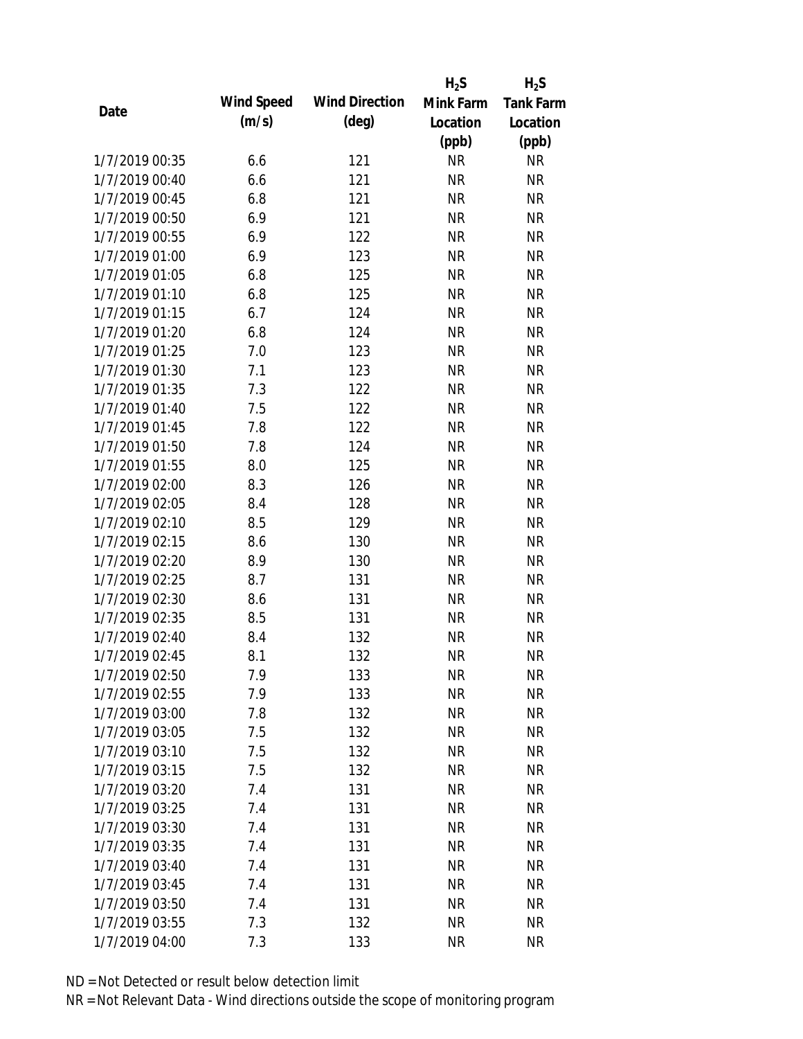| Date | Wind Speed (m/s) | Wind Direction (deg) | $H_2S$ Mink Farm Location (ppb) | $H_2S$ Tank Farm Location (ppb) |
|---|---|---|---|---|
| 1/7/2019 00:35 | 6.6 | 121 | NR | NR |
| 1/7/2019 00:40 | 6.6 | 121 | NR | NR |
| 1/7/2019 00:45 | 6.8 | 121 | NR | NR |
| 1/7/2019 00:50 | 6.9 | 121 | NR | NR |
| 1/7/2019 00:55 | 6.9 | 122 | NR | NR |
| 1/7/2019 01:00 | 6.9 | 123 | NR | NR |
| 1/7/2019 01:05 | 6.8 | 125 | NR | NR |
| 1/7/2019 01:10 | 6.8 | 125 | NR | NR |
| 1/7/2019 01:15 | 6.7 | 124 | NR | NR |
| 1/7/2019 01:20 | 6.8 | 124 | NR | NR |
| 1/7/2019 01:25 | 7.0 | 123 | NR | NR |
| 1/7/2019 01:30 | 7.1 | 123 | NR | NR |
| 1/7/2019 01:35 | 7.3 | 122 | NR | NR |
| 1/7/2019 01:40 | 7.5 | 122 | NR | NR |
| 1/7/2019 01:45 | 7.8 | 122 | NR | NR |
| 1/7/2019 01:50 | 7.8 | 124 | NR | NR |
| 1/7/2019 01:55 | 8.0 | 125 | NR | NR |
| 1/7/2019 02:00 | 8.3 | 126 | NR | NR |
| 1/7/2019 02:05 | 8.4 | 128 | NR | NR |
| 1/7/2019 02:10 | 8.5 | 129 | NR | NR |
| 1/7/2019 02:15 | 8.6 | 130 | NR | NR |
| 1/7/2019 02:20 | 8.9 | 130 | NR | NR |
| 1/7/2019 02:25 | 8.7 | 131 | NR | NR |
| 1/7/2019 02:30 | 8.6 | 131 | NR | NR |
| 1/7/2019 02:35 | 8.5 | 131 | NR | NR |
| 1/7/2019 02:40 | 8.4 | 132 | NR | NR |
| 1/7/2019 02:45 | 8.1 | 132 | NR | NR |
| 1/7/2019 02:50 | 7.9 | 133 | NR | NR |
| 1/7/2019 02:55 | 7.9 | 133 | NR | NR |
| 1/7/2019 03:00 | 7.8 | 132 | NR | NR |
| 1/7/2019 03:05 | 7.5 | 132 | NR | NR |
| 1/7/2019 03:10 | 7.5 | 132 | NR | NR |
| 1/7/2019 03:15 | 7.5 | 132 | NR | NR |
| 1/7/2019 03:20 | 7.4 | 131 | NR | NR |
| 1/7/2019 03:25 | 7.4 | 131 | NR | NR |
| 1/7/2019 03:30 | 7.4 | 131 | NR | NR |
| 1/7/2019 03:35 | 7.4 | 131 | NR | NR |
| 1/7/2019 03:40 | 7.4 | 131 | NR | NR |
| 1/7/2019 03:45 | 7.4 | 131 | NR | NR |
| 1/7/2019 03:50 | 7.4 | 131 | NR | NR |
| 1/7/2019 03:55 | 7.3 | 132 | NR | NR |
| 1/7/2019 04:00 | 7.3 | 133 | NR | NR |

ND = Not Detected or result below detection limit

NR = Not Relevant Data - Wind directions outside the scope of monitoring program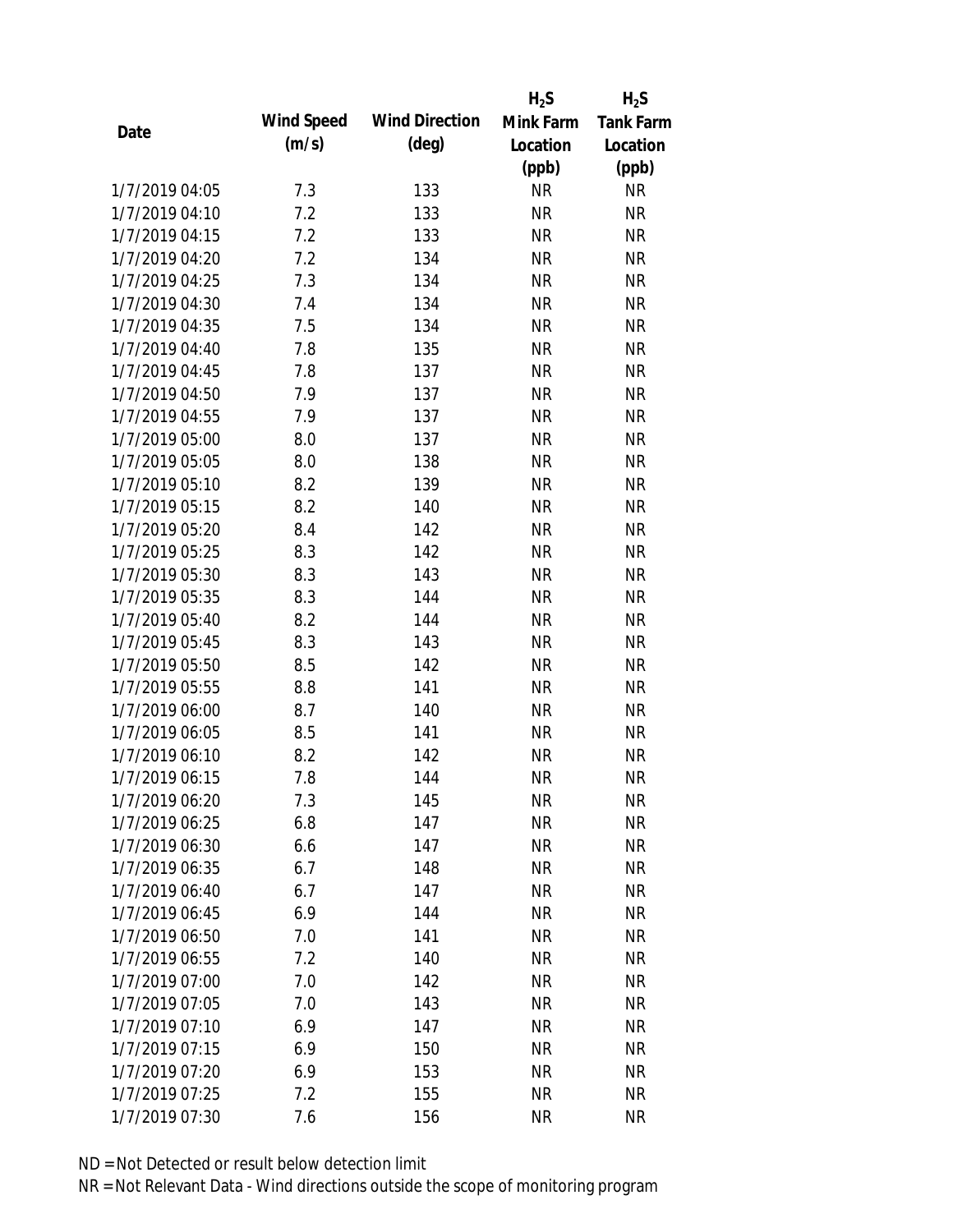| Date | Wind Speed (m/s) | Wind Direction (deg) | $H_2S$ Mink Farm Location (ppb) | $H_2S$ Tank Farm Location (ppb) |
|---|---|---|---|---|
| 1/7/2019 04:05 | 7.3 | 133 | NR | NR |
| 1/7/2019 04:10 | 7.2 | 133 | NR | NR |
| 1/7/2019 04:15 | 7.2 | 133 | NR | NR |
| 1/7/2019 04:20 | 7.2 | 134 | NR | NR |
| 1/7/2019 04:25 | 7.3 | 134 | NR | NR |
| 1/7/2019 04:30 | 7.4 | 134 | NR | NR |
| 1/7/2019 04:35 | 7.5 | 134 | NR | NR |
| 1/7/2019 04:40 | 7.8 | 135 | NR | NR |
| 1/7/2019 04:45 | 7.8 | 137 | NR | NR |
| 1/7/2019 04:50 | 7.9 | 137 | NR | NR |
| 1/7/2019 04:55 | 7.9 | 137 | NR | NR |
| 1/7/2019 05:00 | 8.0 | 137 | NR | NR |
| 1/7/2019 05:05 | 8.0 | 138 | NR | NR |
| 1/7/2019 05:10 | 8.2 | 139 | NR | NR |
| 1/7/2019 05:15 | 8.2 | 140 | NR | NR |
| 1/7/2019 05:20 | 8.4 | 142 | NR | NR |
| 1/7/2019 05:25 | 8.3 | 142 | NR | NR |
| 1/7/2019 05:30 | 8.3 | 143 | NR | NR |
| 1/7/2019 05:35 | 8.3 | 144 | NR | NR |
| 1/7/2019 05:40 | 8.2 | 144 | NR | NR |
| 1/7/2019 05:45 | 8.3 | 143 | NR | NR |
| 1/7/2019 05:50 | 8.5 | 142 | NR | NR |
| 1/7/2019 05:55 | 8.8 | 141 | NR | NR |
| 1/7/2019 06:00 | 8.7 | 140 | NR | NR |
| 1/7/2019 06:05 | 8.5 | 141 | NR | NR |
| 1/7/2019 06:10 | 8.2 | 142 | NR | NR |
| 1/7/2019 06:15 | 7.8 | 144 | NR | NR |
| 1/7/2019 06:20 | 7.3 | 145 | NR | NR |
| 1/7/2019 06:25 | 6.8 | 147 | NR | NR |
| 1/7/2019 06:30 | 6.6 | 147 | NR | NR |
| 1/7/2019 06:35 | 6.7 | 148 | NR | NR |
| 1/7/2019 06:40 | 6.7 | 147 | NR | NR |
| 1/7/2019 06:45 | 6.9 | 144 | NR | NR |
| 1/7/2019 06:50 | 7.0 | 141 | NR | NR |
| 1/7/2019 06:55 | 7.2 | 140 | NR | NR |
| 1/7/2019 07:00 | 7.0 | 142 | NR | NR |
| 1/7/2019 07:05 | 7.0 | 143 | NR | NR |
| 1/7/2019 07:10 | 6.9 | 147 | NR | NR |
| 1/7/2019 07:15 | 6.9 | 150 | NR | NR |
| 1/7/2019 07:20 | 6.9 | 153 | NR | NR |
| 1/7/2019 07:25 | 7.2 | 155 | NR | NR |
| 1/7/2019 07:30 | 7.6 | 156 | NR | NR |

ND = Not Detected or result below detection limit

NR = Not Relevant Data - Wind directions outside the scope of monitoring program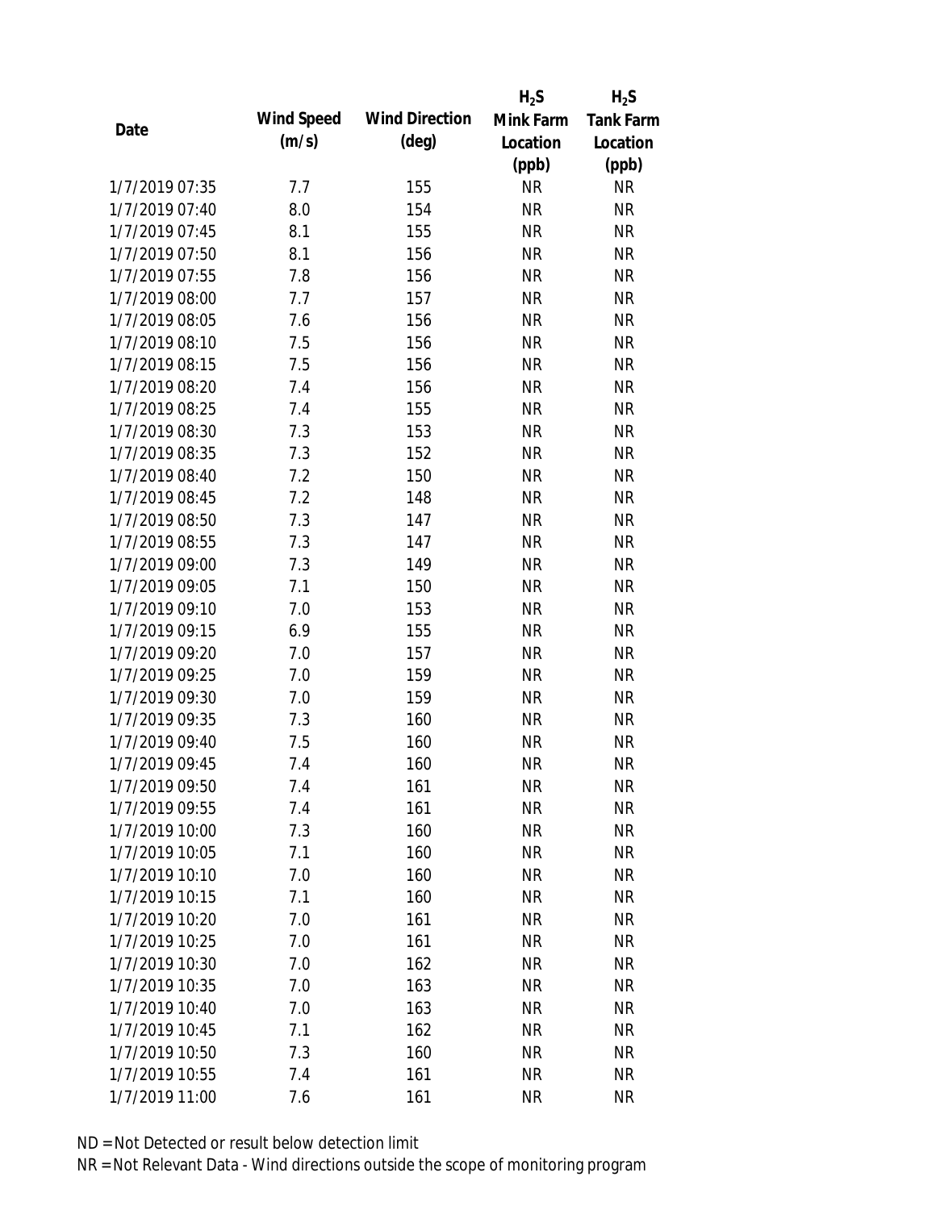| Date | Wind Speed (m/s) | Wind Direction (deg) | $H_2S$ Mink Farm Location (ppb) | $H_2S$ Tank Farm Location (ppb) |
|---|---|---|---|---|
| 1/7/2019 07:35 | 7.7 | 155 | NR | NR |
| 1/7/2019 07:40 | 8.0 | 154 | NR | NR |
| 1/7/2019 07:45 | 8.1 | 155 | NR | NR |
| 1/7/2019 07:50 | 8.1 | 156 | NR | NR |
| 1/7/2019 07:55 | 7.8 | 156 | NR | NR |
| 1/7/2019 08:00 | 7.7 | 157 | NR | NR |
| 1/7/2019 08:05 | 7.6 | 156 | NR | NR |
| 1/7/2019 08:10 | 7.5 | 156 | NR | NR |
| 1/7/2019 08:15 | 7.5 | 156 | NR | NR |
| 1/7/2019 08:20 | 7.4 | 156 | NR | NR |
| 1/7/2019 08:25 | 7.4 | 155 | NR | NR |
| 1/7/2019 08:30 | 7.3 | 153 | NR | NR |
| 1/7/2019 08:35 | 7.3 | 152 | NR | NR |
| 1/7/2019 08:40 | 7.2 | 150 | NR | NR |
| 1/7/2019 08:45 | 7.2 | 148 | NR | NR |
| 1/7/2019 08:50 | 7.3 | 147 | NR | NR |
| 1/7/2019 08:55 | 7.3 | 147 | NR | NR |
| 1/7/2019 09:00 | 7.3 | 149 | NR | NR |
| 1/7/2019 09:05 | 7.1 | 150 | NR | NR |
| 1/7/2019 09:10 | 7.0 | 153 | NR | NR |
| 1/7/2019 09:15 | 6.9 | 155 | NR | NR |
| 1/7/2019 09:20 | 7.0 | 157 | NR | NR |
| 1/7/2019 09:25 | 7.0 | 159 | NR | NR |
| 1/7/2019 09:30 | 7.0 | 159 | NR | NR |
| 1/7/2019 09:35 | 7.3 | 160 | NR | NR |
| 1/7/2019 09:40 | 7.5 | 160 | NR | NR |
| 1/7/2019 09:45 | 7.4 | 160 | NR | NR |
| 1/7/2019 09:50 | 7.4 | 161 | NR | NR |
| 1/7/2019 09:55 | 7.4 | 161 | NR | NR |
| 1/7/2019 10:00 | 7.3 | 160 | NR | NR |
| 1/7/2019 10:05 | 7.1 | 160 | NR | NR |
| 1/7/2019 10:10 | 7.0 | 160 | NR | NR |
| 1/7/2019 10:15 | 7.1 | 160 | NR | NR |
| 1/7/2019 10:20 | 7.0 | 161 | NR | NR |
| 1/7/2019 10:25 | 7.0 | 161 | NR | NR |
| 1/7/2019 10:30 | 7.0 | 162 | NR | NR |
| 1/7/2019 10:35 | 7.0 | 163 | NR | NR |
| 1/7/2019 10:40 | 7.0 | 163 | NR | NR |
| 1/7/2019 10:45 | 7.1 | 162 | NR | NR |
| 1/7/2019 10:50 | 7.3 | 160 | NR | NR |
| 1/7/2019 10:55 | 7.4 | 161 | NR | NR |
| 1/7/2019 11:00 | 7.6 | 161 | NR | NR |

ND = Not Detected or result below detection limit

NR = Not Relevant Data - Wind directions outside the scope of monitoring program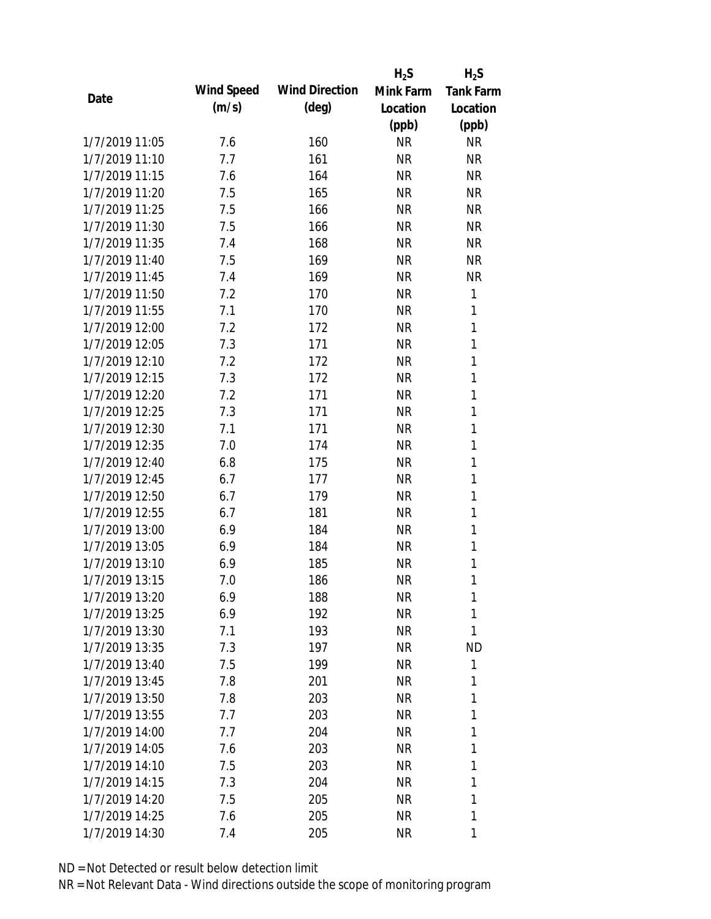| Date | Wind Speed (m/s) | Wind Direction (deg) | $H_2S$ Mink Farm Location (ppb) | $H_2S$ Tank Farm Location (ppb) |
|---|---|---|---|---|
| 1/7/2019 11:05 | 7.6 | 160 | NR | NR |
| 1/7/2019 11:10 | 7.7 | 161 | NR | NR |
| 1/7/2019 11:15 | 7.6 | 164 | NR | NR |
| 1/7/2019 11:20 | 7.5 | 165 | NR | NR |
| 1/7/2019 11:25 | 7.5 | 166 | NR | NR |
| 1/7/2019 11:30 | 7.5 | 166 | NR | NR |
| 1/7/2019 11:35 | 7.4 | 168 | NR | NR |
| 1/7/2019 11:40 | 7.5 | 169 | NR | NR |
| 1/7/2019 11:45 | 7.4 | 169 | NR | NR |
| 1/7/2019 11:50 | 7.2 | 170 | NR | 1 |
| 1/7/2019 11:55 | 7.1 | 170 | NR | 1 |
| 1/7/2019 12:00 | 7.2 | 172 | NR | 1 |
| 1/7/2019 12:05 | 7.3 | 171 | NR | 1 |
| 1/7/2019 12:10 | 7.2 | 172 | NR | 1 |
| 1/7/2019 12:15 | 7.3 | 172 | NR | 1 |
| 1/7/2019 12:20 | 7.2 | 171 | NR | 1 |
| 1/7/2019 12:25 | 7.3 | 171 | NR | 1 |
| 1/7/2019 12:30 | 7.1 | 171 | NR | 1 |
| 1/7/2019 12:35 | 7.0 | 174 | NR | 1 |
| 1/7/2019 12:40 | 6.8 | 175 | NR | 1 |
| 1/7/2019 12:45 | 6.7 | 177 | NR | 1 |
| 1/7/2019 12:50 | 6.7 | 179 | NR | 1 |
| 1/7/2019 12:55 | 6.7 | 181 | NR | 1 |
| 1/7/2019 13:00 | 6.9 | 184 | NR | 1 |
| 1/7/2019 13:05 | 6.9 | 184 | NR | 1 |
| 1/7/2019 13:10 | 6.9 | 185 | NR | 1 |
| 1/7/2019 13:15 | 7.0 | 186 | NR | 1 |
| 1/7/2019 13:20 | 6.9 | 188 | NR | 1 |
| 1/7/2019 13:25 | 6.9 | 192 | NR | 1 |
| 1/7/2019 13:30 | 7.1 | 193 | NR | 1 |
| 1/7/2019 13:35 | 7.3 | 197 | NR | ND |
| 1/7/2019 13:40 | 7.5 | 199 | NR | 1 |
| 1/7/2019 13:45 | 7.8 | 201 | NR | 1 |
| 1/7/2019 13:50 | 7.8 | 203 | NR | 1 |
| 1/7/2019 13:55 | 7.7 | 203 | NR | 1 |
| 1/7/2019 14:00 | 7.7 | 204 | NR | 1 |
| 1/7/2019 14:05 | 7.6 | 203 | NR | 1 |
| 1/7/2019 14:10 | 7.5 | 203 | NR | 1 |
| 1/7/2019 14:15 | 7.3 | 204 | NR | 1 |
| 1/7/2019 14:20 | 7.5 | 205 | NR | 1 |
| 1/7/2019 14:25 | 7.6 | 205 | NR | 1 |
| 1/7/2019 14:30 | 7.4 | 205 | NR | 1 |

ND = Not Detected or result below detection limit

NR = Not Relevant Data - Wind directions outside the scope of monitoring program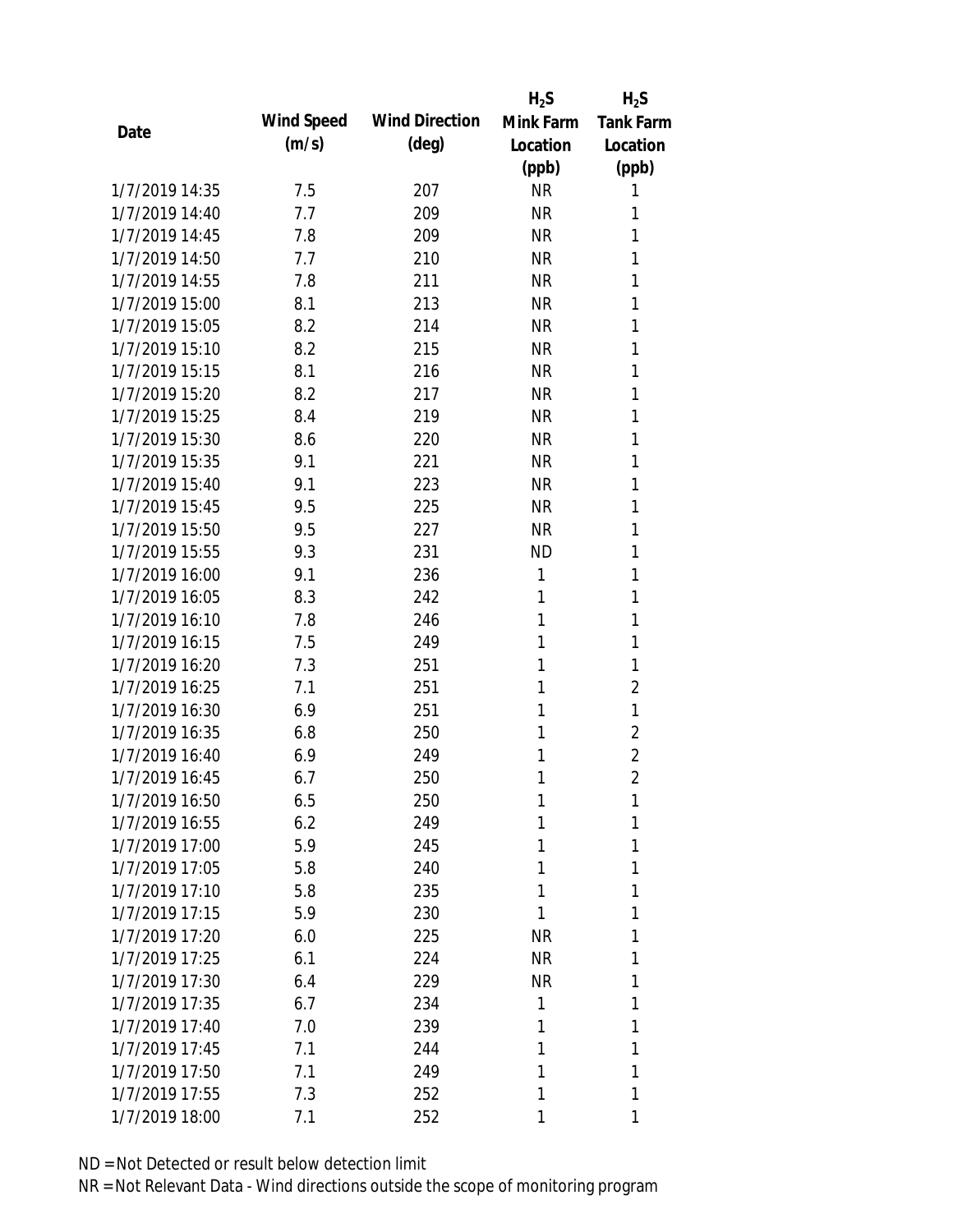| Date | Wind Speed (m/s) | Wind Direction (deg) | $H_2S$ Mink Farm Location (ppb) | $H_2S$ Tank Farm Location (ppb) |
|---|---|---|---|---|
| 1/7/2019 14:35 | 7.5 | 207 | NR | 1 |
| 1/7/2019 14:40 | 7.7 | 209 | NR | 1 |
| 1/7/2019 14:45 | 7.8 | 209 | NR | 1 |
| 1/7/2019 14:50 | 7.7 | 210 | NR | 1 |
| 1/7/2019 14:55 | 7.8 | 211 | NR | 1 |
| 1/7/2019 15:00 | 8.1 | 213 | NR | 1 |
| 1/7/2019 15:05 | 8.2 | 214 | NR | 1 |
| 1/7/2019 15:10 | 8.2 | 215 | NR | 1 |
| 1/7/2019 15:15 | 8.1 | 216 | NR | 1 |
| 1/7/2019 15:20 | 8.2 | 217 | NR | 1 |
| 1/7/2019 15:25 | 8.4 | 219 | NR | 1 |
| 1/7/2019 15:30 | 8.6 | 220 | NR | 1 |
| 1/7/2019 15:35 | 9.1 | 221 | NR | 1 |
| 1/7/2019 15:40 | 9.1 | 223 | NR | 1 |
| 1/7/2019 15:45 | 9.5 | 225 | NR | 1 |
| 1/7/2019 15:50 | 9.5 | 227 | NR | 1 |
| 1/7/2019 15:55 | 9.3 | 231 | ND | 1 |
| 1/7/2019 16:00 | 9.1 | 236 | 1 | 1 |
| 1/7/2019 16:05 | 8.3 | 242 | 1 | 1 |
| 1/7/2019 16:10 | 7.8 | 246 | 1 | 1 |
| 1/7/2019 16:15 | 7.5 | 249 | 1 | 1 |
| 1/7/2019 16:20 | 7.3 | 251 | 1 | 1 |
| 1/7/2019 16:25 | 7.1 | 251 | 1 | 2 |
| 1/7/2019 16:30 | 6.9 | 251 | 1 | 1 |
| 1/7/2019 16:35 | 6.8 | 250 | 1 | 2 |
| 1/7/2019 16:40 | 6.9 | 249 | 1 | 2 |
| 1/7/2019 16:45 | 6.7 | 250 | 1 | 2 |
| 1/7/2019 16:50 | 6.5 | 250 | 1 | 1 |
| 1/7/2019 16:55 | 6.2 | 249 | 1 | 1 |
| 1/7/2019 17:00 | 5.9 | 245 | 1 | 1 |
| 1/7/2019 17:05 | 5.8 | 240 | 1 | 1 |
| 1/7/2019 17:10 | 5.8 | 235 | 1 | 1 |
| 1/7/2019 17:15 | 5.9 | 230 | 1 | 1 |
| 1/7/2019 17:20 | 6.0 | 225 | NR | 1 |
| 1/7/2019 17:25 | 6.1 | 224 | NR | 1 |
| 1/7/2019 17:30 | 6.4 | 229 | NR | 1 |
| 1/7/2019 17:35 | 6.7 | 234 | 1 | 1 |
| 1/7/2019 17:40 | 7.0 | 239 | 1 | 1 |
| 1/7/2019 17:45 | 7.1 | 244 | 1 | 1 |
| 1/7/2019 17:50 | 7.1 | 249 | 1 | 1 |
| 1/7/2019 17:55 | 7.3 | 252 | 1 | 1 |
| 1/7/2019 18:00 | 7.1 | 252 | 1 | 1 |

ND = Not Detected or result below detection limit

NR = Not Relevant Data - Wind directions outside the scope of monitoring program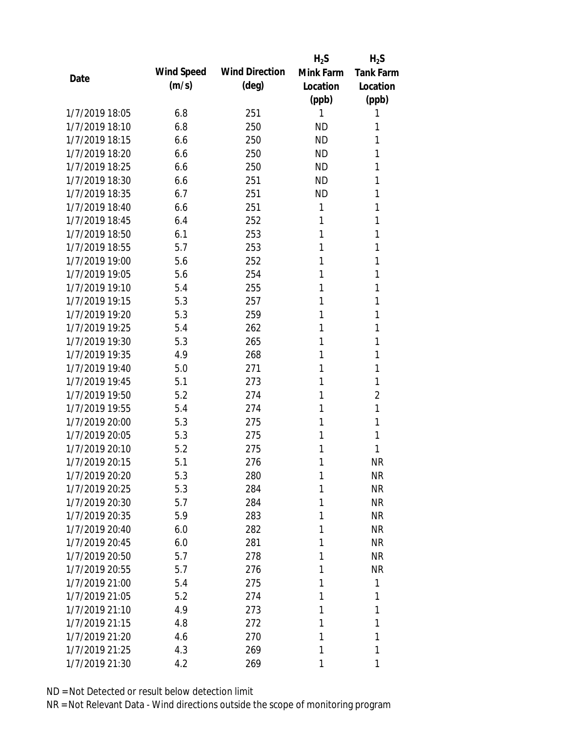| Date | Wind Speed (m/s) | Wind Direction (deg) | $H_2S$ Mink Farm Location (ppb) | $H_2S$ Tank Farm Location (ppb) |
|---|---|---|---|---|
| 1/7/2019 18:05 | 6.8 | 251 | 1 | 1 |
| 1/7/2019 18:10 | 6.8 | 250 | ND | 1 |
| 1/7/2019 18:15 | 6.6 | 250 | ND | 1 |
| 1/7/2019 18:20 | 6.6 | 250 | ND | 1 |
| 1/7/2019 18:25 | 6.6 | 250 | ND | 1 |
| 1/7/2019 18:30 | 6.6 | 251 | ND | 1 |
| 1/7/2019 18:35 | 6.7 | 251 | ND | 1 |
| 1/7/2019 18:40 | 6.6 | 251 | 1 | 1 |
| 1/7/2019 18:45 | 6.4 | 252 | 1 | 1 |
| 1/7/2019 18:50 | 6.1 | 253 | 1 | 1 |
| 1/7/2019 18:55 | 5.7 | 253 | 1 | 1 |
| 1/7/2019 19:00 | 5.6 | 252 | 1 | 1 |
| 1/7/2019 19:05 | 5.6 | 254 | 1 | 1 |
| 1/7/2019 19:10 | 5.4 | 255 | 1 | 1 |
| 1/7/2019 19:15 | 5.3 | 257 | 1 | 1 |
| 1/7/2019 19:20 | 5.3 | 259 | 1 | 1 |
| 1/7/2019 19:25 | 5.4 | 262 | 1 | 1 |
| 1/7/2019 19:30 | 5.3 | 265 | 1 | 1 |
| 1/7/2019 19:35 | 4.9 | 268 | 1 | 1 |
| 1/7/2019 19:40 | 5.0 | 271 | 1 | 1 |
| 1/7/2019 19:45 | 5.1 | 273 | 1 | 1 |
| 1/7/2019 19:50 | 5.2 | 274 | 1 | 2 |
| 1/7/2019 19:55 | 5.4 | 274 | 1 | 1 |
| 1/7/2019 20:00 | 5.3 | 275 | 1 | 1 |
| 1/7/2019 20:05 | 5.3 | 275 | 1 | 1 |
| 1/7/2019 20:10 | 5.2 | 275 | 1 | 1 |
| 1/7/2019 20:15 | 5.1 | 276 | 1 | NR |
| 1/7/2019 20:20 | 5.3 | 280 | 1 | NR |
| 1/7/2019 20:25 | 5.3 | 284 | 1 | NR |
| 1/7/2019 20:30 | 5.7 | 284 | 1 | NR |
| 1/7/2019 20:35 | 5.9 | 283 | 1 | NR |
| 1/7/2019 20:40 | 6.0 | 282 | 1 | NR |
| 1/7/2019 20:45 | 6.0 | 281 | 1 | NR |
| 1/7/2019 20:50 | 5.7 | 278 | 1 | NR |
| 1/7/2019 20:55 | 5.7 | 276 | 1 | NR |
| 1/7/2019 21:00 | 5.4 | 275 | 1 | 1 |
| 1/7/2019 21:05 | 5.2 | 274 | 1 | 1 |
| 1/7/2019 21:10 | 4.9 | 273 | 1 | 1 |
| 1/7/2019 21:15 | 4.8 | 272 | 1 | 1 |
| 1/7/2019 21:20 | 4.6 | 270 | 1 | 1 |
| 1/7/2019 21:25 | 4.3 | 269 | 1 | 1 |
| 1/7/2019 21:30 | 4.2 | 269 | 1 | 1 |

ND = Not Detected or result below detection limit

NR = Not Relevant Data - Wind directions outside the scope of monitoring program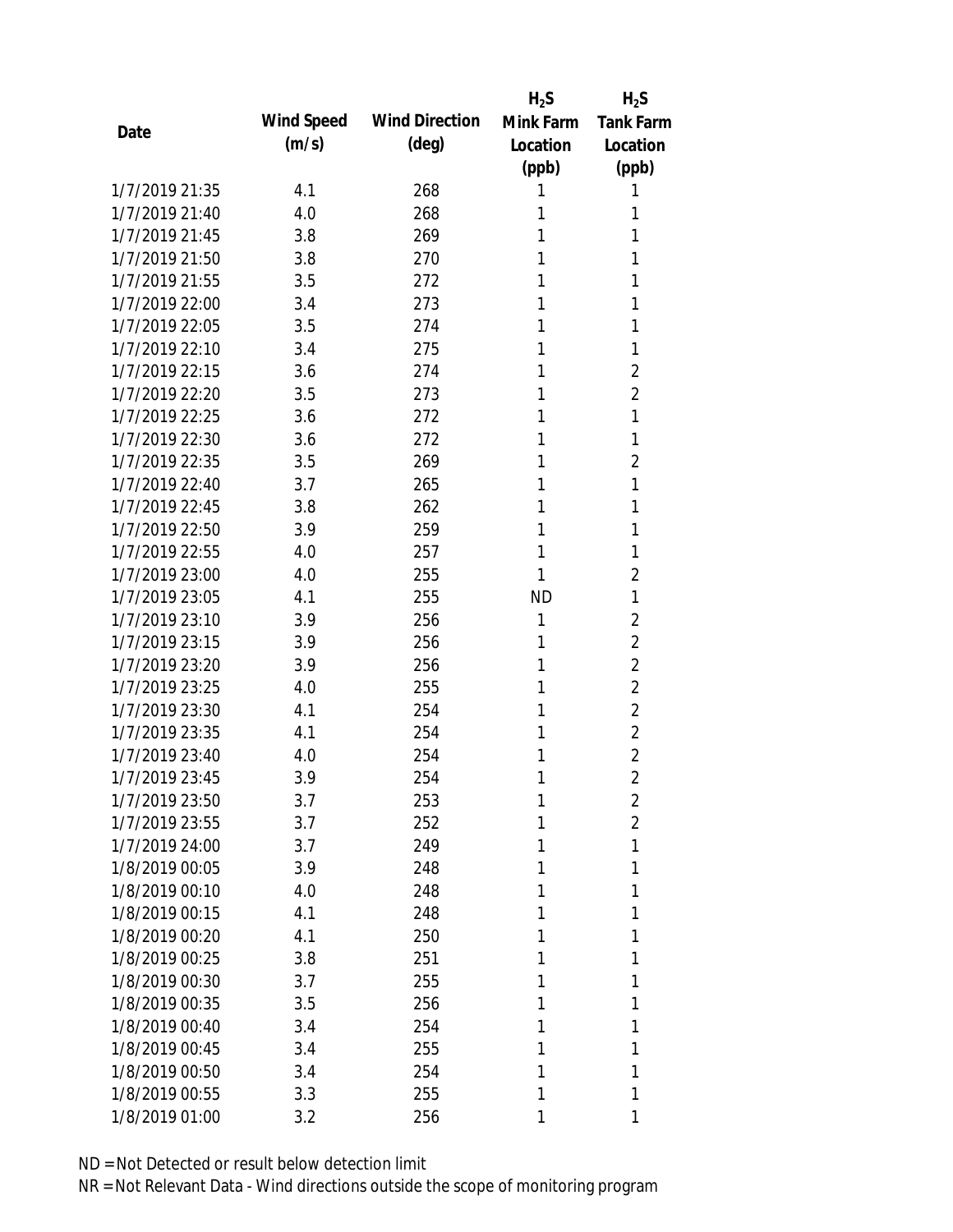| Date | Wind Speed (m/s) | Wind Direction (deg) | $H_2S$ Mink Farm Location (ppb) | $H_2S$ Tank Farm Location (ppb) |
|---|---|---|---|---|
| 1/7/2019 21:35 | 4.1 | 268 | 1 | 1 |
| 1/7/2019 21:40 | 4.0 | 268 | 1 | 1 |
| 1/7/2019 21:45 | 3.8 | 269 | 1 | 1 |
| 1/7/2019 21:50 | 3.8 | 270 | 1 | 1 |
| 1/7/2019 21:55 | 3.5 | 272 | 1 | 1 |
| 1/7/2019 22:00 | 3.4 | 273 | 1 | 1 |
| 1/7/2019 22:05 | 3.5 | 274 | 1 | 1 |
| 1/7/2019 22:10 | 3.4 | 275 | 1 | 1 |
| 1/7/2019 22:15 | 3.6 | 274 | 1 | 2 |
| 1/7/2019 22:20 | 3.5 | 273 | 1 | 2 |
| 1/7/2019 22:25 | 3.6 | 272 | 1 | 1 |
| 1/7/2019 22:30 | 3.6 | 272 | 1 | 1 |
| 1/7/2019 22:35 | 3.5 | 269 | 1 | 2 |
| 1/7/2019 22:40 | 3.7 | 265 | 1 | 1 |
| 1/7/2019 22:45 | 3.8 | 262 | 1 | 1 |
| 1/7/2019 22:50 | 3.9 | 259 | 1 | 1 |
| 1/7/2019 22:55 | 4.0 | 257 | 1 | 1 |
| 1/7/2019 23:00 | 4.0 | 255 | 1 | 2 |
| 1/7/2019 23:05 | 4.1 | 255 | ND | 1 |
| 1/7/2019 23:10 | 3.9 | 256 | 1 | 2 |
| 1/7/2019 23:15 | 3.9 | 256 | 1 | 2 |
| 1/7/2019 23:20 | 3.9 | 256 | 1 | 2 |
| 1/7/2019 23:25 | 4.0 | 255 | 1 | 2 |
| 1/7/2019 23:30 | 4.1 | 254 | 1 | 2 |
| 1/7/2019 23:35 | 4.1 | 254 | 1 | 2 |
| 1/7/2019 23:40 | 4.0 | 254 | 1 | 2 |
| 1/7/2019 23:45 | 3.9 | 254 | 1 | 2 |
| 1/7/2019 23:50 | 3.7 | 253 | 1 | 2 |
| 1/7/2019 23:55 | 3.7 | 252 | 1 | 2 |
| 1/7/2019 24:00 | 3.7 | 249 | 1 | 1 |
| 1/8/2019 00:05 | 3.9 | 248 | 1 | 1 |
| 1/8/2019 00:10 | 4.0 | 248 | 1 | 1 |
| 1/8/2019 00:15 | 4.1 | 248 | 1 | 1 |
| 1/8/2019 00:20 | 4.1 | 250 | 1 | 1 |
| 1/8/2019 00:25 | 3.8 | 251 | 1 | 1 |
| 1/8/2019 00:30 | 3.7 | 255 | 1 | 1 |
| 1/8/2019 00:35 | 3.5 | 256 | 1 | 1 |
| 1/8/2019 00:40 | 3.4 | 254 | 1 | 1 |
| 1/8/2019 00:45 | 3.4 | 255 | 1 | 1 |
| 1/8/2019 00:50 | 3.4 | 254 | 1 | 1 |
| 1/8/2019 00:55 | 3.3 | 255 | 1 | 1 |
| 1/8/2019 01:00 | 3.2 | 256 | 1 | 1 |

ND = Not Detected or result below detection limit

NR = Not Relevant Data - Wind directions outside the scope of monitoring program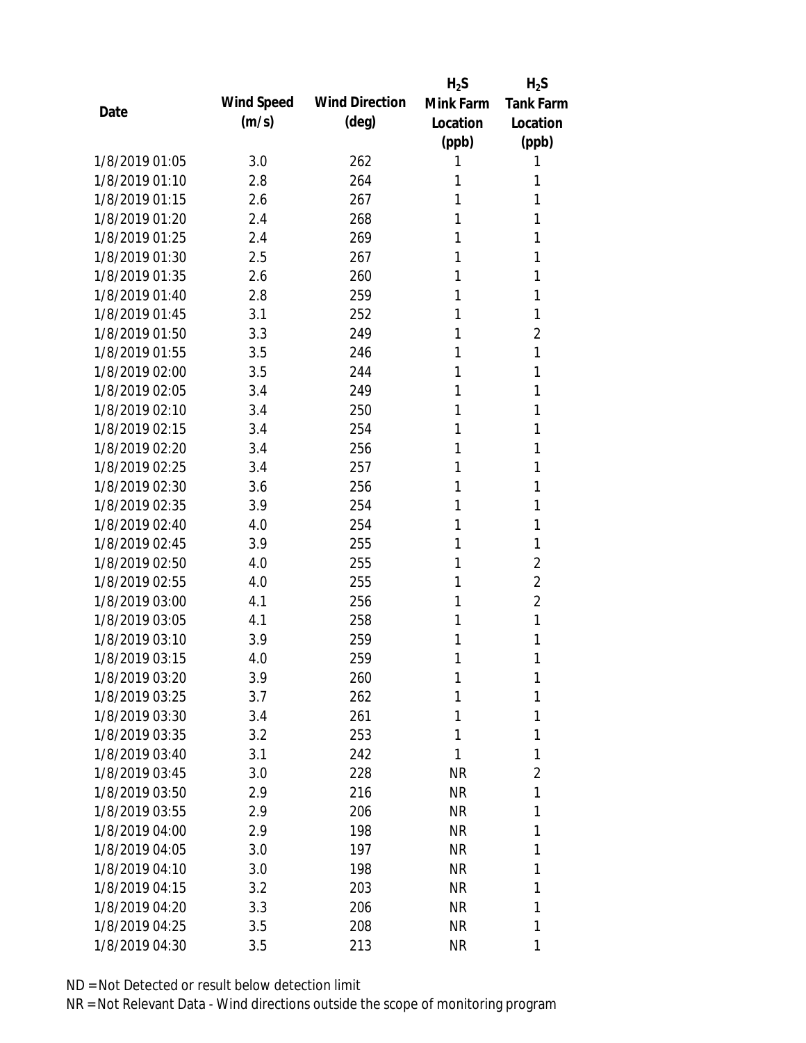| Date | Wind Speed (m/s) | Wind Direction (deg) | $H_2S$ Mink Farm Location (ppb) | $H_2S$ Tank Farm Location (ppb) |
|---|---|---|---|---|
| 1/8/2019 01:05 | 3.0 | 262 | 1 | 1 |
| 1/8/2019 01:10 | 2.8 | 264 | 1 | 1 |
| 1/8/2019 01:15 | 2.6 | 267 | 1 | 1 |
| 1/8/2019 01:20 | 2.4 | 268 | 1 | 1 |
| 1/8/2019 01:25 | 2.4 | 269 | 1 | 1 |
| 1/8/2019 01:30 | 2.5 | 267 | 1 | 1 |
| 1/8/2019 01:35 | 2.6 | 260 | 1 | 1 |
| 1/8/2019 01:40 | 2.8 | 259 | 1 | 1 |
| 1/8/2019 01:45 | 3.1 | 252 | 1 | 1 |
| 1/8/2019 01:50 | 3.3 | 249 | 1 | 2 |
| 1/8/2019 01:55 | 3.5 | 246 | 1 | 1 |
| 1/8/2019 02:00 | 3.5 | 244 | 1 | 1 |
| 1/8/2019 02:05 | 3.4 | 249 | 1 | 1 |
| 1/8/2019 02:10 | 3.4 | 250 | 1 | 1 |
| 1/8/2019 02:15 | 3.4 | 254 | 1 | 1 |
| 1/8/2019 02:20 | 3.4 | 256 | 1 | 1 |
| 1/8/2019 02:25 | 3.4 | 257 | 1 | 1 |
| 1/8/2019 02:30 | 3.6 | 256 | 1 | 1 |
| 1/8/2019 02:35 | 3.9 | 254 | 1 | 1 |
| 1/8/2019 02:40 | 4.0 | 254 | 1 | 1 |
| 1/8/2019 02:45 | 3.9 | 255 | 1 | 1 |
| 1/8/2019 02:50 | 4.0 | 255 | 1 | 2 |
| 1/8/2019 02:55 | 4.0 | 255 | 1 | 2 |
| 1/8/2019 03:00 | 4.1 | 256 | 1 | 2 |
| 1/8/2019 03:05 | 4.1 | 258 | 1 | 1 |
| 1/8/2019 03:10 | 3.9 | 259 | 1 | 1 |
| 1/8/2019 03:15 | 4.0 | 259 | 1 | 1 |
| 1/8/2019 03:20 | 3.9 | 260 | 1 | 1 |
| 1/8/2019 03:25 | 3.7 | 262 | 1 | 1 |
| 1/8/2019 03:30 | 3.4 | 261 | 1 | 1 |
| 1/8/2019 03:35 | 3.2 | 253 | 1 | 1 |
| 1/8/2019 03:40 | 3.1 | 242 | 1 | 1 |
| 1/8/2019 03:45 | 3.0 | 228 | NR | 2 |
| 1/8/2019 03:50 | 2.9 | 216 | NR | 1 |
| 1/8/2019 03:55 | 2.9 | 206 | NR | 1 |
| 1/8/2019 04:00 | 2.9 | 198 | NR | 1 |
| 1/8/2019 04:05 | 3.0 | 197 | NR | 1 |
| 1/8/2019 04:10 | 3.0 | 198 | NR | 1 |
| 1/8/2019 04:15 | 3.2 | 203 | NR | 1 |
| 1/8/2019 04:20 | 3.3 | 206 | NR | 1 |
| 1/8/2019 04:25 | 3.5 | 208 | NR | 1 |
| 1/8/2019 04:30 | 3.5 | 213 | NR | 1 |

ND = Not Detected or result below detection limit

NR = Not Relevant Data - Wind directions outside the scope of monitoring program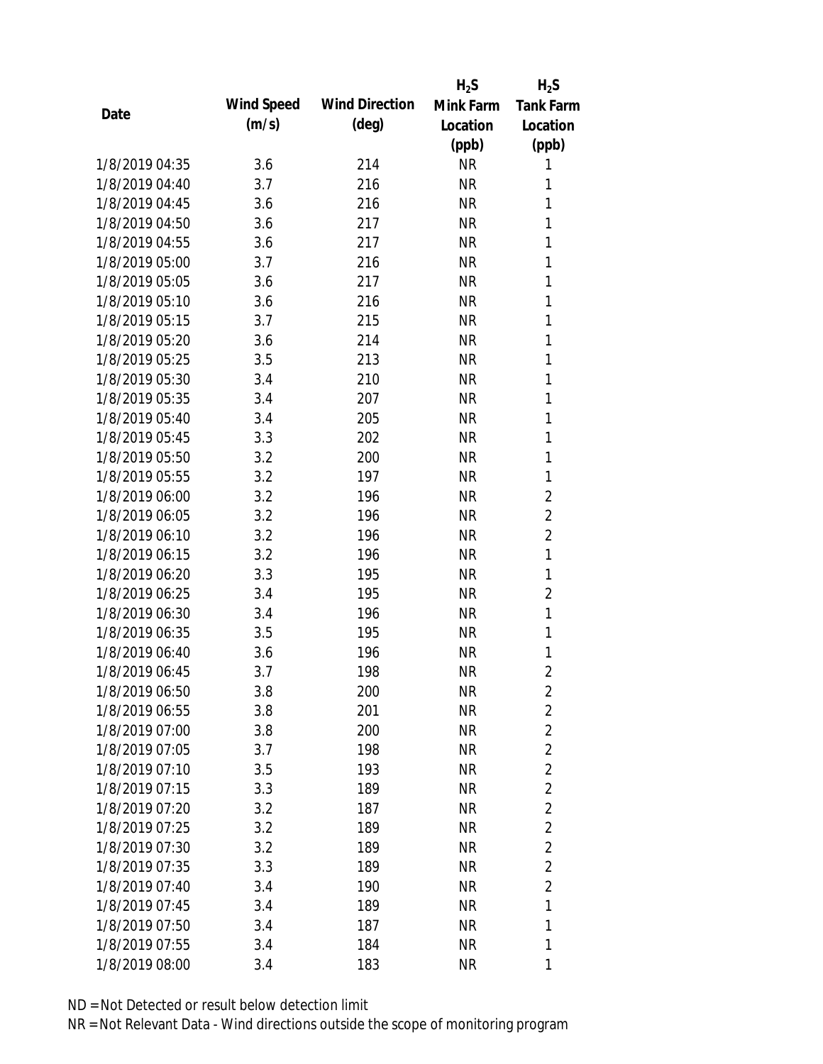| Date | Wind Speed (m/s) | Wind Direction (deg) | $H_2S$ Mink Farm Location (ppb) | $H_2S$ Tank Farm Location (ppb) |
|---|---|---|---|---|
| 1/8/2019 04:35 | 3.6 | 214 | NR | 1 |
| 1/8/2019 04:40 | 3.7 | 216 | NR | 1 |
| 1/8/2019 04:45 | 3.6 | 216 | NR | 1 |
| 1/8/2019 04:50 | 3.6 | 217 | NR | 1 |
| 1/8/2019 04:55 | 3.6 | 217 | NR | 1 |
| 1/8/2019 05:00 | 3.7 | 216 | NR | 1 |
| 1/8/2019 05:05 | 3.6 | 217 | NR | 1 |
| 1/8/2019 05:10 | 3.6 | 216 | NR | 1 |
| 1/8/2019 05:15 | 3.7 | 215 | NR | 1 |
| 1/8/2019 05:20 | 3.6 | 214 | NR | 1 |
| 1/8/2019 05:25 | 3.5 | 213 | NR | 1 |
| 1/8/2019 05:30 | 3.4 | 210 | NR | 1 |
| 1/8/2019 05:35 | 3.4 | 207 | NR | 1 |
| 1/8/2019 05:40 | 3.4 | 205 | NR | 1 |
| 1/8/2019 05:45 | 3.3 | 202 | NR | 1 |
| 1/8/2019 05:50 | 3.2 | 200 | NR | 1 |
| 1/8/2019 05:55 | 3.2 | 197 | NR | 1 |
| 1/8/2019 06:00 | 3.2 | 196 | NR | 2 |
| 1/8/2019 06:05 | 3.2 | 196 | NR | 2 |
| 1/8/2019 06:10 | 3.2 | 196 | NR | 2 |
| 1/8/2019 06:15 | 3.2 | 196 | NR | 1 |
| 1/8/2019 06:20 | 3.3 | 195 | NR | 1 |
| 1/8/2019 06:25 | 3.4 | 195 | NR | 2 |
| 1/8/2019 06:30 | 3.4 | 196 | NR | 1 |
| 1/8/2019 06:35 | 3.5 | 195 | NR | 1 |
| 1/8/2019 06:40 | 3.6 | 196 | NR | 1 |
| 1/8/2019 06:45 | 3.7 | 198 | NR | 2 |
| 1/8/2019 06:50 | 3.8 | 200 | NR | 2 |
| 1/8/2019 06:55 | 3.8 | 201 | NR | 2 |
| 1/8/2019 07:00 | 3.8 | 200 | NR | 2 |
| 1/8/2019 07:05 | 3.7 | 198 | NR | 2 |
| 1/8/2019 07:10 | 3.5 | 193 | NR | 2 |
| 1/8/2019 07:15 | 3.3 | 189 | NR | 2 |
| 1/8/2019 07:20 | 3.2 | 187 | NR | 2 |
| 1/8/2019 07:25 | 3.2 | 189 | NR | 2 |
| 1/8/2019 07:30 | 3.2 | 189 | NR | 2 |
| 1/8/2019 07:35 | 3.3 | 189 | NR | 2 |
| 1/8/2019 07:40 | 3.4 | 190 | NR | 2 |
| 1/8/2019 07:45 | 3.4 | 189 | NR | 1 |
| 1/8/2019 07:50 | 3.4 | 187 | NR | 1 |
| 1/8/2019 07:55 | 3.4 | 184 | NR | 1 |
| 1/8/2019 08:00 | 3.4 | 183 | NR | 1 |

ND = Not Detected or result below detection limit

NR = Not Relevant Data - Wind directions outside the scope of monitoring program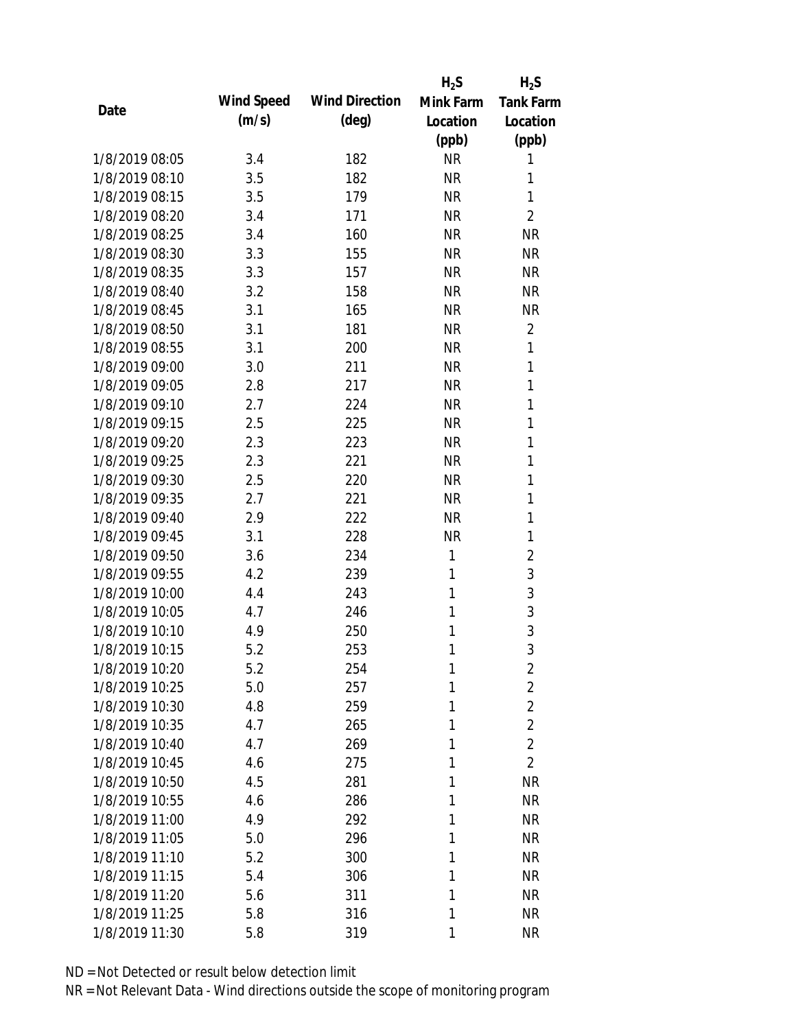| Date | Wind Speed (m/s) | Wind Direction (deg) | $H_2S$ Mink Farm Location (ppb) | $H_2S$ Tank Farm Location (ppb) |
|---|---|---|---|---|
| 1/8/2019 08:05 | 3.4 | 182 | NR | 1 |
| 1/8/2019 08:10 | 3.5 | 182 | NR | 1 |
| 1/8/2019 08:15 | 3.5 | 179 | NR | 1 |
| 1/8/2019 08:20 | 3.4 | 171 | NR | 2 |
| 1/8/2019 08:25 | 3.4 | 160 | NR | NR |
| 1/8/2019 08:30 | 3.3 | 155 | NR | NR |
| 1/8/2019 08:35 | 3.3 | 157 | NR | NR |
| 1/8/2019 08:40 | 3.2 | 158 | NR | NR |
| 1/8/2019 08:45 | 3.1 | 165 | NR | NR |
| 1/8/2019 08:50 | 3.1 | 181 | NR | 2 |
| 1/8/2019 08:55 | 3.1 | 200 | NR | 1 |
| 1/8/2019 09:00 | 3.0 | 211 | NR | 1 |
| 1/8/2019 09:05 | 2.8 | 217 | NR | 1 |
| 1/8/2019 09:10 | 2.7 | 224 | NR | 1 |
| 1/8/2019 09:15 | 2.5 | 225 | NR | 1 |
| 1/8/2019 09:20 | 2.3 | 223 | NR | 1 |
| 1/8/2019 09:25 | 2.3 | 221 | NR | 1 |
| 1/8/2019 09:30 | 2.5 | 220 | NR | 1 |
| 1/8/2019 09:35 | 2.7 | 221 | NR | 1 |
| 1/8/2019 09:40 | 2.9 | 222 | NR | 1 |
| 1/8/2019 09:45 | 3.1 | 228 | NR | 1 |
| 1/8/2019 09:50 | 3.6 | 234 | 1 | 2 |
| 1/8/2019 09:55 | 4.2 | 239 | 1 | 3 |
| 1/8/2019 10:00 | 4.4 | 243 | 1 | 3 |
| 1/8/2019 10:05 | 4.7 | 246 | 1 | 3 |
| 1/8/2019 10:10 | 4.9 | 250 | 1 | 3 |
| 1/8/2019 10:15 | 5.2 | 253 | 1 | 3 |
| 1/8/2019 10:20 | 5.2 | 254 | 1 | 2 |
| 1/8/2019 10:25 | 5.0 | 257 | 1 | 2 |
| 1/8/2019 10:30 | 4.8 | 259 | 1 | 2 |
| 1/8/2019 10:35 | 4.7 | 265 | 1 | 2 |
| 1/8/2019 10:40 | 4.7 | 269 | 1 | 2 |
| 1/8/2019 10:45 | 4.6 | 275 | 1 | 2 |
| 1/8/2019 10:50 | 4.5 | 281 | 1 | NR |
| 1/8/2019 10:55 | 4.6 | 286 | 1 | NR |
| 1/8/2019 11:00 | 4.9 | 292 | 1 | NR |
| 1/8/2019 11:05 | 5.0 | 296 | 1 | NR |
| 1/8/2019 11:10 | 5.2 | 300 | 1 | NR |
| 1/8/2019 11:15 | 5.4 | 306 | 1 | NR |
| 1/8/2019 11:20 | 5.6 | 311 | 1 | NR |
| 1/8/2019 11:25 | 5.8 | 316 | 1 | NR |
| 1/8/2019 11:30 | 5.8 | 319 | 1 | NR |

ND = Not Detected or result below detection limit

NR = Not Relevant Data - Wind directions outside the scope of monitoring program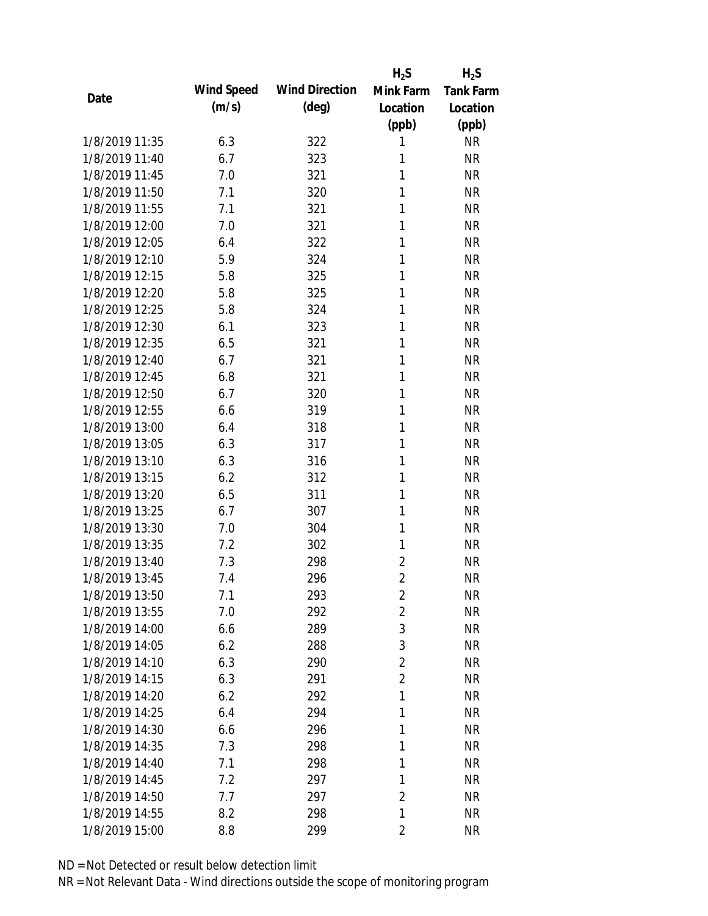| Date | Wind Speed (m/s) | Wind Direction (deg) | $H_2S$ Mink Farm Location (ppb) | $H_2S$ Tank Farm Location (ppb) |
|---|---|---|---|---|
| 1/8/2019 11:35 | 6.3 | 322 | 1 | NR |
| 1/8/2019 11:40 | 6.7 | 323 | 1 | NR |
| 1/8/2019 11:45 | 7.0 | 321 | 1 | NR |
| 1/8/2019 11:50 | 7.1 | 320 | 1 | NR |
| 1/8/2019 11:55 | 7.1 | 321 | 1 | NR |
| 1/8/2019 12:00 | 7.0 | 321 | 1 | NR |
| 1/8/2019 12:05 | 6.4 | 322 | 1 | NR |
| 1/8/2019 12:10 | 5.9 | 324 | 1 | NR |
| 1/8/2019 12:15 | 5.8 | 325 | 1 | NR |
| 1/8/2019 12:20 | 5.8 | 325 | 1 | NR |
| 1/8/2019 12:25 | 5.8 | 324 | 1 | NR |
| 1/8/2019 12:30 | 6.1 | 323 | 1 | NR |
| 1/8/2019 12:35 | 6.5 | 321 | 1 | NR |
| 1/8/2019 12:40 | 6.7 | 321 | 1 | NR |
| 1/8/2019 12:45 | 6.8 | 321 | 1 | NR |
| 1/8/2019 12:50 | 6.7 | 320 | 1 | NR |
| 1/8/2019 12:55 | 6.6 | 319 | 1 | NR |
| 1/8/2019 13:00 | 6.4 | 318 | 1 | NR |
| 1/8/2019 13:05 | 6.3 | 317 | 1 | NR |
| 1/8/2019 13:10 | 6.3 | 316 | 1 | NR |
| 1/8/2019 13:15 | 6.2 | 312 | 1 | NR |
| 1/8/2019 13:20 | 6.5 | 311 | 1 | NR |
| 1/8/2019 13:25 | 6.7 | 307 | 1 | NR |
| 1/8/2019 13:30 | 7.0 | 304 | 1 | NR |
| 1/8/2019 13:35 | 7.2 | 302 | 1 | NR |
| 1/8/2019 13:40 | 7.3 | 298 | 2 | NR |
| 1/8/2019 13:45 | 7.4 | 296 | 2 | NR |
| 1/8/2019 13:50 | 7.1 | 293 | 2 | NR |
| 1/8/2019 13:55 | 7.0 | 292 | 2 | NR |
| 1/8/2019 14:00 | 6.6 | 289 | 3 | NR |
| 1/8/2019 14:05 | 6.2 | 288 | 3 | NR |
| 1/8/2019 14:10 | 6.3 | 290 | 2 | NR |
| 1/8/2019 14:15 | 6.3 | 291 | 2 | NR |
| 1/8/2019 14:20 | 6.2 | 292 | 1 | NR |
| 1/8/2019 14:25 | 6.4 | 294 | 1 | NR |
| 1/8/2019 14:30 | 6.6 | 296 | 1 | NR |
| 1/8/2019 14:35 | 7.3 | 298 | 1 | NR |
| 1/8/2019 14:40 | 7.1 | 298 | 1 | NR |
| 1/8/2019 14:45 | 7.2 | 297 | 1 | NR |
| 1/8/2019 14:50 | 7.7 | 297 | 2 | NR |
| 1/8/2019 14:55 | 8.2 | 298 | 1 | NR |
| 1/8/2019 15:00 | 8.8 | 299 | 2 | NR |

ND = Not Detected or result below detection limit

NR = Not Relevant Data - Wind directions outside the scope of monitoring program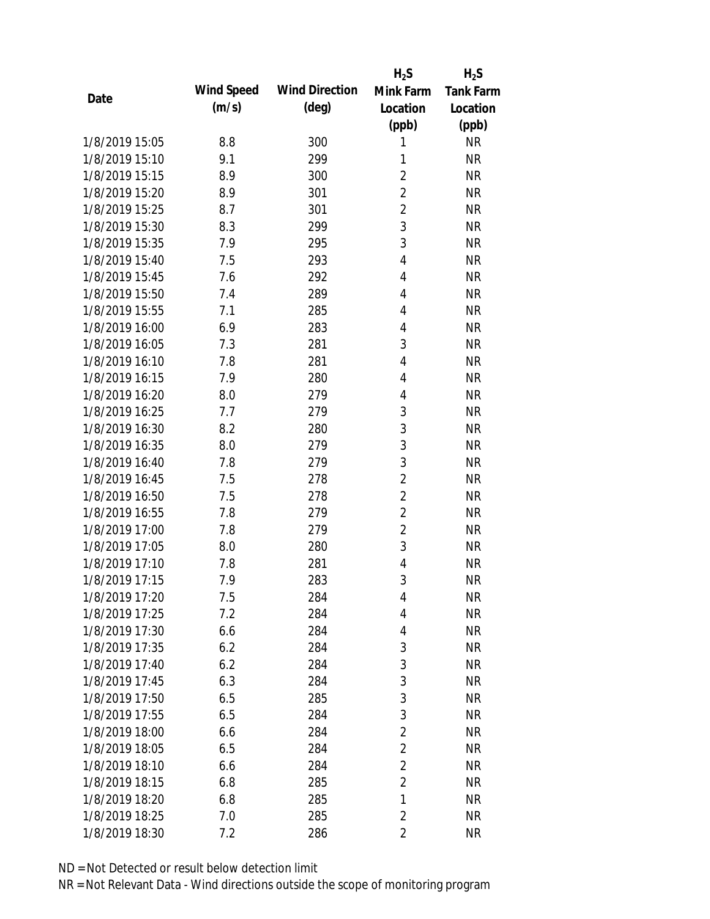| Date | Wind Speed (m/s) | Wind Direction (deg) | $H_2S$ Mink Farm Location (ppb) | $H_2S$ Tank Farm Location (ppb) |
|---|---|---|---|---|
| 1/8/2019 15:05 | 8.8 | 300 | 1 | NR |
| 1/8/2019 15:10 | 9.1 | 299 | 1 | NR |
| 1/8/2019 15:15 | 8.9 | 300 | 2 | NR |
| 1/8/2019 15:20 | 8.9 | 301 | 2 | NR |
| 1/8/2019 15:25 | 8.7 | 301 | 2 | NR |
| 1/8/2019 15:30 | 8.3 | 299 | 3 | NR |
| 1/8/2019 15:35 | 7.9 | 295 | 3 | NR |
| 1/8/2019 15:40 | 7.5 | 293 | 4 | NR |
| 1/8/2019 15:45 | 7.6 | 292 | 4 | NR |
| 1/8/2019 15:50 | 7.4 | 289 | 4 | NR |
| 1/8/2019 15:55 | 7.1 | 285 | 4 | NR |
| 1/8/2019 16:00 | 6.9 | 283 | 4 | NR |
| 1/8/2019 16:05 | 7.3 | 281 | 3 | NR |
| 1/8/2019 16:10 | 7.8 | 281 | 4 | NR |
| 1/8/2019 16:15 | 7.9 | 280 | 4 | NR |
| 1/8/2019 16:20 | 8.0 | 279 | 4 | NR |
| 1/8/2019 16:25 | 7.7 | 279 | 3 | NR |
| 1/8/2019 16:30 | 8.2 | 280 | 3 | NR |
| 1/8/2019 16:35 | 8.0 | 279 | 3 | NR |
| 1/8/2019 16:40 | 7.8 | 279 | 3 | NR |
| 1/8/2019 16:45 | 7.5 | 278 | 2 | NR |
| 1/8/2019 16:50 | 7.5 | 278 | 2 | NR |
| 1/8/2019 16:55 | 7.8 | 279 | 2 | NR |
| 1/8/2019 17:00 | 7.8 | 279 | 2 | NR |
| 1/8/2019 17:05 | 8.0 | 280 | 3 | NR |
| 1/8/2019 17:10 | 7.8 | 281 | 4 | NR |
| 1/8/2019 17:15 | 7.9 | 283 | 3 | NR |
| 1/8/2019 17:20 | 7.5 | 284 | 4 | NR |
| 1/8/2019 17:25 | 7.2 | 284 | 4 | NR |
| 1/8/2019 17:30 | 6.6 | 284 | 4 | NR |
| 1/8/2019 17:35 | 6.2 | 284 | 3 | NR |
| 1/8/2019 17:40 | 6.2 | 284 | 3 | NR |
| 1/8/2019 17:45 | 6.3 | 284 | 3 | NR |
| 1/8/2019 17:50 | 6.5 | 285 | 3 | NR |
| 1/8/2019 17:55 | 6.5 | 284 | 3 | NR |
| 1/8/2019 18:00 | 6.6 | 284 | 2 | NR |
| 1/8/2019 18:05 | 6.5 | 284 | 2 | NR |
| 1/8/2019 18:10 | 6.6 | 284 | 2 | NR |
| 1/8/2019 18:15 | 6.8 | 285 | 2 | NR |
| 1/8/2019 18:20 | 6.8 | 285 | 1 | NR |
| 1/8/2019 18:25 | 7.0 | 285 | 2 | NR |
| 1/8/2019 18:30 | 7.2 | 286 | 2 | NR |

ND = Not Detected or result below detection limit
NR = Not Relevant Data - Wind directions outside the scope of monitoring program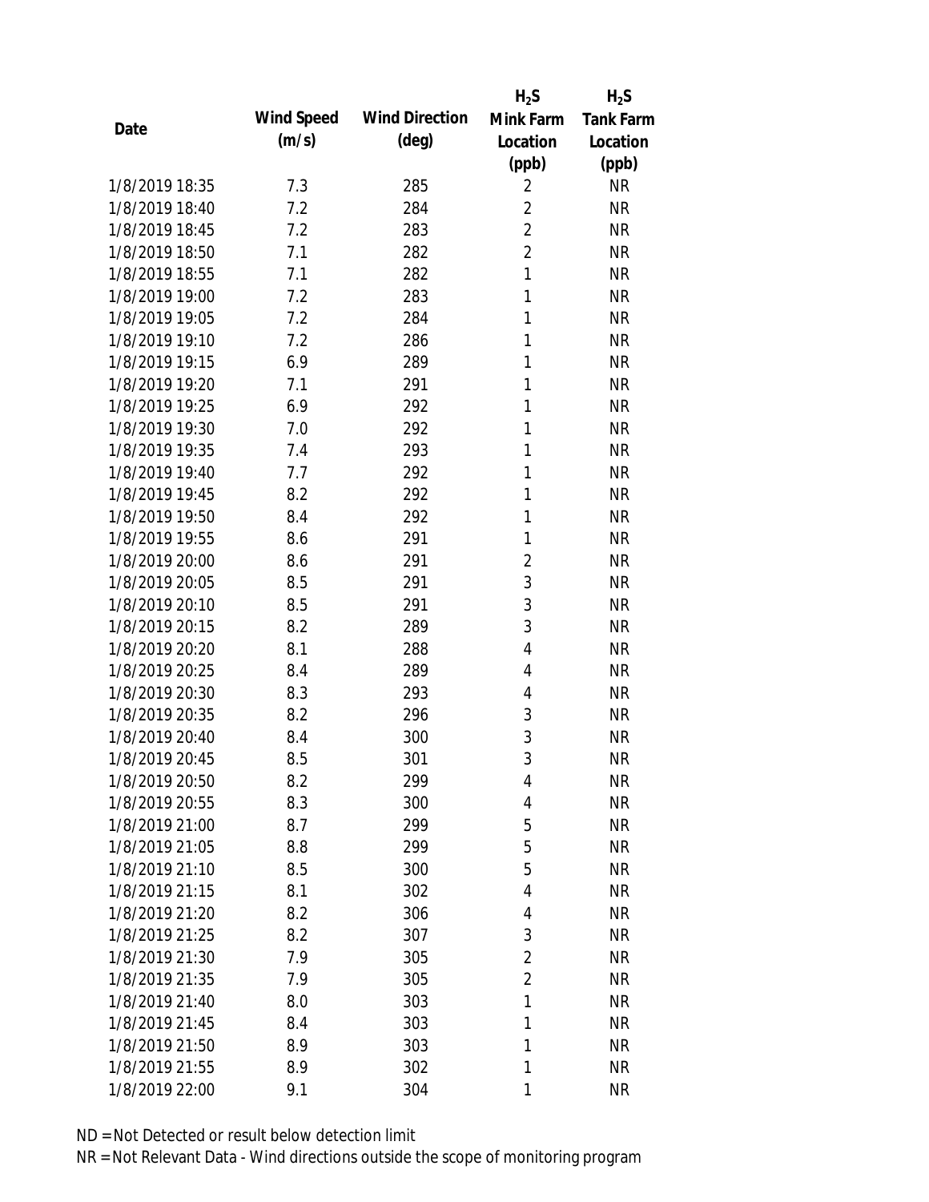| Date | Wind Speed (m/s) | Wind Direction (deg) | $H_2S$ Mink Farm Location (ppb) | $H_2S$ Tank Farm Location (ppb) |
|---|---|---|---|---|
| 1/8/2019 18:35 | 7.3 | 285 | 2 | NR |
| 1/8/2019 18:40 | 7.2 | 284 | 2 | NR |
| 1/8/2019 18:45 | 7.2 | 283 | 2 | NR |
| 1/8/2019 18:50 | 7.1 | 282 | 2 | NR |
| 1/8/2019 18:55 | 7.1 | 282 | 1 | NR |
| 1/8/2019 19:00 | 7.2 | 283 | 1 | NR |
| 1/8/2019 19:05 | 7.2 | 284 | 1 | NR |
| 1/8/2019 19:10 | 7.2 | 286 | 1 | NR |
| 1/8/2019 19:15 | 6.9 | 289 | 1 | NR |
| 1/8/2019 19:20 | 7.1 | 291 | 1 | NR |
| 1/8/2019 19:25 | 6.9 | 292 | 1 | NR |
| 1/8/2019 19:30 | 7.0 | 292 | 1 | NR |
| 1/8/2019 19:35 | 7.4 | 293 | 1 | NR |
| 1/8/2019 19:40 | 7.7 | 292 | 1 | NR |
| 1/8/2019 19:45 | 8.2 | 292 | 1 | NR |
| 1/8/2019 19:50 | 8.4 | 292 | 1 | NR |
| 1/8/2019 19:55 | 8.6 | 291 | 1 | NR |
| 1/8/2019 20:00 | 8.6 | 291 | 2 | NR |
| 1/8/2019 20:05 | 8.5 | 291 | 3 | NR |
| 1/8/2019 20:10 | 8.5 | 291 | 3 | NR |
| 1/8/2019 20:15 | 8.2 | 289 | 3 | NR |
| 1/8/2019 20:20 | 8.1 | 288 | 4 | NR |
| 1/8/2019 20:25 | 8.4 | 289 | 4 | NR |
| 1/8/2019 20:30 | 8.3 | 293 | 4 | NR |
| 1/8/2019 20:35 | 8.2 | 296 | 3 | NR |
| 1/8/2019 20:40 | 8.4 | 300 | 3 | NR |
| 1/8/2019 20:45 | 8.5 | 301 | 3 | NR |
| 1/8/2019 20:50 | 8.2 | 299 | 4 | NR |
| 1/8/2019 20:55 | 8.3 | 300 | 4 | NR |
| 1/8/2019 21:00 | 8.7 | 299 | 5 | NR |
| 1/8/2019 21:05 | 8.8 | 299 | 5 | NR |
| 1/8/2019 21:10 | 8.5 | 300 | 5 | NR |
| 1/8/2019 21:15 | 8.1 | 302 | 4 | NR |
| 1/8/2019 21:20 | 8.2 | 306 | 4 | NR |
| 1/8/2019 21:25 | 8.2 | 307 | 3 | NR |
| 1/8/2019 21:30 | 7.9 | 305 | 2 | NR |
| 1/8/2019 21:35 | 7.9 | 305 | 2 | NR |
| 1/8/2019 21:40 | 8.0 | 303 | 1 | NR |
| 1/8/2019 21:45 | 8.4 | 303 | 1 | NR |
| 1/8/2019 21:50 | 8.9 | 303 | 1 | NR |
| 1/8/2019 21:55 | 8.9 | 302 | 1 | NR |
| 1/8/2019 22:00 | 9.1 | 304 | 1 | NR |

ND = Not Detected or result below detection limit

NR = Not Relevant Data - Wind directions outside the scope of monitoring program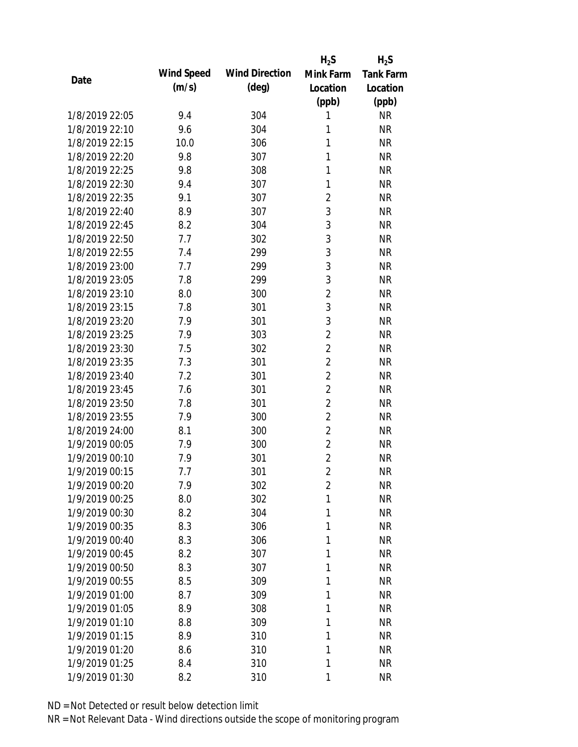| Date | Wind Speed (m/s) | Wind Direction (deg) | $H_2S$ Mink Farm Location (ppb) | $H_2S$ Tank Farm Location (ppb) |
|---|---|---|---|---|
| 1/8/2019 22:05 | 9.4 | 304 | 1 | NR |
| 1/8/2019 22:10 | 9.6 | 304 | 1 | NR |
| 1/8/2019 22:15 | 10.0 | 306 | 1 | NR |
| 1/8/2019 22:20 | 9.8 | 307 | 1 | NR |
| 1/8/2019 22:25 | 9.8 | 308 | 1 | NR |
| 1/8/2019 22:30 | 9.4 | 307 | 1 | NR |
| 1/8/2019 22:35 | 9.1 | 307 | 2 | NR |
| 1/8/2019 22:40 | 8.9 | 307 | 3 | NR |
| 1/8/2019 22:45 | 8.2 | 304 | 3 | NR |
| 1/8/2019 22:50 | 7.7 | 302 | 3 | NR |
| 1/8/2019 22:55 | 7.4 | 299 | 3 | NR |
| 1/8/2019 23:00 | 7.7 | 299 | 3 | NR |
| 1/8/2019 23:05 | 7.8 | 299 | 3 | NR |
| 1/8/2019 23:10 | 8.0 | 300 | 2 | NR |
| 1/8/2019 23:15 | 7.8 | 301 | 3 | NR |
| 1/8/2019 23:20 | 7.9 | 301 | 3 | NR |
| 1/8/2019 23:25 | 7.9 | 303 | 2 | NR |
| 1/8/2019 23:30 | 7.5 | 302 | 2 | NR |
| 1/8/2019 23:35 | 7.3 | 301 | 2 | NR |
| 1/8/2019 23:40 | 7.2 | 301 | 2 | NR |
| 1/8/2019 23:45 | 7.6 | 301 | 2 | NR |
| 1/8/2019 23:50 | 7.8 | 301 | 2 | NR |
| 1/8/2019 23:55 | 7.9 | 300 | 2 | NR |
| 1/8/2019 24:00 | 8.1 | 300 | 2 | NR |
| 1/9/2019 00:05 | 7.9 | 300 | 2 | NR |
| 1/9/2019 00:10 | 7.9 | 301 | 2 | NR |
| 1/9/2019 00:15 | 7.7 | 301 | 2 | NR |
| 1/9/2019 00:20 | 7.9 | 302 | 2 | NR |
| 1/9/2019 00:25 | 8.0 | 302 | 1 | NR |
| 1/9/2019 00:30 | 8.2 | 304 | 1 | NR |
| 1/9/2019 00:35 | 8.3 | 306 | 1 | NR |
| 1/9/2019 00:40 | 8.3 | 306 | 1 | NR |
| 1/9/2019 00:45 | 8.2 | 307 | 1 | NR |
| 1/9/2019 00:50 | 8.3 | 307 | 1 | NR |
| 1/9/2019 00:55 | 8.5 | 309 | 1 | NR |
| 1/9/2019 01:00 | 8.7 | 309 | 1 | NR |
| 1/9/2019 01:05 | 8.9 | 308 | 1 | NR |
| 1/9/2019 01:10 | 8.8 | 309 | 1 | NR |
| 1/9/2019 01:15 | 8.9 | 310 | 1 | NR |
| 1/9/2019 01:20 | 8.6 | 310 | 1 | NR |
| 1/9/2019 01:25 | 8.4 | 310 | 1 | NR |
| 1/9/2019 01:30 | 8.2 | 310 | 1 | NR |

ND = Not Detected or result below detection limit

NR = Not Relevant Data - Wind directions outside the scope of monitoring program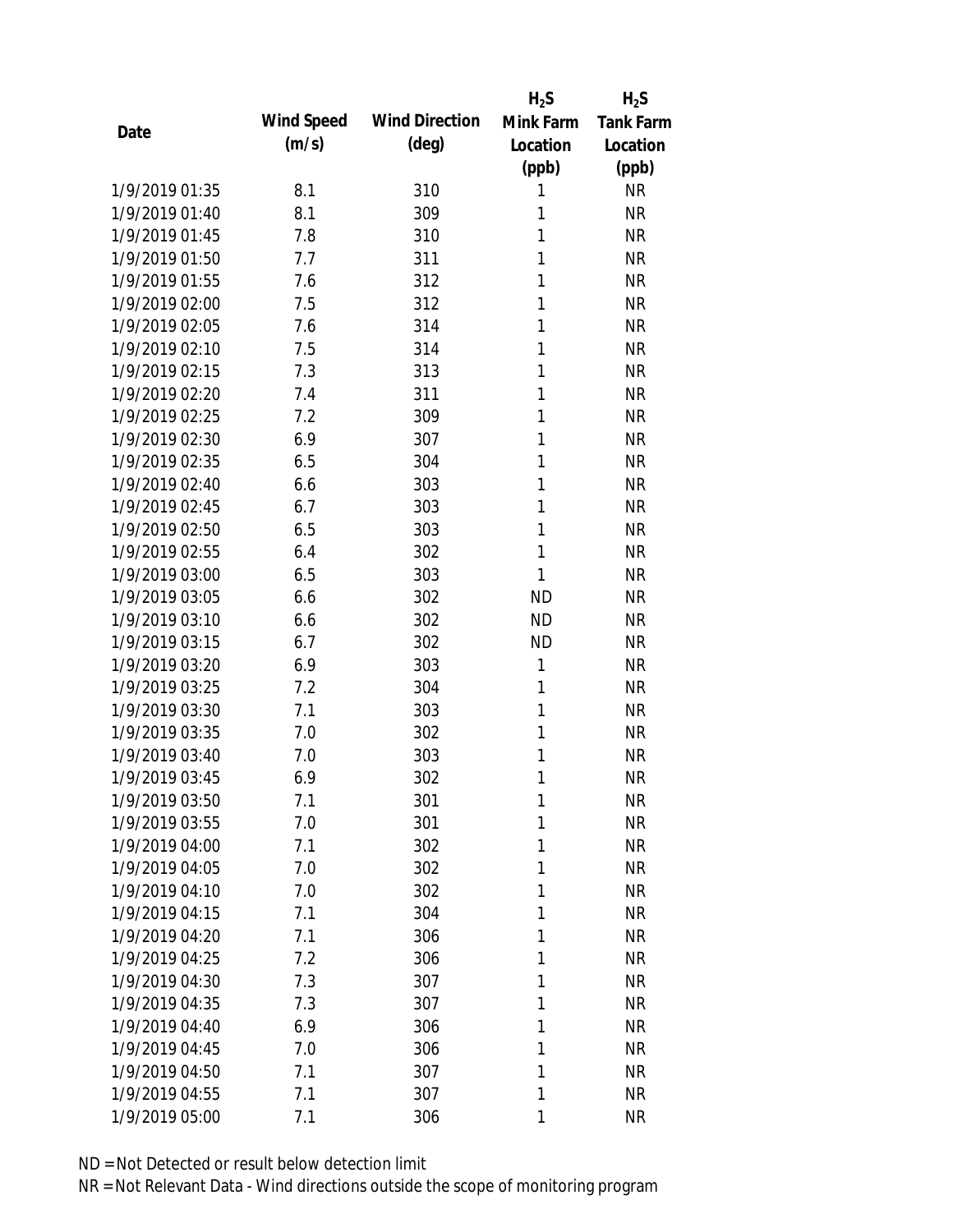| Date | Wind Speed (m/s) | Wind Direction (deg) | $H_2S$ Mink Farm Location (ppb) | $H_2S$ Tank Farm Location (ppb) |
|---|---|---|---|---|
| 1/9/2019 01:35 | 8.1 | 310 | 1 | NR |
| 1/9/2019 01:40 | 8.1 | 309 | 1 | NR |
| 1/9/2019 01:45 | 7.8 | 310 | 1 | NR |
| 1/9/2019 01:50 | 7.7 | 311 | 1 | NR |
| 1/9/2019 01:55 | 7.6 | 312 | 1 | NR |
| 1/9/2019 02:00 | 7.5 | 312 | 1 | NR |
| 1/9/2019 02:05 | 7.6 | 314 | 1 | NR |
| 1/9/2019 02:10 | 7.5 | 314 | 1 | NR |
| 1/9/2019 02:15 | 7.3 | 313 | 1 | NR |
| 1/9/2019 02:20 | 7.4 | 311 | 1 | NR |
| 1/9/2019 02:25 | 7.2 | 309 | 1 | NR |
| 1/9/2019 02:30 | 6.9 | 307 | 1 | NR |
| 1/9/2019 02:35 | 6.5 | 304 | 1 | NR |
| 1/9/2019 02:40 | 6.6 | 303 | 1 | NR |
| 1/9/2019 02:45 | 6.7 | 303 | 1 | NR |
| 1/9/2019 02:50 | 6.5 | 303 | 1 | NR |
| 1/9/2019 02:55 | 6.4 | 302 | 1 | NR |
| 1/9/2019 03:00 | 6.5 | 303 | 1 | NR |
| 1/9/2019 03:05 | 6.6 | 302 | ND | NR |
| 1/9/2019 03:10 | 6.6 | 302 | ND | NR |
| 1/9/2019 03:15 | 6.7 | 302 | ND | NR |
| 1/9/2019 03:20 | 6.9 | 303 | 1 | NR |
| 1/9/2019 03:25 | 7.2 | 304 | 1 | NR |
| 1/9/2019 03:30 | 7.1 | 303 | 1 | NR |
| 1/9/2019 03:35 | 7.0 | 302 | 1 | NR |
| 1/9/2019 03:40 | 7.0 | 303 | 1 | NR |
| 1/9/2019 03:45 | 6.9 | 302 | 1 | NR |
| 1/9/2019 03:50 | 7.1 | 301 | 1 | NR |
| 1/9/2019 03:55 | 7.0 | 301 | 1 | NR |
| 1/9/2019 04:00 | 7.1 | 302 | 1 | NR |
| 1/9/2019 04:05 | 7.0 | 302 | 1 | NR |
| 1/9/2019 04:10 | 7.0 | 302 | 1 | NR |
| 1/9/2019 04:15 | 7.1 | 304 | 1 | NR |
| 1/9/2019 04:20 | 7.1 | 306 | 1 | NR |
| 1/9/2019 04:25 | 7.2 | 306 | 1 | NR |
| 1/9/2019 04:30 | 7.3 | 307 | 1 | NR |
| 1/9/2019 04:35 | 7.3 | 307 | 1 | NR |
| 1/9/2019 04:40 | 6.9 | 306 | 1 | NR |
| 1/9/2019 04:45 | 7.0 | 306 | 1 | NR |
| 1/9/2019 04:50 | 7.1 | 307 | 1 | NR |
| 1/9/2019 04:55 | 7.1 | 307 | 1 | NR |
| 1/9/2019 05:00 | 7.1 | 306 | 1 | NR |

ND = Not Detected or result below detection limit

NR = Not Relevant Data - Wind directions outside the scope of monitoring program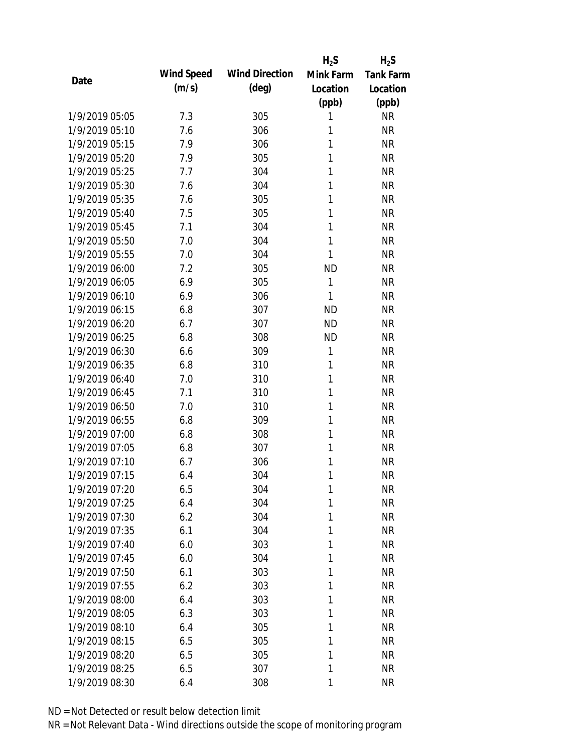| Date | Wind Speed (m/s) | Wind Direction (deg) | $H_2S$ Mink Farm Location (ppb) | $H_2S$ Tank Farm Location (ppb) |
|---|---|---|---|---|
| 1/9/2019 05:05 | 7.3 | 305 | 1 | NR |
| 1/9/2019 05:10 | 7.6 | 306 | 1 | NR |
| 1/9/2019 05:15 | 7.9 | 306 | 1 | NR |
| 1/9/2019 05:20 | 7.9 | 305 | 1 | NR |
| 1/9/2019 05:25 | 7.7 | 304 | 1 | NR |
| 1/9/2019 05:30 | 7.6 | 304 | 1 | NR |
| 1/9/2019 05:35 | 7.6 | 305 | 1 | NR |
| 1/9/2019 05:40 | 7.5 | 305 | 1 | NR |
| 1/9/2019 05:45 | 7.1 | 304 | 1 | NR |
| 1/9/2019 05:50 | 7.0 | 304 | 1 | NR |
| 1/9/2019 05:55 | 7.0 | 304 | 1 | NR |
| 1/9/2019 06:00 | 7.2 | 305 | ND | NR |
| 1/9/2019 06:05 | 6.9 | 305 | 1 | NR |
| 1/9/2019 06:10 | 6.9 | 306 | 1 | NR |
| 1/9/2019 06:15 | 6.8 | 307 | ND | NR |
| 1/9/2019 06:20 | 6.7 | 307 | ND | NR |
| 1/9/2019 06:25 | 6.8 | 308 | ND | NR |
| 1/9/2019 06:30 | 6.6 | 309 | 1 | NR |
| 1/9/2019 06:35 | 6.8 | 310 | 1 | NR |
| 1/9/2019 06:40 | 7.0 | 310 | 1 | NR |
| 1/9/2019 06:45 | 7.1 | 310 | 1 | NR |
| 1/9/2019 06:50 | 7.0 | 310 | 1 | NR |
| 1/9/2019 06:55 | 6.8 | 309 | 1 | NR |
| 1/9/2019 07:00 | 6.8 | 308 | 1 | NR |
| 1/9/2019 07:05 | 6.8 | 307 | 1 | NR |
| 1/9/2019 07:10 | 6.7 | 306 | 1 | NR |
| 1/9/2019 07:15 | 6.4 | 304 | 1 | NR |
| 1/9/2019 07:20 | 6.5 | 304 | 1 | NR |
| 1/9/2019 07:25 | 6.4 | 304 | 1 | NR |
| 1/9/2019 07:30 | 6.2 | 304 | 1 | NR |
| 1/9/2019 07:35 | 6.1 | 304 | 1 | NR |
| 1/9/2019 07:40 | 6.0 | 303 | 1 | NR |
| 1/9/2019 07:45 | 6.0 | 304 | 1 | NR |
| 1/9/2019 07:50 | 6.1 | 303 | 1 | NR |
| 1/9/2019 07:55 | 6.2 | 303 | 1 | NR |
| 1/9/2019 08:00 | 6.4 | 303 | 1 | NR |
| 1/9/2019 08:05 | 6.3 | 303 | 1 | NR |
| 1/9/2019 08:10 | 6.4 | 305 | 1 | NR |
| 1/9/2019 08:15 | 6.5 | 305 | 1 | NR |
| 1/9/2019 08:20 | 6.5 | 305 | 1 | NR |
| 1/9/2019 08:25 | 6.5 | 307 | 1 | NR |
| 1/9/2019 08:30 | 6.4 | 308 | 1 | NR |

ND = Not Detected or result below detection limit

NR = Not Relevant Data - Wind directions outside the scope of monitoring program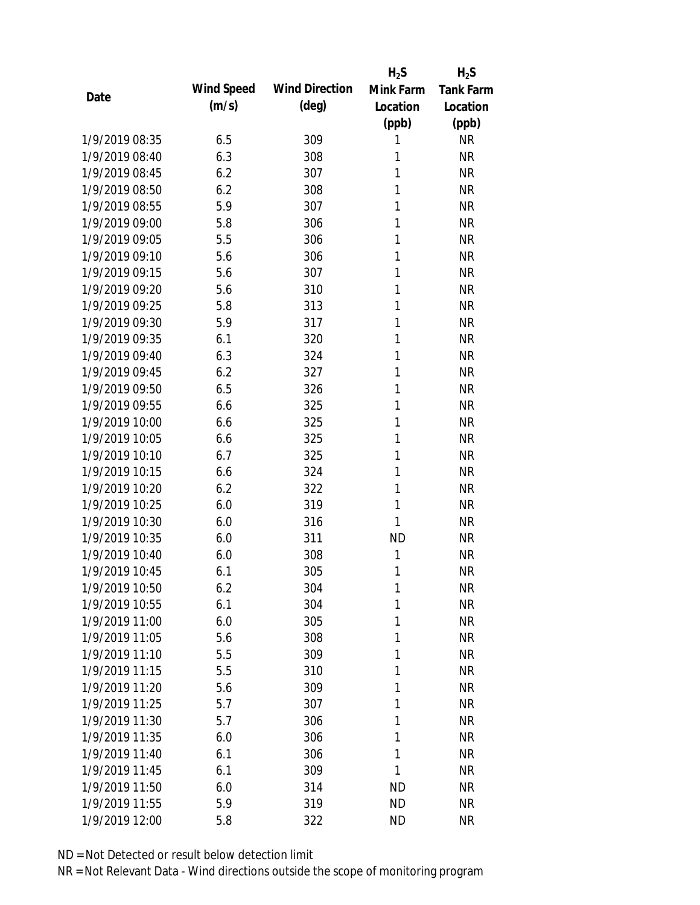| Date | Wind Speed (m/s) | Wind Direction (deg) | $H_2S$ Mink Farm Location (ppb) | $H_2S$ Tank Farm Location (ppb) |
|---|---|---|---|---|
| 1/9/2019 08:35 | 6.5 | 309 | 1 | NR |
| 1/9/2019 08:40 | 6.3 | 308 | 1 | NR |
| 1/9/2019 08:45 | 6.2 | 307 | 1 | NR |
| 1/9/2019 08:50 | 6.2 | 308 | 1 | NR |
| 1/9/2019 08:55 | 5.9 | 307 | 1 | NR |
| 1/9/2019 09:00 | 5.8 | 306 | 1 | NR |
| 1/9/2019 09:05 | 5.5 | 306 | 1 | NR |
| 1/9/2019 09:10 | 5.6 | 306 | 1 | NR |
| 1/9/2019 09:15 | 5.6 | 307 | 1 | NR |
| 1/9/2019 09:20 | 5.6 | 310 | 1 | NR |
| 1/9/2019 09:25 | 5.8 | 313 | 1 | NR |
| 1/9/2019 09:30 | 5.9 | 317 | 1 | NR |
| 1/9/2019 09:35 | 6.1 | 320 | 1 | NR |
| 1/9/2019 09:40 | 6.3 | 324 | 1 | NR |
| 1/9/2019 09:45 | 6.2 | 327 | 1 | NR |
| 1/9/2019 09:50 | 6.5 | 326 | 1 | NR |
| 1/9/2019 09:55 | 6.6 | 325 | 1 | NR |
| 1/9/2019 10:00 | 6.6 | 325 | 1 | NR |
| 1/9/2019 10:05 | 6.6 | 325 | 1 | NR |
| 1/9/2019 10:10 | 6.7 | 325 | 1 | NR |
| 1/9/2019 10:15 | 6.6 | 324 | 1 | NR |
| 1/9/2019 10:20 | 6.2 | 322 | 1 | NR |
| 1/9/2019 10:25 | 6.0 | 319 | 1 | NR |
| 1/9/2019 10:30 | 6.0 | 316 | 1 | NR |
| 1/9/2019 10:35 | 6.0 | 311 | ND | NR |
| 1/9/2019 10:40 | 6.0 | 308 | 1 | NR |
| 1/9/2019 10:45 | 6.1 | 305 | 1 | NR |
| 1/9/2019 10:50 | 6.2 | 304 | 1 | NR |
| 1/9/2019 10:55 | 6.1 | 304 | 1 | NR |
| 1/9/2019 11:00 | 6.0 | 305 | 1 | NR |
| 1/9/2019 11:05 | 5.6 | 308 | 1 | NR |
| 1/9/2019 11:10 | 5.5 | 309 | 1 | NR |
| 1/9/2019 11:15 | 5.5 | 310 | 1 | NR |
| 1/9/2019 11:20 | 5.6 | 309 | 1 | NR |
| 1/9/2019 11:25 | 5.7 | 307 | 1 | NR |
| 1/9/2019 11:30 | 5.7 | 306 | 1 | NR |
| 1/9/2019 11:35 | 6.0 | 306 | 1 | NR |
| 1/9/2019 11:40 | 6.1 | 306 | 1 | NR |
| 1/9/2019 11:45 | 6.1 | 309 | 1 | NR |
| 1/9/2019 11:50 | 6.0 | 314 | ND | NR |
| 1/9/2019 11:55 | 5.9 | 319 | ND | NR |
| 1/9/2019 12:00 | 5.8 | 322 | ND | NR |

ND = Not Detected or result below detection limit

NR = Not Relevant Data - Wind directions outside the scope of monitoring program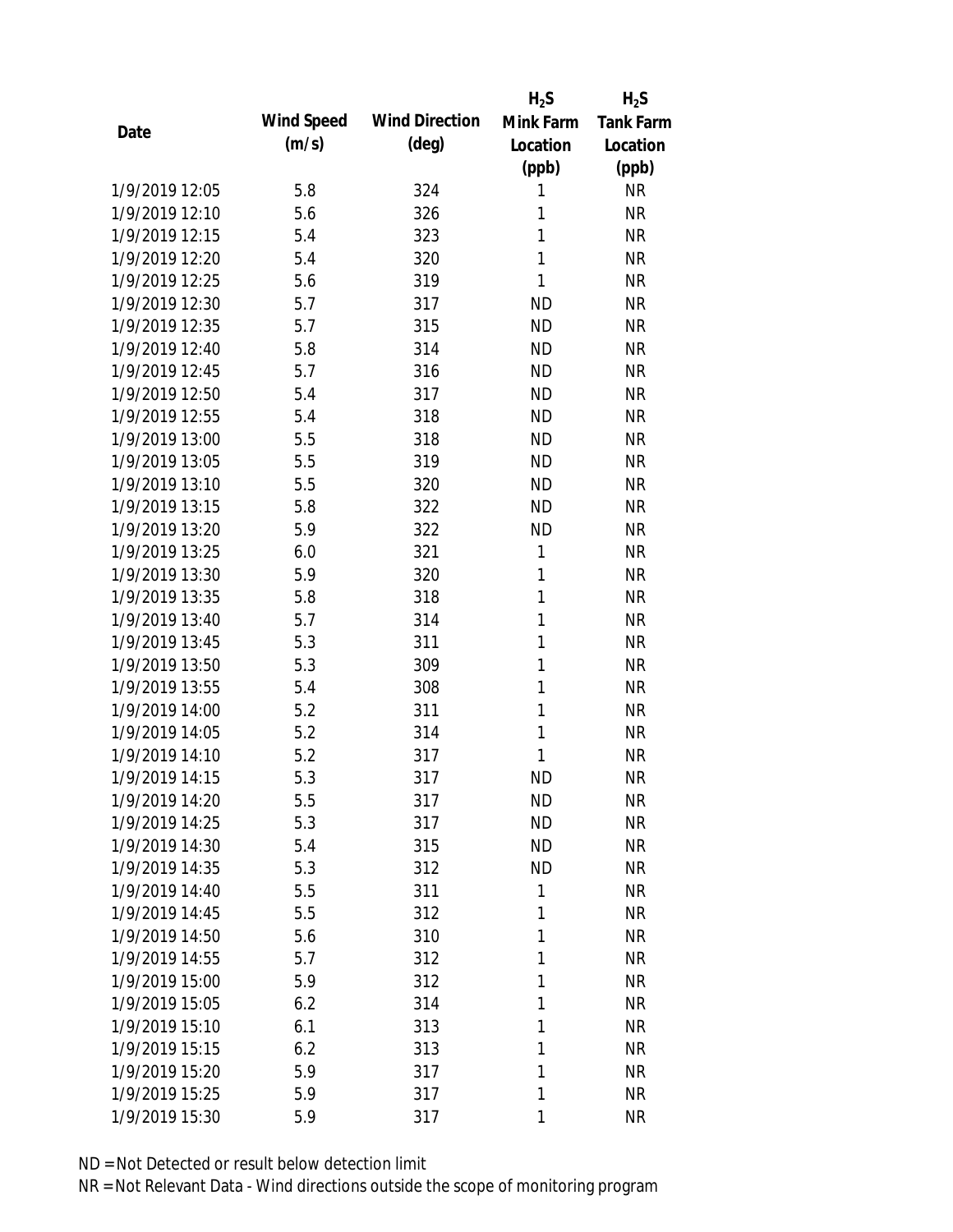| Date | Wind Speed (m/s) | Wind Direction (deg) | $H_2S$ Mink Farm Location (ppb) | $H_2S$ Tank Farm Location (ppb) |
|---|---|---|---|---|
| 1/9/2019 12:05 | 5.8 | 324 | 1 | NR |
| 1/9/2019 12:10 | 5.6 | 326 | 1 | NR |
| 1/9/2019 12:15 | 5.4 | 323 | 1 | NR |
| 1/9/2019 12:20 | 5.4 | 320 | 1 | NR |
| 1/9/2019 12:25 | 5.6 | 319 | 1 | NR |
| 1/9/2019 12:30 | 5.7 | 317 | ND | NR |
| 1/9/2019 12:35 | 5.7 | 315 | ND | NR |
| 1/9/2019 12:40 | 5.8 | 314 | ND | NR |
| 1/9/2019 12:45 | 5.7 | 316 | ND | NR |
| 1/9/2019 12:50 | 5.4 | 317 | ND | NR |
| 1/9/2019 12:55 | 5.4 | 318 | ND | NR |
| 1/9/2019 13:00 | 5.5 | 318 | ND | NR |
| 1/9/2019 13:05 | 5.5 | 319 | ND | NR |
| 1/9/2019 13:10 | 5.5 | 320 | ND | NR |
| 1/9/2019 13:15 | 5.8 | 322 | ND | NR |
| 1/9/2019 13:20 | 5.9 | 322 | ND | NR |
| 1/9/2019 13:25 | 6.0 | 321 | 1 | NR |
| 1/9/2019 13:30 | 5.9 | 320 | 1 | NR |
| 1/9/2019 13:35 | 5.8 | 318 | 1 | NR |
| 1/9/2019 13:40 | 5.7 | 314 | 1 | NR |
| 1/9/2019 13:45 | 5.3 | 311 | 1 | NR |
| 1/9/2019 13:50 | 5.3 | 309 | 1 | NR |
| 1/9/2019 13:55 | 5.4 | 308 | 1 | NR |
| 1/9/2019 14:00 | 5.2 | 311 | 1 | NR |
| 1/9/2019 14:05 | 5.2 | 314 | 1 | NR |
| 1/9/2019 14:10 | 5.2 | 317 | 1 | NR |
| 1/9/2019 14:15 | 5.3 | 317 | ND | NR |
| 1/9/2019 14:20 | 5.5 | 317 | ND | NR |
| 1/9/2019 14:25 | 5.3 | 317 | ND | NR |
| 1/9/2019 14:30 | 5.4 | 315 | ND | NR |
| 1/9/2019 14:35 | 5.3 | 312 | ND | NR |
| 1/9/2019 14:40 | 5.5 | 311 | 1 | NR |
| 1/9/2019 14:45 | 5.5 | 312 | 1 | NR |
| 1/9/2019 14:50 | 5.6 | 310 | 1 | NR |
| 1/9/2019 14:55 | 5.7 | 312 | 1 | NR |
| 1/9/2019 15:00 | 5.9 | 312 | 1 | NR |
| 1/9/2019 15:05 | 6.2 | 314 | 1 | NR |
| 1/9/2019 15:10 | 6.1 | 313 | 1 | NR |
| 1/9/2019 15:15 | 6.2 | 313 | 1 | NR |
| 1/9/2019 15:20 | 5.9 | 317 | 1 | NR |
| 1/9/2019 15:25 | 5.9 | 317 | 1 | NR |
| 1/9/2019 15:30 | 5.9 | 317 | 1 | NR |

ND = Not Detected or result below detection limit

NR = Not Relevant Data - Wind directions outside the scope of monitoring program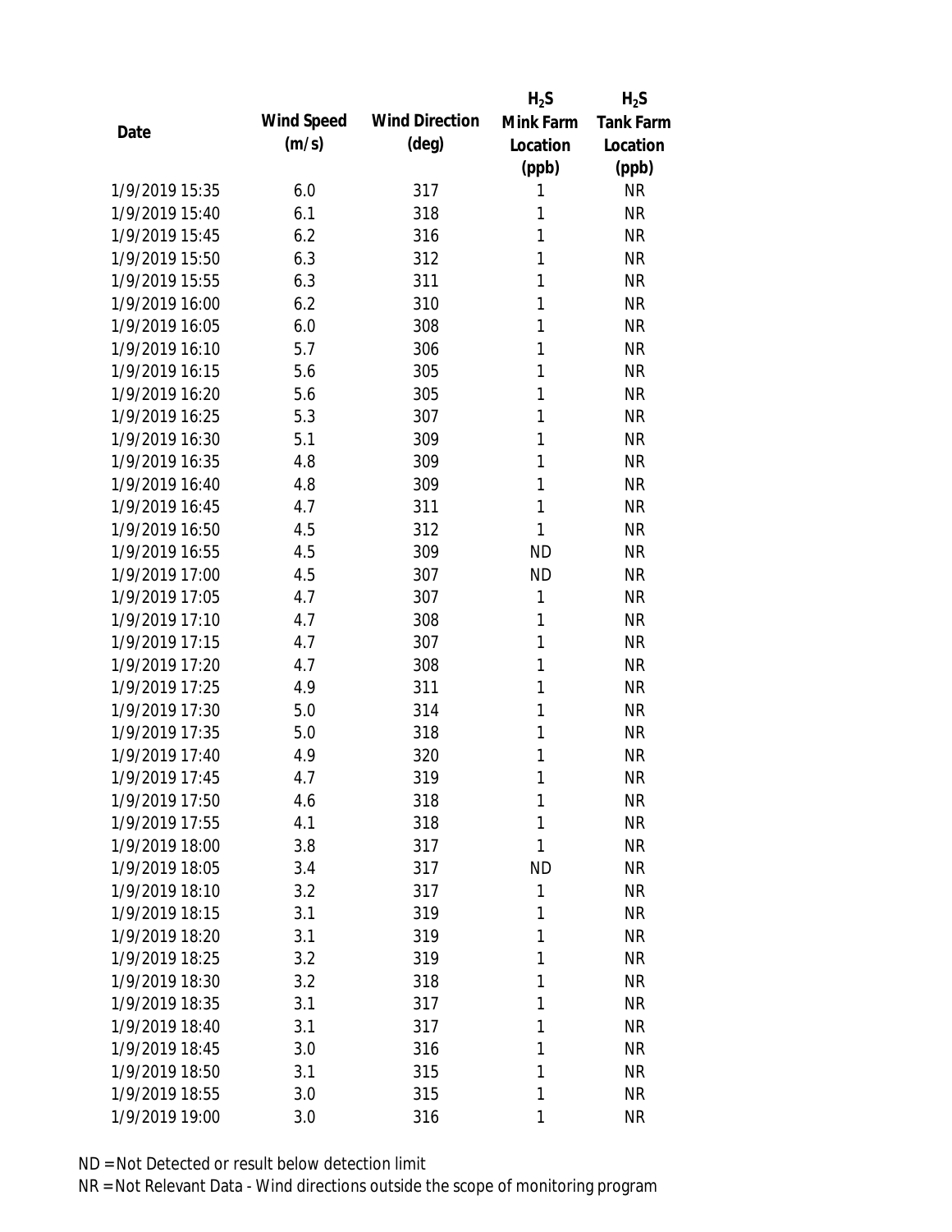| Date | Wind Speed (m/s) | Wind Direction (deg) | $H_2S$ Mink Farm Location (ppb) | $H_2S$ Tank Farm Location (ppb) |
|---|---|---|---|---|
| 1/9/2019 15:35 | 6.0 | 317 | 1 | NR |
| 1/9/2019 15:40 | 6.1 | 318 | 1 | NR |
| 1/9/2019 15:45 | 6.2 | 316 | 1 | NR |
| 1/9/2019 15:50 | 6.3 | 312 | 1 | NR |
| 1/9/2019 15:55 | 6.3 | 311 | 1 | NR |
| 1/9/2019 16:00 | 6.2 | 310 | 1 | NR |
| 1/9/2019 16:05 | 6.0 | 308 | 1 | NR |
| 1/9/2019 16:10 | 5.7 | 306 | 1 | NR |
| 1/9/2019 16:15 | 5.6 | 305 | 1 | NR |
| 1/9/2019 16:20 | 5.6 | 305 | 1 | NR |
| 1/9/2019 16:25 | 5.3 | 307 | 1 | NR |
| 1/9/2019 16:30 | 5.1 | 309 | 1 | NR |
| 1/9/2019 16:35 | 4.8 | 309 | 1 | NR |
| 1/9/2019 16:40 | 4.8 | 309 | 1 | NR |
| 1/9/2019 16:45 | 4.7 | 311 | 1 | NR |
| 1/9/2019 16:50 | 4.5 | 312 | 1 | NR |
| 1/9/2019 16:55 | 4.5 | 309 | ND | NR |
| 1/9/2019 17:00 | 4.5 | 307 | ND | NR |
| 1/9/2019 17:05 | 4.7 | 307 | 1 | NR |
| 1/9/2019 17:10 | 4.7 | 308 | 1 | NR |
| 1/9/2019 17:15 | 4.7 | 307 | 1 | NR |
| 1/9/2019 17:20 | 4.7 | 308 | 1 | NR |
| 1/9/2019 17:25 | 4.9 | 311 | 1 | NR |
| 1/9/2019 17:30 | 5.0 | 314 | 1 | NR |
| 1/9/2019 17:35 | 5.0 | 318 | 1 | NR |
| 1/9/2019 17:40 | 4.9 | 320 | 1 | NR |
| 1/9/2019 17:45 | 4.7 | 319 | 1 | NR |
| 1/9/2019 17:50 | 4.6 | 318 | 1 | NR |
| 1/9/2019 17:55 | 4.1 | 318 | 1 | NR |
| 1/9/2019 18:00 | 3.8 | 317 | 1 | NR |
| 1/9/2019 18:05 | 3.4 | 317 | ND | NR |
| 1/9/2019 18:10 | 3.2 | 317 | 1 | NR |
| 1/9/2019 18:15 | 3.1 | 319 | 1 | NR |
| 1/9/2019 18:20 | 3.1 | 319 | 1 | NR |
| 1/9/2019 18:25 | 3.2 | 319 | 1 | NR |
| 1/9/2019 18:30 | 3.2 | 318 | 1 | NR |
| 1/9/2019 18:35 | 3.1 | 317 | 1 | NR |
| 1/9/2019 18:40 | 3.1 | 317 | 1 | NR |
| 1/9/2019 18:45 | 3.0 | 316 | 1 | NR |
| 1/9/2019 18:50 | 3.1 | 315 | 1 | NR |
| 1/9/2019 18:55 | 3.0 | 315 | 1 | NR |
| 1/9/2019 19:00 | 3.0 | 316 | 1 | NR |

ND = Not Detected or result below detection limit

NR = Not Relevant Data - Wind directions outside the scope of monitoring program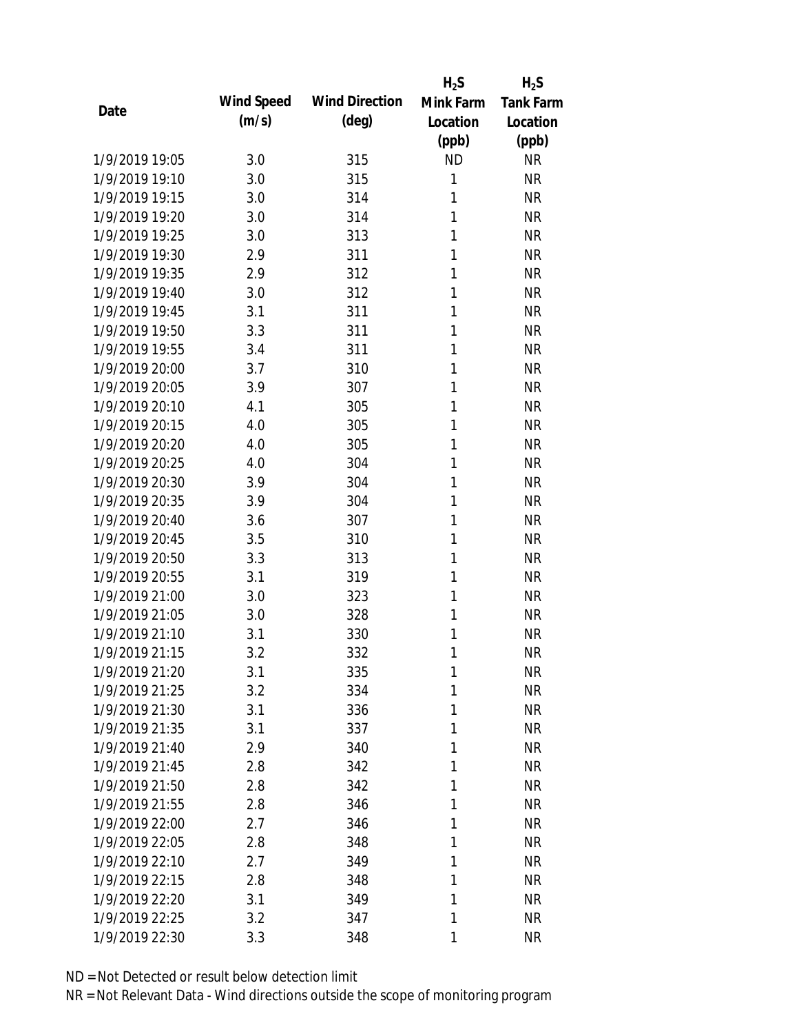| Date | Wind Speed (m/s) | Wind Direction (deg) | $H_2S$ Mink Farm Location (ppb) | $H_2S$ Tank Farm Location (ppb) |
|---|---|---|---|---|
| 1/9/2019 19:05 | 3.0 | 315 | ND | NR |
| 1/9/2019 19:10 | 3.0 | 315 | 1 | NR |
| 1/9/2019 19:15 | 3.0 | 314 | 1 | NR |
| 1/9/2019 19:20 | 3.0 | 314 | 1 | NR |
| 1/9/2019 19:25 | 3.0 | 313 | 1 | NR |
| 1/9/2019 19:30 | 2.9 | 311 | 1 | NR |
| 1/9/2019 19:35 | 2.9 | 312 | 1 | NR |
| 1/9/2019 19:40 | 3.0 | 312 | 1 | NR |
| 1/9/2019 19:45 | 3.1 | 311 | 1 | NR |
| 1/9/2019 19:50 | 3.3 | 311 | 1 | NR |
| 1/9/2019 19:55 | 3.4 | 311 | 1 | NR |
| 1/9/2019 20:00 | 3.7 | 310 | 1 | NR |
| 1/9/2019 20:05 | 3.9 | 307 | 1 | NR |
| 1/9/2019 20:10 | 4.1 | 305 | 1 | NR |
| 1/9/2019 20:15 | 4.0 | 305 | 1 | NR |
| 1/9/2019 20:20 | 4.0 | 305 | 1 | NR |
| 1/9/2019 20:25 | 4.0 | 304 | 1 | NR |
| 1/9/2019 20:30 | 3.9 | 304 | 1 | NR |
| 1/9/2019 20:35 | 3.9 | 304 | 1 | NR |
| 1/9/2019 20:40 | 3.6 | 307 | 1 | NR |
| 1/9/2019 20:45 | 3.5 | 310 | 1 | NR |
| 1/9/2019 20:50 | 3.3 | 313 | 1 | NR |
| 1/9/2019 20:55 | 3.1 | 319 | 1 | NR |
| 1/9/2019 21:00 | 3.0 | 323 | 1 | NR |
| 1/9/2019 21:05 | 3.0 | 328 | 1 | NR |
| 1/9/2019 21:10 | 3.1 | 330 | 1 | NR |
| 1/9/2019 21:15 | 3.2 | 332 | 1 | NR |
| 1/9/2019 21:20 | 3.1 | 335 | 1 | NR |
| 1/9/2019 21:25 | 3.2 | 334 | 1 | NR |
| 1/9/2019 21:30 | 3.1 | 336 | 1 | NR |
| 1/9/2019 21:35 | 3.1 | 337 | 1 | NR |
| 1/9/2019 21:40 | 2.9 | 340 | 1 | NR |
| 1/9/2019 21:45 | 2.8 | 342 | 1 | NR |
| 1/9/2019 21:50 | 2.8 | 342 | 1 | NR |
| 1/9/2019 21:55 | 2.8 | 346 | 1 | NR |
| 1/9/2019 22:00 | 2.7 | 346 | 1 | NR |
| 1/9/2019 22:05 | 2.8 | 348 | 1 | NR |
| 1/9/2019 22:10 | 2.7 | 349 | 1 | NR |
| 1/9/2019 22:15 | 2.8 | 348 | 1 | NR |
| 1/9/2019 22:20 | 3.1 | 349 | 1 | NR |
| 1/9/2019 22:25 | 3.2 | 347 | 1 | NR |
| 1/9/2019 22:30 | 3.3 | 348 | 1 | NR |

ND = Not Detected or result below detection limit

NR = Not Relevant Data - Wind directions outside the scope of monitoring program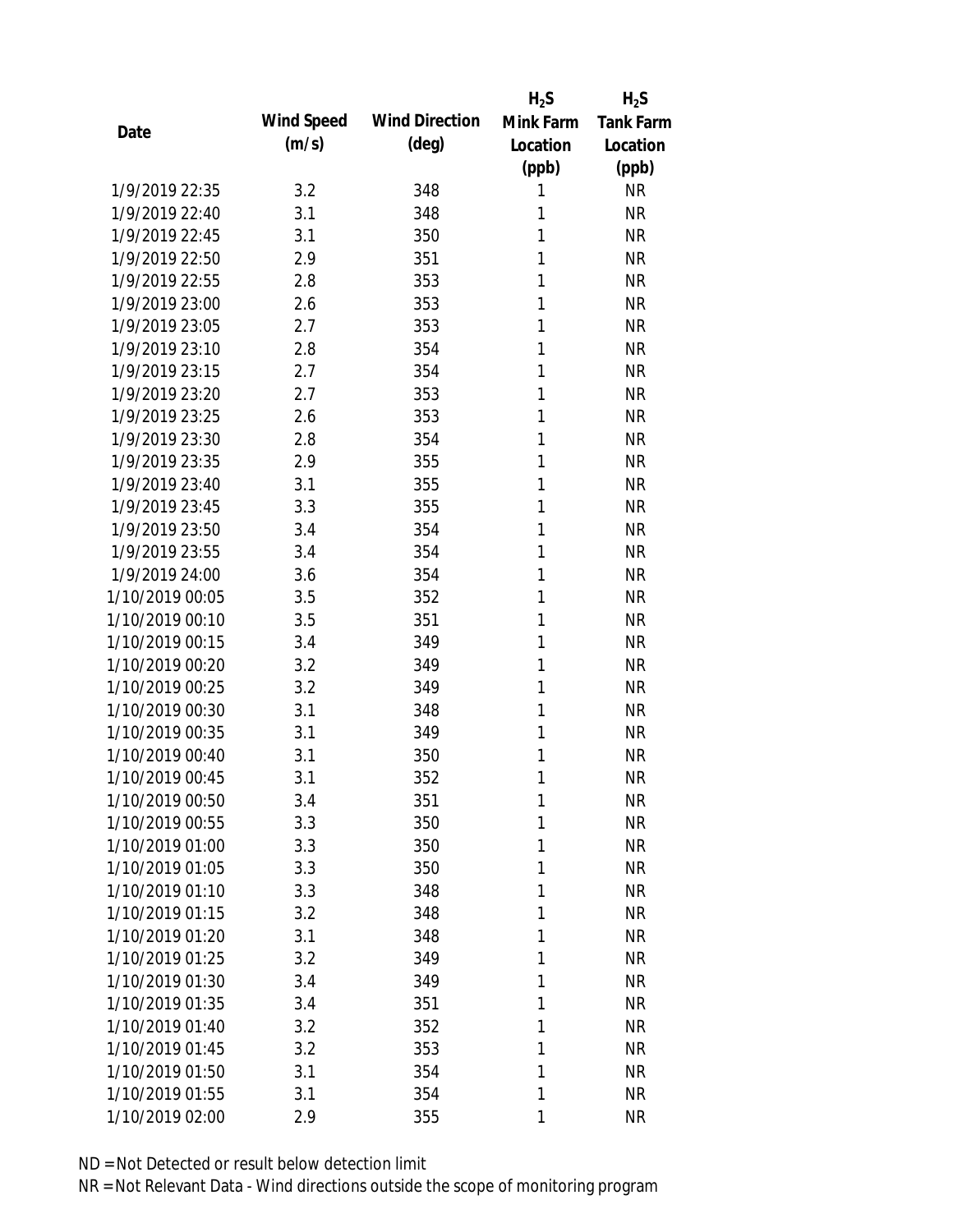| Date | Wind Speed (m/s) | Wind Direction (deg) | $H_2S$ Mink Farm Location (ppb) | $H_2S$ Tank Farm Location (ppb) |
|---|---|---|---|---|
| 1/9/2019 22:35 | 3.2 | 348 | 1 | NR |
| 1/9/2019 22:40 | 3.1 | 348 | 1 | NR |
| 1/9/2019 22:45 | 3.1 | 350 | 1 | NR |
| 1/9/2019 22:50 | 2.9 | 351 | 1 | NR |
| 1/9/2019 22:55 | 2.8 | 353 | 1 | NR |
| 1/9/2019 23:00 | 2.6 | 353 | 1 | NR |
| 1/9/2019 23:05 | 2.7 | 353 | 1 | NR |
| 1/9/2019 23:10 | 2.8 | 354 | 1 | NR |
| 1/9/2019 23:15 | 2.7 | 354 | 1 | NR |
| 1/9/2019 23:20 | 2.7 | 353 | 1 | NR |
| 1/9/2019 23:25 | 2.6 | 353 | 1 | NR |
| 1/9/2019 23:30 | 2.8 | 354 | 1 | NR |
| 1/9/2019 23:35 | 2.9 | 355 | 1 | NR |
| 1/9/2019 23:40 | 3.1 | 355 | 1 | NR |
| 1/9/2019 23:45 | 3.3 | 355 | 1 | NR |
| 1/9/2019 23:50 | 3.4 | 354 | 1 | NR |
| 1/9/2019 23:55 | 3.4 | 354 | 1 | NR |
| 1/9/2019 24:00 | 3.6 | 354 | 1 | NR |
| 1/10/2019 00:05 | 3.5 | 352 | 1 | NR |
| 1/10/2019 00:10 | 3.5 | 351 | 1 | NR |
| 1/10/2019 00:15 | 3.4 | 349 | 1 | NR |
| 1/10/2019 00:20 | 3.2 | 349 | 1 | NR |
| 1/10/2019 00:25 | 3.2 | 349 | 1 | NR |
| 1/10/2019 00:30 | 3.1 | 348 | 1 | NR |
| 1/10/2019 00:35 | 3.1 | 349 | 1 | NR |
| 1/10/2019 00:40 | 3.1 | 350 | 1 | NR |
| 1/10/2019 00:45 | 3.1 | 352 | 1 | NR |
| 1/10/2019 00:50 | 3.4 | 351 | 1 | NR |
| 1/10/2019 00:55 | 3.3 | 350 | 1 | NR |
| 1/10/2019 01:00 | 3.3 | 350 | 1 | NR |
| 1/10/2019 01:05 | 3.3 | 350 | 1 | NR |
| 1/10/2019 01:10 | 3.3 | 348 | 1 | NR |
| 1/10/2019 01:15 | 3.2 | 348 | 1 | NR |
| 1/10/2019 01:20 | 3.1 | 348 | 1 | NR |
| 1/10/2019 01:25 | 3.2 | 349 | 1 | NR |
| 1/10/2019 01:30 | 3.4 | 349 | 1 | NR |
| 1/10/2019 01:35 | 3.4 | 351 | 1 | NR |
| 1/10/2019 01:40 | 3.2 | 352 | 1 | NR |
| 1/10/2019 01:45 | 3.2 | 353 | 1 | NR |
| 1/10/2019 01:50 | 3.1 | 354 | 1 | NR |
| 1/10/2019 01:55 | 3.1 | 354 | 1 | NR |
| 1/10/2019 02:00 | 2.9 | 355 | 1 | NR |

ND = Not Detected or result below detection limit

NR = Not Relevant Data - Wind directions outside the scope of monitoring program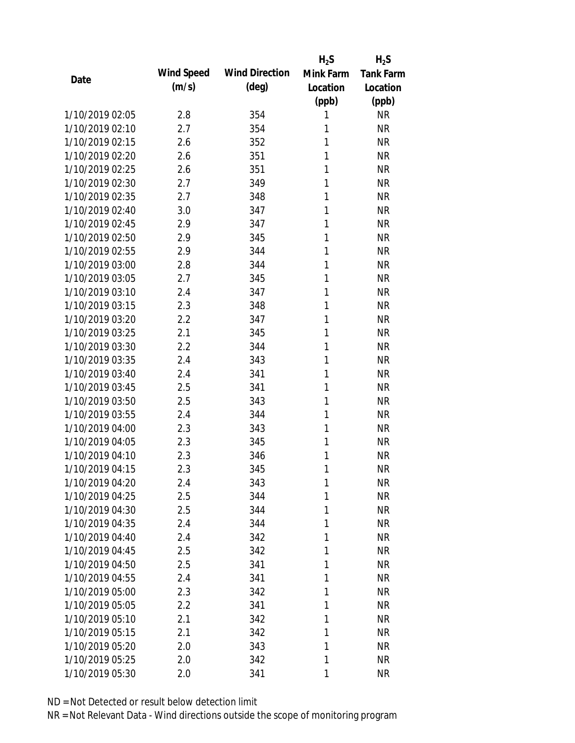| Date | Wind Speed (m/s) | Wind Direction (deg) | $H_2S$ Mink Farm Location (ppb) | $H_2S$ Tank Farm Location (ppb) |
|---|---|---|---|---|
| 1/10/2019 02:05 | 2.8 | 354 | 1 | NR |
| 1/10/2019 02:10 | 2.7 | 354 | 1 | NR |
| 1/10/2019 02:15 | 2.6 | 352 | 1 | NR |
| 1/10/2019 02:20 | 2.6 | 351 | 1 | NR |
| 1/10/2019 02:25 | 2.6 | 351 | 1 | NR |
| 1/10/2019 02:30 | 2.7 | 349 | 1 | NR |
| 1/10/2019 02:35 | 2.7 | 348 | 1 | NR |
| 1/10/2019 02:40 | 3.0 | 347 | 1 | NR |
| 1/10/2019 02:45 | 2.9 | 347 | 1 | NR |
| 1/10/2019 02:50 | 2.9 | 345 | 1 | NR |
| 1/10/2019 02:55 | 2.9 | 344 | 1 | NR |
| 1/10/2019 03:00 | 2.8 | 344 | 1 | NR |
| 1/10/2019 03:05 | 2.7 | 345 | 1 | NR |
| 1/10/2019 03:10 | 2.4 | 347 | 1 | NR |
| 1/10/2019 03:15 | 2.3 | 348 | 1 | NR |
| 1/10/2019 03:20 | 2.2 | 347 | 1 | NR |
| 1/10/2019 03:25 | 2.1 | 345 | 1 | NR |
| 1/10/2019 03:30 | 2.2 | 344 | 1 | NR |
| 1/10/2019 03:35 | 2.4 | 343 | 1 | NR |
| 1/10/2019 03:40 | 2.4 | 341 | 1 | NR |
| 1/10/2019 03:45 | 2.5 | 341 | 1 | NR |
| 1/10/2019 03:50 | 2.5 | 343 | 1 | NR |
| 1/10/2019 03:55 | 2.4 | 344 | 1 | NR |
| 1/10/2019 04:00 | 2.3 | 343 | 1 | NR |
| 1/10/2019 04:05 | 2.3 | 345 | 1 | NR |
| 1/10/2019 04:10 | 2.3 | 346 | 1 | NR |
| 1/10/2019 04:15 | 2.3 | 345 | 1 | NR |
| 1/10/2019 04:20 | 2.4 | 343 | 1 | NR |
| 1/10/2019 04:25 | 2.5 | 344 | 1 | NR |
| 1/10/2019 04:30 | 2.5 | 344 | 1 | NR |
| 1/10/2019 04:35 | 2.4 | 344 | 1 | NR |
| 1/10/2019 04:40 | 2.4 | 342 | 1 | NR |
| 1/10/2019 04:45 | 2.5 | 342 | 1 | NR |
| 1/10/2019 04:50 | 2.5 | 341 | 1 | NR |
| 1/10/2019 04:55 | 2.4 | 341 | 1 | NR |
| 1/10/2019 05:00 | 2.3 | 342 | 1 | NR |
| 1/10/2019 05:05 | 2.2 | 341 | 1 | NR |
| 1/10/2019 05:10 | 2.1 | 342 | 1 | NR |
| 1/10/2019 05:15 | 2.1 | 342 | 1 | NR |
| 1/10/2019 05:20 | 2.0 | 343 | 1 | NR |
| 1/10/2019 05:25 | 2.0 | 342 | 1 | NR |
| 1/10/2019 05:30 | 2.0 | 341 | 1 | NR |

ND = Not Detected or result below detection limit

NR = Not Relevant Data - Wind directions outside the scope of monitoring program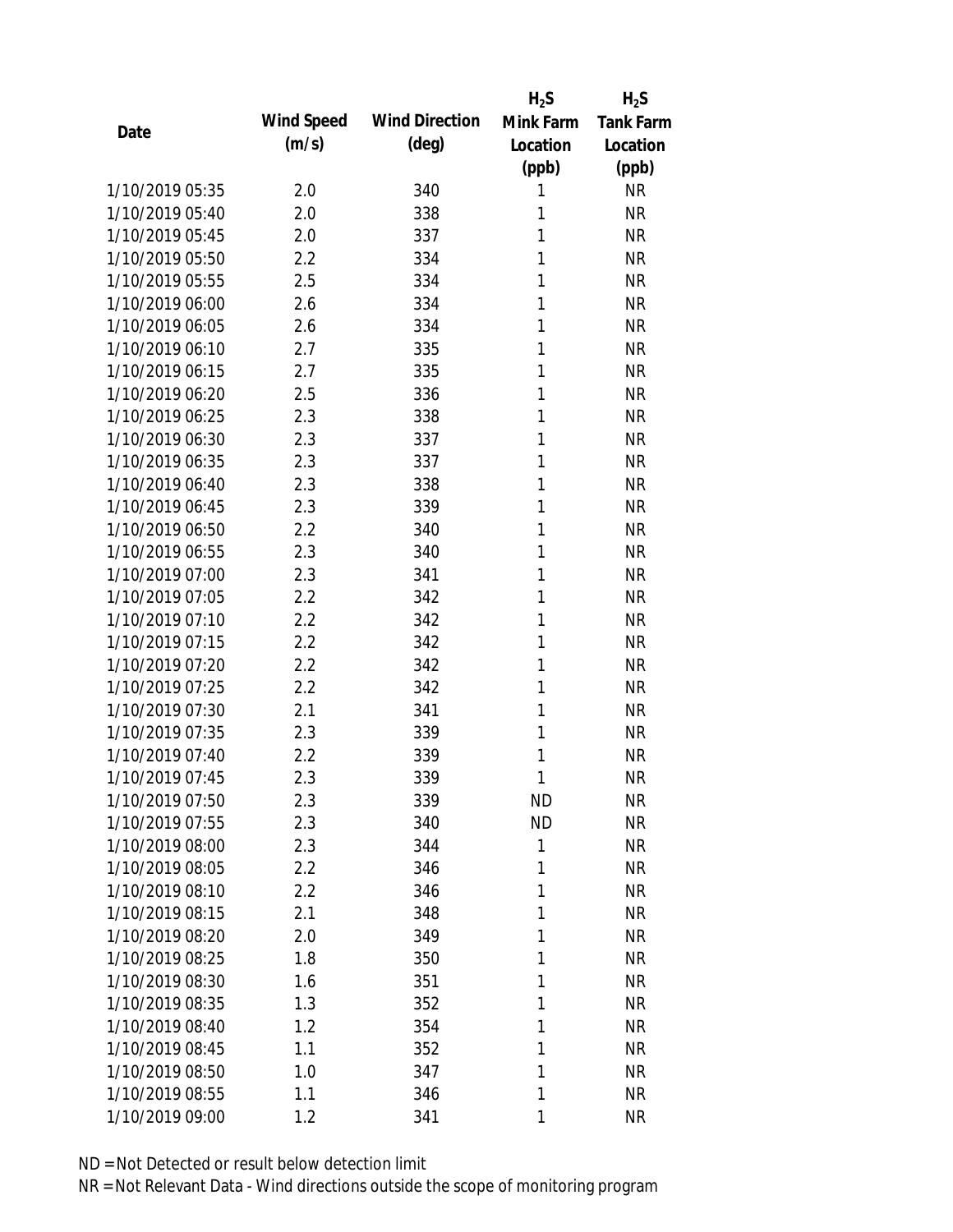| Date | Wind Speed (m/s) | Wind Direction (deg) | $H_2S$ Mink Farm Location (ppb) | $H_2S$ Tank Farm Location (ppb) |
|---|---|---|---|---|
| 1/10/2019 05:35 | 2.0 | 340 | 1 | NR |
| 1/10/2019 05:40 | 2.0 | 338 | 1 | NR |
| 1/10/2019 05:45 | 2.0 | 337 | 1 | NR |
| 1/10/2019 05:50 | 2.2 | 334 | 1 | NR |
| 1/10/2019 05:55 | 2.5 | 334 | 1 | NR |
| 1/10/2019 06:00 | 2.6 | 334 | 1 | NR |
| 1/10/2019 06:05 | 2.6 | 334 | 1 | NR |
| 1/10/2019 06:10 | 2.7 | 335 | 1 | NR |
| 1/10/2019 06:15 | 2.7 | 335 | 1 | NR |
| 1/10/2019 06:20 | 2.5 | 336 | 1 | NR |
| 1/10/2019 06:25 | 2.3 | 338 | 1 | NR |
| 1/10/2019 06:30 | 2.3 | 337 | 1 | NR |
| 1/10/2019 06:35 | 2.3 | 337 | 1 | NR |
| 1/10/2019 06:40 | 2.3 | 338 | 1 | NR |
| 1/10/2019 06:45 | 2.3 | 339 | 1 | NR |
| 1/10/2019 06:50 | 2.2 | 340 | 1 | NR |
| 1/10/2019 06:55 | 2.3 | 340 | 1 | NR |
| 1/10/2019 07:00 | 2.3 | 341 | 1 | NR |
| 1/10/2019 07:05 | 2.2 | 342 | 1 | NR |
| 1/10/2019 07:10 | 2.2 | 342 | 1 | NR |
| 1/10/2019 07:15 | 2.2 | 342 | 1 | NR |
| 1/10/2019 07:20 | 2.2 | 342 | 1 | NR |
| 1/10/2019 07:25 | 2.2 | 342 | 1 | NR |
| 1/10/2019 07:30 | 2.1 | 341 | 1 | NR |
| 1/10/2019 07:35 | 2.3 | 339 | 1 | NR |
| 1/10/2019 07:40 | 2.2 | 339 | 1 | NR |
| 1/10/2019 07:45 | 2.3 | 339 | 1 | NR |
| 1/10/2019 07:50 | 2.3 | 339 | ND | NR |
| 1/10/2019 07:55 | 2.3 | 340 | ND | NR |
| 1/10/2019 08:00 | 2.3 | 344 | 1 | NR |
| 1/10/2019 08:05 | 2.2 | 346 | 1 | NR |
| 1/10/2019 08:10 | 2.2 | 346 | 1 | NR |
| 1/10/2019 08:15 | 2.1 | 348 | 1 | NR |
| 1/10/2019 08:20 | 2.0 | 349 | 1 | NR |
| 1/10/2019 08:25 | 1.8 | 350 | 1 | NR |
| 1/10/2019 08:30 | 1.6 | 351 | 1 | NR |
| 1/10/2019 08:35 | 1.3 | 352 | 1 | NR |
| 1/10/2019 08:40 | 1.2 | 354 | 1 | NR |
| 1/10/2019 08:45 | 1.1 | 352 | 1 | NR |
| 1/10/2019 08:50 | 1.0 | 347 | 1 | NR |
| 1/10/2019 08:55 | 1.1 | 346 | 1 | NR |
| 1/10/2019 09:00 | 1.2 | 341 | 1 | NR |

ND = Not Detected or result below detection limit

NR = Not Relevant Data - Wind directions outside the scope of monitoring program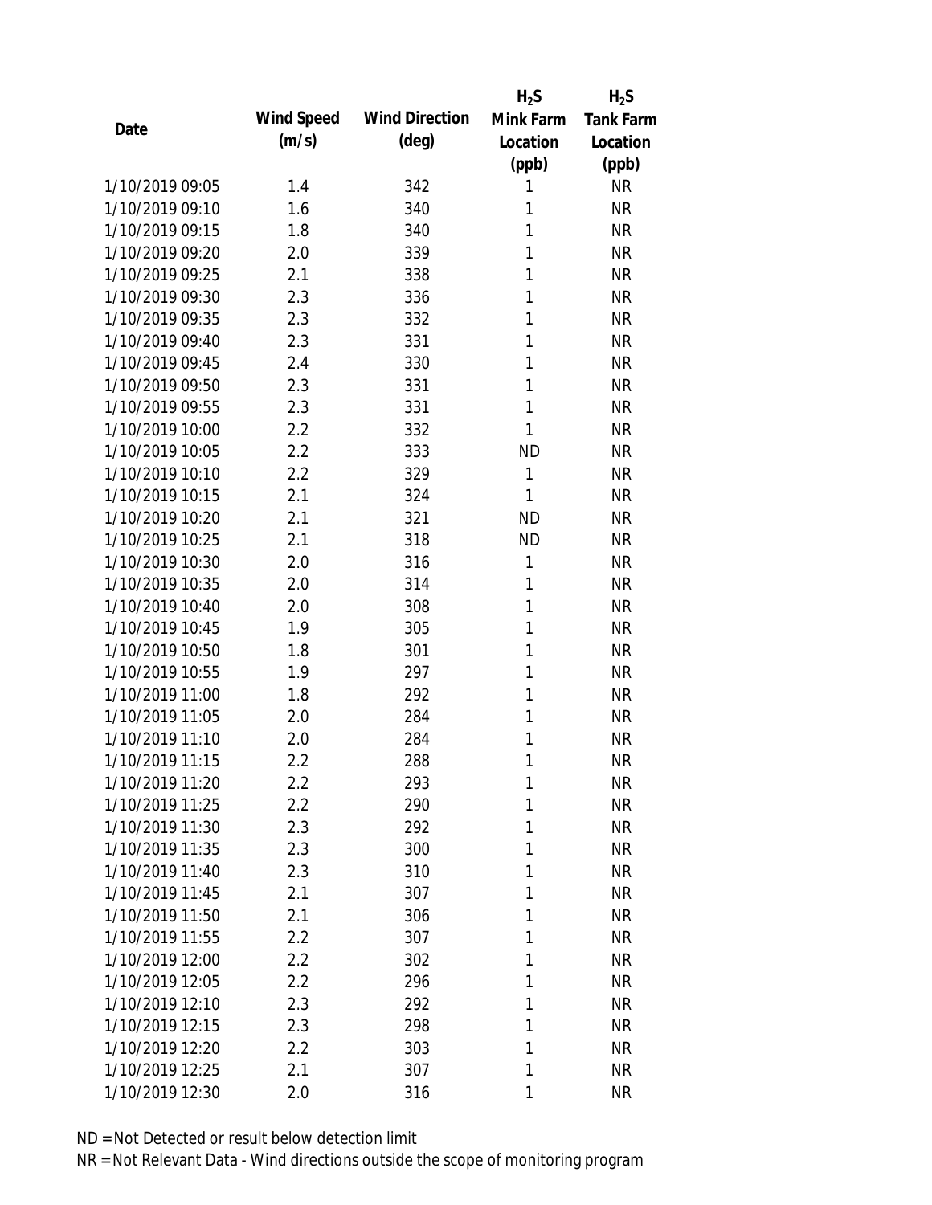| Date | Wind Speed (m/s) | Wind Direction (deg) | $H_2S$ Mink Farm Location (ppb) | $H_2S$ Tank Farm Location (ppb) |
|---|---|---|---|---|
| 1/10/2019 09:05 | 1.4 | 342 | 1 | NR |
| 1/10/2019 09:10 | 1.6 | 340 | 1 | NR |
| 1/10/2019 09:15 | 1.8 | 340 | 1 | NR |
| 1/10/2019 09:20 | 2.0 | 339 | 1 | NR |
| 1/10/2019 09:25 | 2.1 | 338 | 1 | NR |
| 1/10/2019 09:30 | 2.3 | 336 | 1 | NR |
| 1/10/2019 09:35 | 2.3 | 332 | 1 | NR |
| 1/10/2019 09:40 | 2.3 | 331 | 1 | NR |
| 1/10/2019 09:45 | 2.4 | 330 | 1 | NR |
| 1/10/2019 09:50 | 2.3 | 331 | 1 | NR |
| 1/10/2019 09:55 | 2.3 | 331 | 1 | NR |
| 1/10/2019 10:00 | 2.2 | 332 | 1 | NR |
| 1/10/2019 10:05 | 2.2 | 333 | ND | NR |
| 1/10/2019 10:10 | 2.2 | 329 | 1 | NR |
| 1/10/2019 10:15 | 2.1 | 324 | 1 | NR |
| 1/10/2019 10:20 | 2.1 | 321 | ND | NR |
| 1/10/2019 10:25 | 2.1 | 318 | ND | NR |
| 1/10/2019 10:30 | 2.0 | 316 | 1 | NR |
| 1/10/2019 10:35 | 2.0 | 314 | 1 | NR |
| 1/10/2019 10:40 | 2.0 | 308 | 1 | NR |
| 1/10/2019 10:45 | 1.9 | 305 | 1 | NR |
| 1/10/2019 10:50 | 1.8 | 301 | 1 | NR |
| 1/10/2019 10:55 | 1.9 | 297 | 1 | NR |
| 1/10/2019 11:00 | 1.8 | 292 | 1 | NR |
| 1/10/2019 11:05 | 2.0 | 284 | 1 | NR |
| 1/10/2019 11:10 | 2.0 | 284 | 1 | NR |
| 1/10/2019 11:15 | 2.2 | 288 | 1 | NR |
| 1/10/2019 11:20 | 2.2 | 293 | 1 | NR |
| 1/10/2019 11:25 | 2.2 | 290 | 1 | NR |
| 1/10/2019 11:30 | 2.3 | 292 | 1 | NR |
| 1/10/2019 11:35 | 2.3 | 300 | 1 | NR |
| 1/10/2019 11:40 | 2.3 | 310 | 1 | NR |
| 1/10/2019 11:45 | 2.1 | 307 | 1 | NR |
| 1/10/2019 11:50 | 2.1 | 306 | 1 | NR |
| 1/10/2019 11:55 | 2.2 | 307 | 1 | NR |
| 1/10/2019 12:00 | 2.2 | 302 | 1 | NR |
| 1/10/2019 12:05 | 2.2 | 296 | 1 | NR |
| 1/10/2019 12:10 | 2.3 | 292 | 1 | NR |
| 1/10/2019 12:15 | 2.3 | 298 | 1 | NR |
| 1/10/2019 12:20 | 2.2 | 303 | 1 | NR |
| 1/10/2019 12:25 | 2.1 | 307 | 1 | NR |
| 1/10/2019 12:30 | 2.0 | 316 | 1 | NR |

ND = Not Detected or result below detection limit

NR = Not Relevant Data - Wind directions outside the scope of monitoring program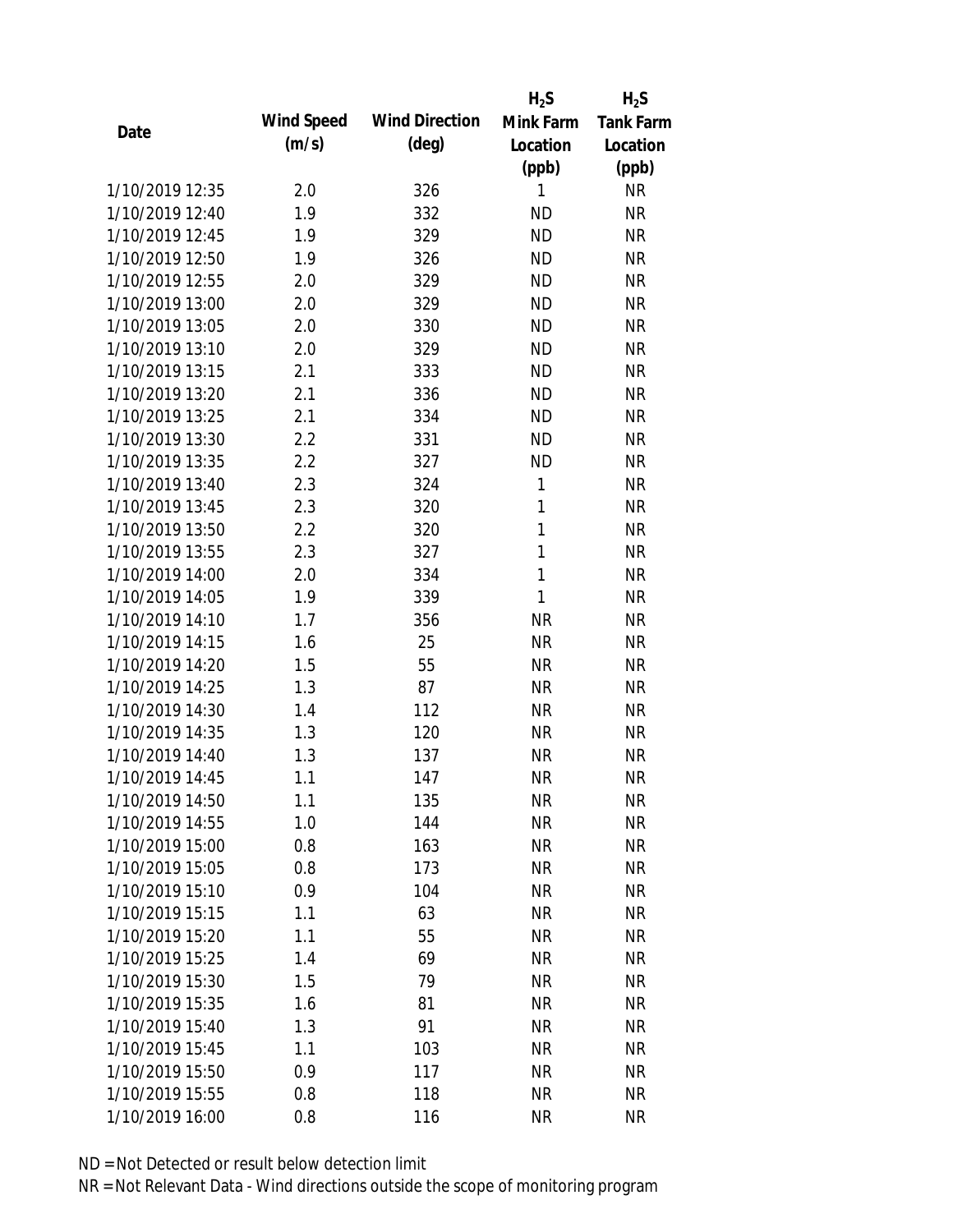| Date | Wind Speed (m/s) | Wind Direction (deg) | $H_2S$ Mink Farm Location (ppb) | $H_2S$ Tank Farm Location (ppb) |
|---|---|---|---|---|
| 1/10/2019 12:35 | 2.0 | 326 | 1 | NR |
| 1/10/2019 12:40 | 1.9 | 332 | ND | NR |
| 1/10/2019 12:45 | 1.9 | 329 | ND | NR |
| 1/10/2019 12:50 | 1.9 | 326 | ND | NR |
| 1/10/2019 12:55 | 2.0 | 329 | ND | NR |
| 1/10/2019 13:00 | 2.0 | 329 | ND | NR |
| 1/10/2019 13:05 | 2.0 | 330 | ND | NR |
| 1/10/2019 13:10 | 2.0 | 329 | ND | NR |
| 1/10/2019 13:15 | 2.1 | 333 | ND | NR |
| 1/10/2019 13:20 | 2.1 | 336 | ND | NR |
| 1/10/2019 13:25 | 2.1 | 334 | ND | NR |
| 1/10/2019 13:30 | 2.2 | 331 | ND | NR |
| 1/10/2019 13:35 | 2.2 | 327 | ND | NR |
| 1/10/2019 13:40 | 2.3 | 324 | 1 | NR |
| 1/10/2019 13:45 | 2.3 | 320 | 1 | NR |
| 1/10/2019 13:50 | 2.2 | 320 | 1 | NR |
| 1/10/2019 13:55 | 2.3 | 327 | 1 | NR |
| 1/10/2019 14:00 | 2.0 | 334 | 1 | NR |
| 1/10/2019 14:05 | 1.9 | 339 | 1 | NR |
| 1/10/2019 14:10 | 1.7 | 356 | NR | NR |
| 1/10/2019 14:15 | 1.6 | 25 | NR | NR |
| 1/10/2019 14:20 | 1.5 | 55 | NR | NR |
| 1/10/2019 14:25 | 1.3 | 87 | NR | NR |
| 1/10/2019 14:30 | 1.4 | 112 | NR | NR |
| 1/10/2019 14:35 | 1.3 | 120 | NR | NR |
| 1/10/2019 14:40 | 1.3 | 137 | NR | NR |
| 1/10/2019 14:45 | 1.1 | 147 | NR | NR |
| 1/10/2019 14:50 | 1.1 | 135 | NR | NR |
| 1/10/2019 14:55 | 1.0 | 144 | NR | NR |
| 1/10/2019 15:00 | 0.8 | 163 | NR | NR |
| 1/10/2019 15:05 | 0.8 | 173 | NR | NR |
| 1/10/2019 15:10 | 0.9 | 104 | NR | NR |
| 1/10/2019 15:15 | 1.1 | 63 | NR | NR |
| 1/10/2019 15:20 | 1.1 | 55 | NR | NR |
| 1/10/2019 15:25 | 1.4 | 69 | NR | NR |
| 1/10/2019 15:30 | 1.5 | 79 | NR | NR |
| 1/10/2019 15:35 | 1.6 | 81 | NR | NR |
| 1/10/2019 15:40 | 1.3 | 91 | NR | NR |
| 1/10/2019 15:45 | 1.1 | 103 | NR | NR |
| 1/10/2019 15:50 | 0.9 | 117 | NR | NR |
| 1/10/2019 15:55 | 0.8 | 118 | NR | NR |
| 1/10/2019 16:00 | 0.8 | 116 | NR | NR |

ND = Not Detected or result below detection limit

NR = Not Relevant Data - Wind directions outside the scope of monitoring program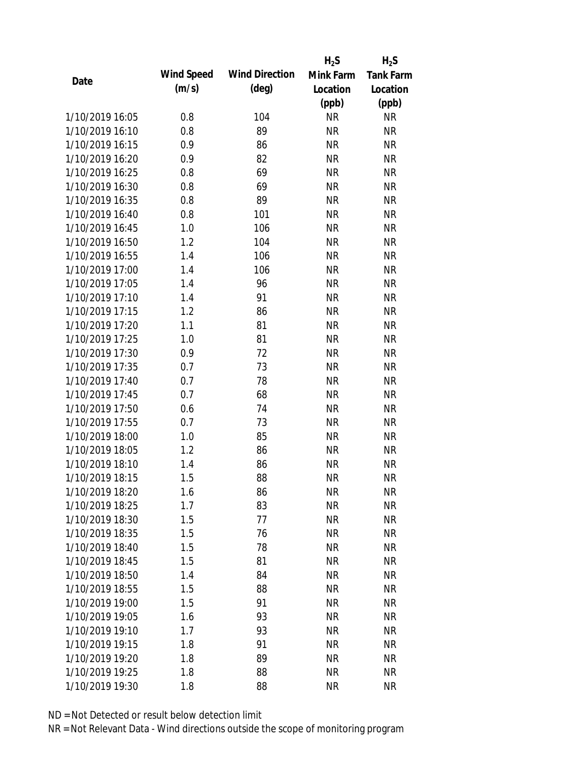| Date | Wind Speed (m/s) | Wind Direction (deg) | $H_2S$ Mink Farm Location (ppb) | $H_2S$ Tank Farm Location (ppb) |
|---|---|---|---|---|
| 1/10/2019 16:05 | 0.8 | 104 | NR | NR |
| 1/10/2019 16:10 | 0.8 | 89 | NR | NR |
| 1/10/2019 16:15 | 0.9 | 86 | NR | NR |
| 1/10/2019 16:20 | 0.9 | 82 | NR | NR |
| 1/10/2019 16:25 | 0.8 | 69 | NR | NR |
| 1/10/2019 16:30 | 0.8 | 69 | NR | NR |
| 1/10/2019 16:35 | 0.8 | 89 | NR | NR |
| 1/10/2019 16:40 | 0.8 | 101 | NR | NR |
| 1/10/2019 16:45 | 1.0 | 106 | NR | NR |
| 1/10/2019 16:50 | 1.2 | 104 | NR | NR |
| 1/10/2019 16:55 | 1.4 | 106 | NR | NR |
| 1/10/2019 17:00 | 1.4 | 106 | NR | NR |
| 1/10/2019 17:05 | 1.4 | 96 | NR | NR |
| 1/10/2019 17:10 | 1.4 | 91 | NR | NR |
| 1/10/2019 17:15 | 1.2 | 86 | NR | NR |
| 1/10/2019 17:20 | 1.1 | 81 | NR | NR |
| 1/10/2019 17:25 | 1.0 | 81 | NR | NR |
| 1/10/2019 17:30 | 0.9 | 72 | NR | NR |
| 1/10/2019 17:35 | 0.7 | 73 | NR | NR |
| 1/10/2019 17:40 | 0.7 | 78 | NR | NR |
| 1/10/2019 17:45 | 0.7 | 68 | NR | NR |
| 1/10/2019 17:50 | 0.6 | 74 | NR | NR |
| 1/10/2019 17:55 | 0.7 | 73 | NR | NR |
| 1/10/2019 18:00 | 1.0 | 85 | NR | NR |
| 1/10/2019 18:05 | 1.2 | 86 | NR | NR |
| 1/10/2019 18:10 | 1.4 | 86 | NR | NR |
| 1/10/2019 18:15 | 1.5 | 88 | NR | NR |
| 1/10/2019 18:20 | 1.6 | 86 | NR | NR |
| 1/10/2019 18:25 | 1.7 | 83 | NR | NR |
| 1/10/2019 18:30 | 1.5 | 77 | NR | NR |
| 1/10/2019 18:35 | 1.5 | 76 | NR | NR |
| 1/10/2019 18:40 | 1.5 | 78 | NR | NR |
| 1/10/2019 18:45 | 1.5 | 81 | NR | NR |
| 1/10/2019 18:50 | 1.4 | 84 | NR | NR |
| 1/10/2019 18:55 | 1.5 | 88 | NR | NR |
| 1/10/2019 19:00 | 1.5 | 91 | NR | NR |
| 1/10/2019 19:05 | 1.6 | 93 | NR | NR |
| 1/10/2019 19:10 | 1.7 | 93 | NR | NR |
| 1/10/2019 19:15 | 1.8 | 91 | NR | NR |
| 1/10/2019 19:20 | 1.8 | 89 | NR | NR |
| 1/10/2019 19:25 | 1.8 | 88 | NR | NR |
| 1/10/2019 19:30 | 1.8 | 88 | NR | NR |

ND = Not Detected or result below detection limit

NR = Not Relevant Data - Wind directions outside the scope of monitoring program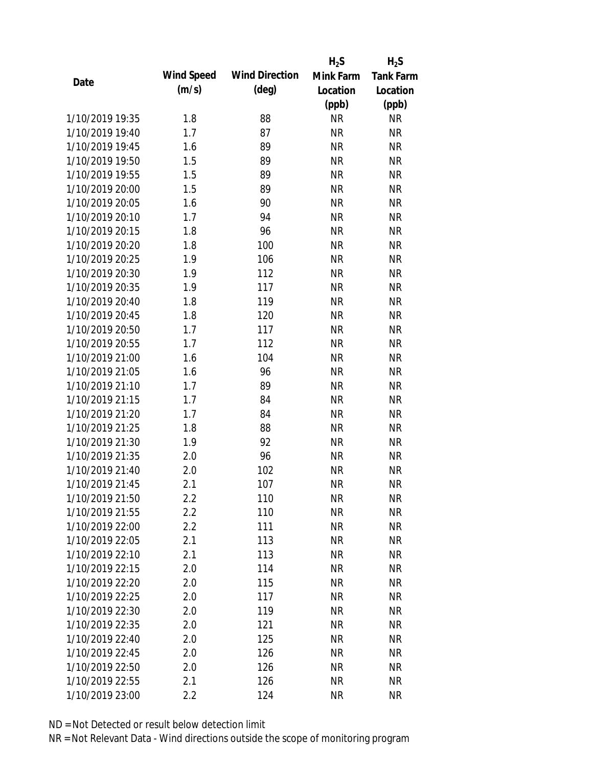| Date | Wind Speed (m/s) | Wind Direction (deg) | $H_2S$ Mink Farm Location (ppb) | $H_2S$ Tank Farm Location (ppb) |
|---|---|---|---|---|
| 1/10/2019 19:35 | 1.8 | 88 | NR | NR |
| 1/10/2019 19:40 | 1.7 | 87 | NR | NR |
| 1/10/2019 19:45 | 1.6 | 89 | NR | NR |
| 1/10/2019 19:50 | 1.5 | 89 | NR | NR |
| 1/10/2019 19:55 | 1.5 | 89 | NR | NR |
| 1/10/2019 20:00 | 1.5 | 89 | NR | NR |
| 1/10/2019 20:05 | 1.6 | 90 | NR | NR |
| 1/10/2019 20:10 | 1.7 | 94 | NR | NR |
| 1/10/2019 20:15 | 1.8 | 96 | NR | NR |
| 1/10/2019 20:20 | 1.8 | 100 | NR | NR |
| 1/10/2019 20:25 | 1.9 | 106 | NR | NR |
| 1/10/2019 20:30 | 1.9 | 112 | NR | NR |
| 1/10/2019 20:35 | 1.9 | 117 | NR | NR |
| 1/10/2019 20:40 | 1.8 | 119 | NR | NR |
| 1/10/2019 20:45 | 1.8 | 120 | NR | NR |
| 1/10/2019 20:50 | 1.7 | 117 | NR | NR |
| 1/10/2019 20:55 | 1.7 | 112 | NR | NR |
| 1/10/2019 21:00 | 1.6 | 104 | NR | NR |
| 1/10/2019 21:05 | 1.6 | 96 | NR | NR |
| 1/10/2019 21:10 | 1.7 | 89 | NR | NR |
| 1/10/2019 21:15 | 1.7 | 84 | NR | NR |
| 1/10/2019 21:20 | 1.7 | 84 | NR | NR |
| 1/10/2019 21:25 | 1.8 | 88 | NR | NR |
| 1/10/2019 21:30 | 1.9 | 92 | NR | NR |
| 1/10/2019 21:35 | 2.0 | 96 | NR | NR |
| 1/10/2019 21:40 | 2.0 | 102 | NR | NR |
| 1/10/2019 21:45 | 2.1 | 107 | NR | NR |
| 1/10/2019 21:50 | 2.2 | 110 | NR | NR |
| 1/10/2019 21:55 | 2.2 | 110 | NR | NR |
| 1/10/2019 22:00 | 2.2 | 111 | NR | NR |
| 1/10/2019 22:05 | 2.1 | 113 | NR | NR |
| 1/10/2019 22:10 | 2.1 | 113 | NR | NR |
| 1/10/2019 22:15 | 2.0 | 114 | NR | NR |
| 1/10/2019 22:20 | 2.0 | 115 | NR | NR |
| 1/10/2019 22:25 | 2.0 | 117 | NR | NR |
| 1/10/2019 22:30 | 2.0 | 119 | NR | NR |
| 1/10/2019 22:35 | 2.0 | 121 | NR | NR |
| 1/10/2019 22:40 | 2.0 | 125 | NR | NR |
| 1/10/2019 22:45 | 2.0 | 126 | NR | NR |
| 1/10/2019 22:50 | 2.0 | 126 | NR | NR |
| 1/10/2019 22:55 | 2.1 | 126 | NR | NR |
| 1/10/2019 23:00 | 2.2 | 124 | NR | NR |

ND = Not Detected or result below detection limit

NR = Not Relevant Data - Wind directions outside the scope of monitoring program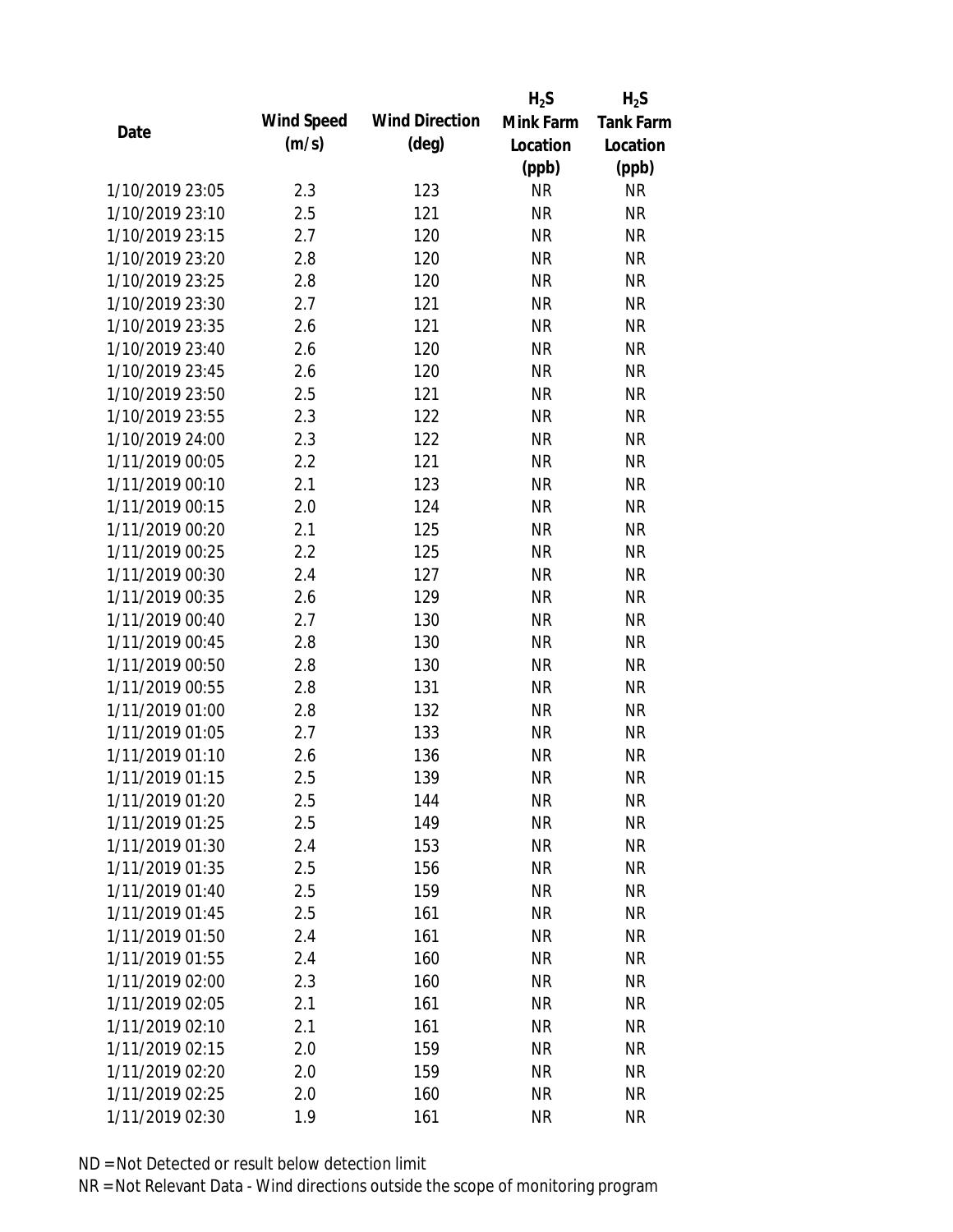| Date | Wind Speed (m/s) | Wind Direction (deg) | $H_2S$ Mink Farm Location (ppb) | $H_2S$ Tank Farm Location (ppb) |
|---|---|---|---|---|
| 1/10/2019 23:05 | 2.3 | 123 | NR | NR |
| 1/10/2019 23:10 | 2.5 | 121 | NR | NR |
| 1/10/2019 23:15 | 2.7 | 120 | NR | NR |
| 1/10/2019 23:20 | 2.8 | 120 | NR | NR |
| 1/10/2019 23:25 | 2.8 | 120 | NR | NR |
| 1/10/2019 23:30 | 2.7 | 121 | NR | NR |
| 1/10/2019 23:35 | 2.6 | 121 | NR | NR |
| 1/10/2019 23:40 | 2.6 | 120 | NR | NR |
| 1/10/2019 23:45 | 2.6 | 120 | NR | NR |
| 1/10/2019 23:50 | 2.5 | 121 | NR | NR |
| 1/10/2019 23:55 | 2.3 | 122 | NR | NR |
| 1/10/2019 24:00 | 2.3 | 122 | NR | NR |
| 1/11/2019 00:05 | 2.2 | 121 | NR | NR |
| 1/11/2019 00:10 | 2.1 | 123 | NR | NR |
| 1/11/2019 00:15 | 2.0 | 124 | NR | NR |
| 1/11/2019 00:20 | 2.1 | 125 | NR | NR |
| 1/11/2019 00:25 | 2.2 | 125 | NR | NR |
| 1/11/2019 00:30 | 2.4 | 127 | NR | NR |
| 1/11/2019 00:35 | 2.6 | 129 | NR | NR |
| 1/11/2019 00:40 | 2.7 | 130 | NR | NR |
| 1/11/2019 00:45 | 2.8 | 130 | NR | NR |
| 1/11/2019 00:50 | 2.8 | 130 | NR | NR |
| 1/11/2019 00:55 | 2.8 | 131 | NR | NR |
| 1/11/2019 01:00 | 2.8 | 132 | NR | NR |
| 1/11/2019 01:05 | 2.7 | 133 | NR | NR |
| 1/11/2019 01:10 | 2.6 | 136 | NR | NR |
| 1/11/2019 01:15 | 2.5 | 139 | NR | NR |
| 1/11/2019 01:20 | 2.5 | 144 | NR | NR |
| 1/11/2019 01:25 | 2.5 | 149 | NR | NR |
| 1/11/2019 01:30 | 2.4 | 153 | NR | NR |
| 1/11/2019 01:35 | 2.5 | 156 | NR | NR |
| 1/11/2019 01:40 | 2.5 | 159 | NR | NR |
| 1/11/2019 01:45 | 2.5 | 161 | NR | NR |
| 1/11/2019 01:50 | 2.4 | 161 | NR | NR |
| 1/11/2019 01:55 | 2.4 | 160 | NR | NR |
| 1/11/2019 02:00 | 2.3 | 160 | NR | NR |
| 1/11/2019 02:05 | 2.1 | 161 | NR | NR |
| 1/11/2019 02:10 | 2.1 | 161 | NR | NR |
| 1/11/2019 02:15 | 2.0 | 159 | NR | NR |
| 1/11/2019 02:20 | 2.0 | 159 | NR | NR |
| 1/11/2019 02:25 | 2.0 | 160 | NR | NR |
| 1/11/2019 02:30 | 1.9 | 161 | NR | NR |

ND = Not Detected or result below detection limit

NR = Not Relevant Data - Wind directions outside the scope of monitoring program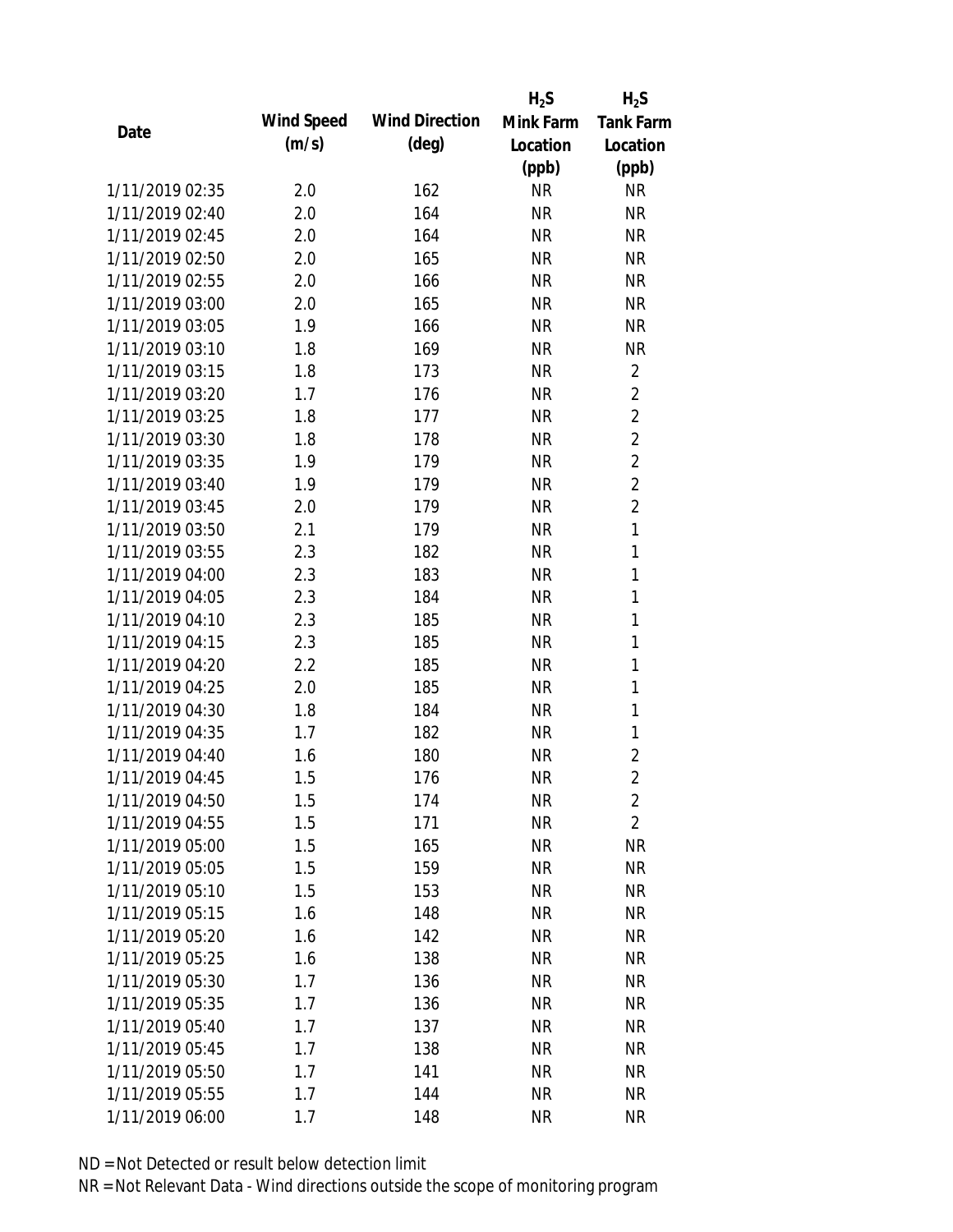| Date | Wind Speed (m/s) | Wind Direction (deg) | $H_2S$ Mink Farm Location (ppb) | $H_2S$ Tank Farm Location (ppb) |
|---|---|---|---|---|
| 1/11/2019 02:35 | 2.0 | 162 | NR | NR |
| 1/11/2019 02:40 | 2.0 | 164 | NR | NR |
| 1/11/2019 02:45 | 2.0 | 164 | NR | NR |
| 1/11/2019 02:50 | 2.0 | 165 | NR | NR |
| 1/11/2019 02:55 | 2.0 | 166 | NR | NR |
| 1/11/2019 03:00 | 2.0 | 165 | NR | NR |
| 1/11/2019 03:05 | 1.9 | 166 | NR | NR |
| 1/11/2019 03:10 | 1.8 | 169 | NR | NR |
| 1/11/2019 03:15 | 1.8 | 173 | NR | 2 |
| 1/11/2019 03:20 | 1.7 | 176 | NR | 2 |
| 1/11/2019 03:25 | 1.8 | 177 | NR | 2 |
| 1/11/2019 03:30 | 1.8 | 178 | NR | 2 |
| 1/11/2019 03:35 | 1.9 | 179 | NR | 2 |
| 1/11/2019 03:40 | 1.9 | 179 | NR | 2 |
| 1/11/2019 03:45 | 2.0 | 179 | NR | 2 |
| 1/11/2019 03:50 | 2.1 | 179 | NR | 1 |
| 1/11/2019 03:55 | 2.3 | 182 | NR | 1 |
| 1/11/2019 04:00 | 2.3 | 183 | NR | 1 |
| 1/11/2019 04:05 | 2.3 | 184 | NR | 1 |
| 1/11/2019 04:10 | 2.3 | 185 | NR | 1 |
| 1/11/2019 04:15 | 2.3 | 185 | NR | 1 |
| 1/11/2019 04:20 | 2.2 | 185 | NR | 1 |
| 1/11/2019 04:25 | 2.0 | 185 | NR | 1 |
| 1/11/2019 04:30 | 1.8 | 184 | NR | 1 |
| 1/11/2019 04:35 | 1.7 | 182 | NR | 1 |
| 1/11/2019 04:40 | 1.6 | 180 | NR | 2 |
| 1/11/2019 04:45 | 1.5 | 176 | NR | 2 |
| 1/11/2019 04:50 | 1.5 | 174 | NR | 2 |
| 1/11/2019 04:55 | 1.5 | 171 | NR | 2 |
| 1/11/2019 05:00 | 1.5 | 165 | NR | NR |
| 1/11/2019 05:05 | 1.5 | 159 | NR | NR |
| 1/11/2019 05:10 | 1.5 | 153 | NR | NR |
| 1/11/2019 05:15 | 1.6 | 148 | NR | NR |
| 1/11/2019 05:20 | 1.6 | 142 | NR | NR |
| 1/11/2019 05:25 | 1.6 | 138 | NR | NR |
| 1/11/2019 05:30 | 1.7 | 136 | NR | NR |
| 1/11/2019 05:35 | 1.7 | 136 | NR | NR |
| 1/11/2019 05:40 | 1.7 | 137 | NR | NR |
| 1/11/2019 05:45 | 1.7 | 138 | NR | NR |
| 1/11/2019 05:50 | 1.7 | 141 | NR | NR |
| 1/11/2019 05:55 | 1.7 | 144 | NR | NR |
| 1/11/2019 06:00 | 1.7 | 148 | NR | NR |

ND = Not Detected or result below detection limit

NR = Not Relevant Data - Wind directions outside the scope of monitoring program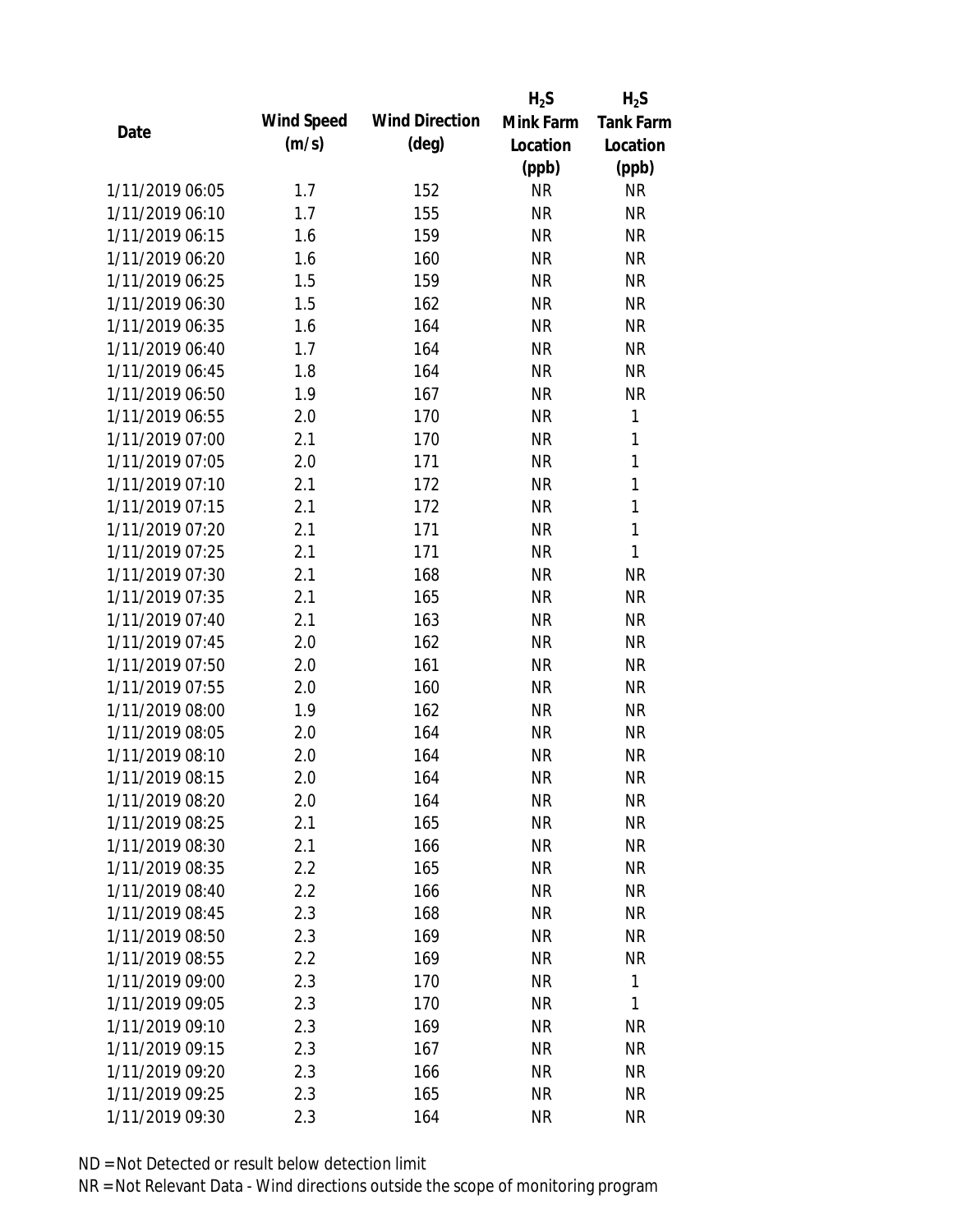| Date | Wind Speed (m/s) | Wind Direction (deg) | $H_2S$ Mink Farm Location (ppb) | $H_2S$ Tank Farm Location (ppb) |
|---|---|---|---|---|
| 1/11/2019 06:05 | 1.7 | 152 | NR | NR |
| 1/11/2019 06:10 | 1.7 | 155 | NR | NR |
| 1/11/2019 06:15 | 1.6 | 159 | NR | NR |
| 1/11/2019 06:20 | 1.6 | 160 | NR | NR |
| 1/11/2019 06:25 | 1.5 | 159 | NR | NR |
| 1/11/2019 06:30 | 1.5 | 162 | NR | NR |
| 1/11/2019 06:35 | 1.6 | 164 | NR | NR |
| 1/11/2019 06:40 | 1.7 | 164 | NR | NR |
| 1/11/2019 06:45 | 1.8 | 164 | NR | NR |
| 1/11/2019 06:50 | 1.9 | 167 | NR | NR |
| 1/11/2019 06:55 | 2.0 | 170 | NR | 1 |
| 1/11/2019 07:00 | 2.1 | 170 | NR | 1 |
| 1/11/2019 07:05 | 2.0 | 171 | NR | 1 |
| 1/11/2019 07:10 | 2.1 | 172 | NR | 1 |
| 1/11/2019 07:15 | 2.1 | 172 | NR | 1 |
| 1/11/2019 07:20 | 2.1 | 171 | NR | 1 |
| 1/11/2019 07:25 | 2.1 | 171 | NR | 1 |
| 1/11/2019 07:30 | 2.1 | 168 | NR | NR |
| 1/11/2019 07:35 | 2.1 | 165 | NR | NR |
| 1/11/2019 07:40 | 2.1 | 163 | NR | NR |
| 1/11/2019 07:45 | 2.0 | 162 | NR | NR |
| 1/11/2019 07:50 | 2.0 | 161 | NR | NR |
| 1/11/2019 07:55 | 2.0 | 160 | NR | NR |
| 1/11/2019 08:00 | 1.9 | 162 | NR | NR |
| 1/11/2019 08:05 | 2.0 | 164 | NR | NR |
| 1/11/2019 08:10 | 2.0 | 164 | NR | NR |
| 1/11/2019 08:15 | 2.0 | 164 | NR | NR |
| 1/11/2019 08:20 | 2.0 | 164 | NR | NR |
| 1/11/2019 08:25 | 2.1 | 165 | NR | NR |
| 1/11/2019 08:30 | 2.1 | 166 | NR | NR |
| 1/11/2019 08:35 | 2.2 | 165 | NR | NR |
| 1/11/2019 08:40 | 2.2 | 166 | NR | NR |
| 1/11/2019 08:45 | 2.3 | 168 | NR | NR |
| 1/11/2019 08:50 | 2.3 | 169 | NR | NR |
| 1/11/2019 08:55 | 2.2 | 169 | NR | NR |
| 1/11/2019 09:00 | 2.3 | 170 | NR | 1 |
| 1/11/2019 09:05 | 2.3 | 170 | NR | 1 |
| 1/11/2019 09:10 | 2.3 | 169 | NR | NR |
| 1/11/2019 09:15 | 2.3 | 167 | NR | NR |
| 1/11/2019 09:20 | 2.3 | 166 | NR | NR |
| 1/11/2019 09:25 | 2.3 | 165 | NR | NR |
| 1/11/2019 09:30 | 2.3 | 164 | NR | NR |

ND = Not Detected or result below detection limit
NR = Not Relevant Data - Wind directions outside the scope of monitoring program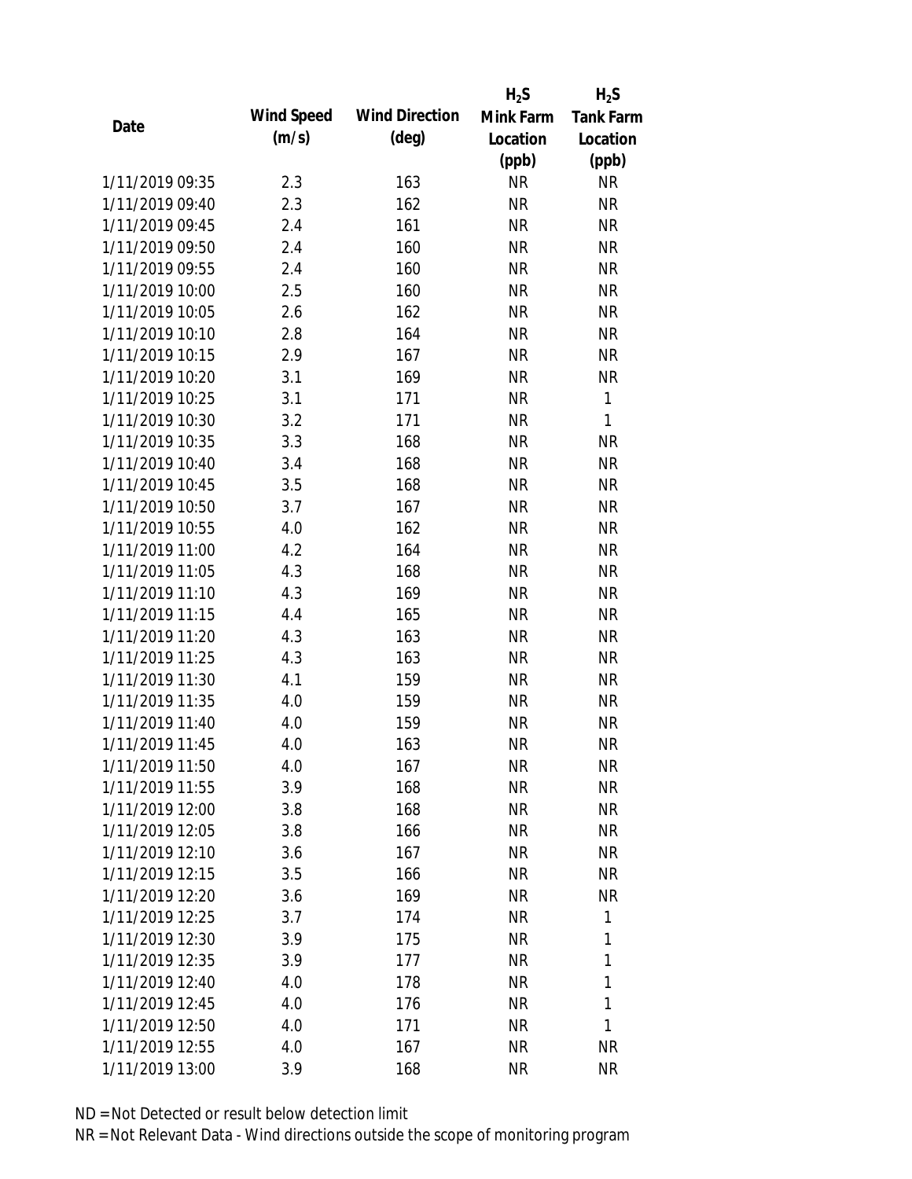| Date | Wind Speed (m/s) | Wind Direction (deg) | $H_2S$ Mink Farm Location (ppb) | $H_2S$ Tank Farm Location (ppb) |
|---|---|---|---|---|
| 1/11/2019 09:35 | 2.3 | 163 | NR | NR |
| 1/11/2019 09:40 | 2.3 | 162 | NR | NR |
| 1/11/2019 09:45 | 2.4 | 161 | NR | NR |
| 1/11/2019 09:50 | 2.4 | 160 | NR | NR |
| 1/11/2019 09:55 | 2.4 | 160 | NR | NR |
| 1/11/2019 10:00 | 2.5 | 160 | NR | NR |
| 1/11/2019 10:05 | 2.6 | 162 | NR | NR |
| 1/11/2019 10:10 | 2.8 | 164 | NR | NR |
| 1/11/2019 10:15 | 2.9 | 167 | NR | NR |
| 1/11/2019 10:20 | 3.1 | 169 | NR | NR |
| 1/11/2019 10:25 | 3.1 | 171 | NR | 1 |
| 1/11/2019 10:30 | 3.2 | 171 | NR | 1 |
| 1/11/2019 10:35 | 3.3 | 168 | NR | NR |
| 1/11/2019 10:40 | 3.4 | 168 | NR | NR |
| 1/11/2019 10:45 | 3.5 | 168 | NR | NR |
| 1/11/2019 10:50 | 3.7 | 167 | NR | NR |
| 1/11/2019 10:55 | 4.0 | 162 | NR | NR |
| 1/11/2019 11:00 | 4.2 | 164 | NR | NR |
| 1/11/2019 11:05 | 4.3 | 168 | NR | NR |
| 1/11/2019 11:10 | 4.3 | 169 | NR | NR |
| 1/11/2019 11:15 | 4.4 | 165 | NR | NR |
| 1/11/2019 11:20 | 4.3 | 163 | NR | NR |
| 1/11/2019 11:25 | 4.3 | 163 | NR | NR |
| 1/11/2019 11:30 | 4.1 | 159 | NR | NR |
| 1/11/2019 11:35 | 4.0 | 159 | NR | NR |
| 1/11/2019 11:40 | 4.0 | 159 | NR | NR |
| 1/11/2019 11:45 | 4.0 | 163 | NR | NR |
| 1/11/2019 11:50 | 4.0 | 167 | NR | NR |
| 1/11/2019 11:55 | 3.9 | 168 | NR | NR |
| 1/11/2019 12:00 | 3.8 | 168 | NR | NR |
| 1/11/2019 12:05 | 3.8 | 166 | NR | NR |
| 1/11/2019 12:10 | 3.6 | 167 | NR | NR |
| 1/11/2019 12:15 | 3.5 | 166 | NR | NR |
| 1/11/2019 12:20 | 3.6 | 169 | NR | NR |
| 1/11/2019 12:25 | 3.7 | 174 | NR | 1 |
| 1/11/2019 12:30 | 3.9 | 175 | NR | 1 |
| 1/11/2019 12:35 | 3.9 | 177 | NR | 1 |
| 1/11/2019 12:40 | 4.0 | 178 | NR | 1 |
| 1/11/2019 12:45 | 4.0 | 176 | NR | 1 |
| 1/11/2019 12:50 | 4.0 | 171 | NR | 1 |
| 1/11/2019 12:55 | 4.0 | 167 | NR | NR |
| 1/11/2019 13:00 | 3.9 | 168 | NR | NR |

ND = Not Detected or result below detection limit

NR = Not Relevant Data - Wind directions outside the scope of monitoring program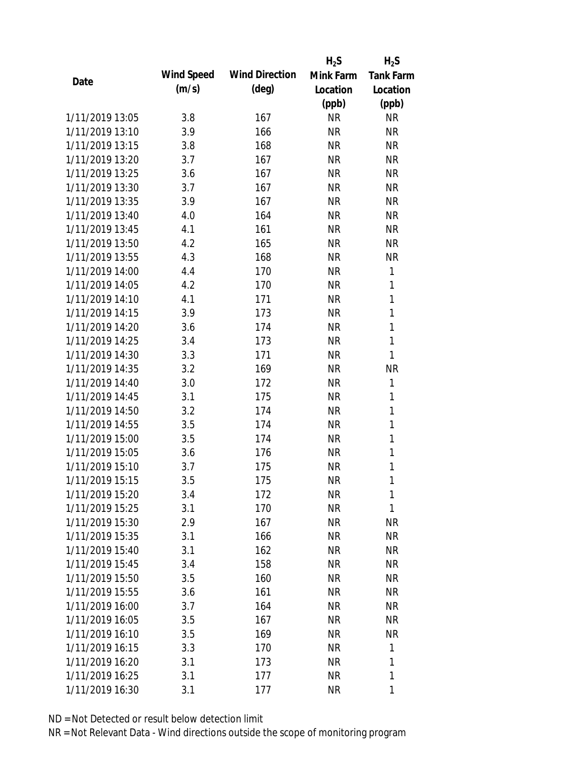| Date | Wind Speed (m/s) | Wind Direction (deg) | $H_2S$ Mink Farm Location (ppb) | $H_2S$ Tank Farm Location (ppb) |
|---|---|---|---|---|
| 1/11/2019 13:05 | 3.8 | 167 | NR | NR |
| 1/11/2019 13:10 | 3.9 | 166 | NR | NR |
| 1/11/2019 13:15 | 3.8 | 168 | NR | NR |
| 1/11/2019 13:20 | 3.7 | 167 | NR | NR |
| 1/11/2019 13:25 | 3.6 | 167 | NR | NR |
| 1/11/2019 13:30 | 3.7 | 167 | NR | NR |
| 1/11/2019 13:35 | 3.9 | 167 | NR | NR |
| 1/11/2019 13:40 | 4.0 | 164 | NR | NR |
| 1/11/2019 13:45 | 4.1 | 161 | NR | NR |
| 1/11/2019 13:50 | 4.2 | 165 | NR | NR |
| 1/11/2019 13:55 | 4.3 | 168 | NR | NR |
| 1/11/2019 14:00 | 4.4 | 170 | NR | 1 |
| 1/11/2019 14:05 | 4.2 | 170 | NR | 1 |
| 1/11/2019 14:10 | 4.1 | 171 | NR | 1 |
| 1/11/2019 14:15 | 3.9 | 173 | NR | 1 |
| 1/11/2019 14:20 | 3.6 | 174 | NR | 1 |
| 1/11/2019 14:25 | 3.4 | 173 | NR | 1 |
| 1/11/2019 14:30 | 3.3 | 171 | NR | 1 |
| 1/11/2019 14:35 | 3.2 | 169 | NR | NR |
| 1/11/2019 14:40 | 3.0 | 172 | NR | 1 |
| 1/11/2019 14:45 | 3.1 | 175 | NR | 1 |
| 1/11/2019 14:50 | 3.2 | 174 | NR | 1 |
| 1/11/2019 14:55 | 3.5 | 174 | NR | 1 |
| 1/11/2019 15:00 | 3.5 | 174 | NR | 1 |
| 1/11/2019 15:05 | 3.6 | 176 | NR | 1 |
| 1/11/2019 15:10 | 3.7 | 175 | NR | 1 |
| 1/11/2019 15:15 | 3.5 | 175 | NR | 1 |
| 1/11/2019 15:20 | 3.4 | 172 | NR | 1 |
| 1/11/2019 15:25 | 3.1 | 170 | NR | 1 |
| 1/11/2019 15:30 | 2.9 | 167 | NR | NR |
| 1/11/2019 15:35 | 3.1 | 166 | NR | NR |
| 1/11/2019 15:40 | 3.1 | 162 | NR | NR |
| 1/11/2019 15:45 | 3.4 | 158 | NR | NR |
| 1/11/2019 15:50 | 3.5 | 160 | NR | NR |
| 1/11/2019 15:55 | 3.6 | 161 | NR | NR |
| 1/11/2019 16:00 | 3.7 | 164 | NR | NR |
| 1/11/2019 16:05 | 3.5 | 167 | NR | NR |
| 1/11/2019 16:10 | 3.5 | 169 | NR | NR |
| 1/11/2019 16:15 | 3.3 | 170 | NR | 1 |
| 1/11/2019 16:20 | 3.1 | 173 | NR | 1 |
| 1/11/2019 16:25 | 3.1 | 177 | NR | 1 |
| 1/11/2019 16:30 | 3.1 | 177 | NR | 1 |

ND = Not Detected or result below detection limit

NR = Not Relevant Data - Wind directions outside the scope of monitoring program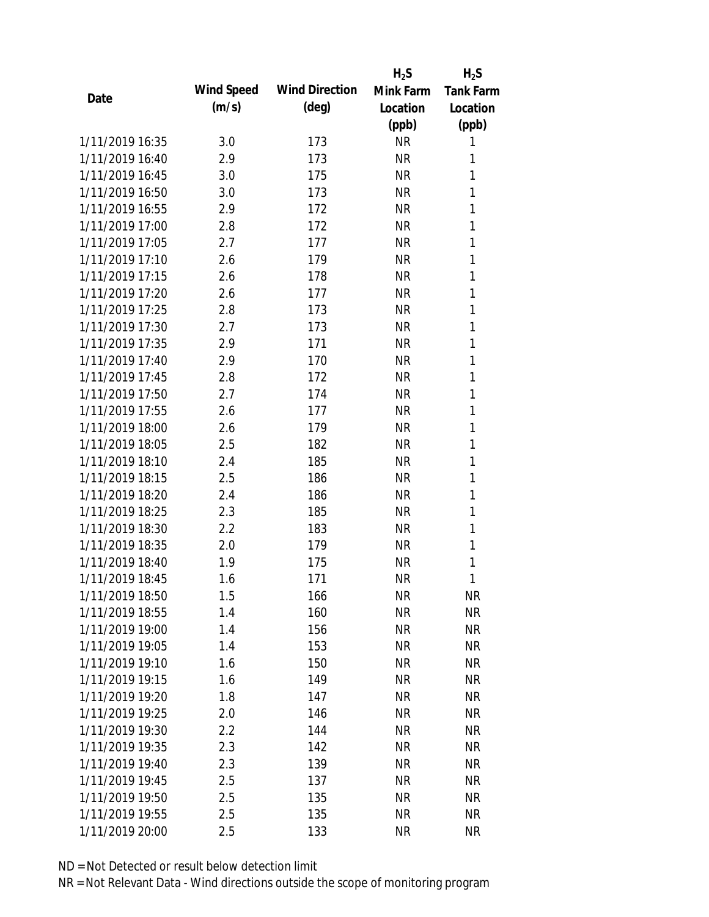| Date | Wind Speed (m/s) | Wind Direction (deg) | $H_2S$ Mink Farm Location (ppb) | $H_2S$ Tank Farm Location (ppb) |
|---|---|---|---|---|
| 1/11/2019 16:35 | 3.0 | 173 | NR | 1 |
| 1/11/2019 16:40 | 2.9 | 173 | NR | 1 |
| 1/11/2019 16:45 | 3.0 | 175 | NR | 1 |
| 1/11/2019 16:50 | 3.0 | 173 | NR | 1 |
| 1/11/2019 16:55 | 2.9 | 172 | NR | 1 |
| 1/11/2019 17:00 | 2.8 | 172 | NR | 1 |
| 1/11/2019 17:05 | 2.7 | 177 | NR | 1 |
| 1/11/2019 17:10 | 2.6 | 179 | NR | 1 |
| 1/11/2019 17:15 | 2.6 | 178 | NR | 1 |
| 1/11/2019 17:20 | 2.6 | 177 | NR | 1 |
| 1/11/2019 17:25 | 2.8 | 173 | NR | 1 |
| 1/11/2019 17:30 | 2.7 | 173 | NR | 1 |
| 1/11/2019 17:35 | 2.9 | 171 | NR | 1 |
| 1/11/2019 17:40 | 2.9 | 170 | NR | 1 |
| 1/11/2019 17:45 | 2.8 | 172 | NR | 1 |
| 1/11/2019 17:50 | 2.7 | 174 | NR | 1 |
| 1/11/2019 17:55 | 2.6 | 177 | NR | 1 |
| 1/11/2019 18:00 | 2.6 | 179 | NR | 1 |
| 1/11/2019 18:05 | 2.5 | 182 | NR | 1 |
| 1/11/2019 18:10 | 2.4 | 185 | NR | 1 |
| 1/11/2019 18:15 | 2.5 | 186 | NR | 1 |
| 1/11/2019 18:20 | 2.4 | 186 | NR | 1 |
| 1/11/2019 18:25 | 2.3 | 185 | NR | 1 |
| 1/11/2019 18:30 | 2.2 | 183 | NR | 1 |
| 1/11/2019 18:35 | 2.0 | 179 | NR | 1 |
| 1/11/2019 18:40 | 1.9 | 175 | NR | 1 |
| 1/11/2019 18:45 | 1.6 | 171 | NR | 1 |
| 1/11/2019 18:50 | 1.5 | 166 | NR | NR |
| 1/11/2019 18:55 | 1.4 | 160 | NR | NR |
| 1/11/2019 19:00 | 1.4 | 156 | NR | NR |
| 1/11/2019 19:05 | 1.4 | 153 | NR | NR |
| 1/11/2019 19:10 | 1.6 | 150 | NR | NR |
| 1/11/2019 19:15 | 1.6 | 149 | NR | NR |
| 1/11/2019 19:20 | 1.8 | 147 | NR | NR |
| 1/11/2019 19:25 | 2.0 | 146 | NR | NR |
| 1/11/2019 19:30 | 2.2 | 144 | NR | NR |
| 1/11/2019 19:35 | 2.3 | 142 | NR | NR |
| 1/11/2019 19:40 | 2.3 | 139 | NR | NR |
| 1/11/2019 19:45 | 2.5 | 137 | NR | NR |
| 1/11/2019 19:50 | 2.5 | 135 | NR | NR |
| 1/11/2019 19:55 | 2.5 | 135 | NR | NR |
| 1/11/2019 20:00 | 2.5 | 133 | NR | NR |

ND = Not Detected or result below detection limit
NR = Not Relevant Data - Wind directions outside the scope of monitoring program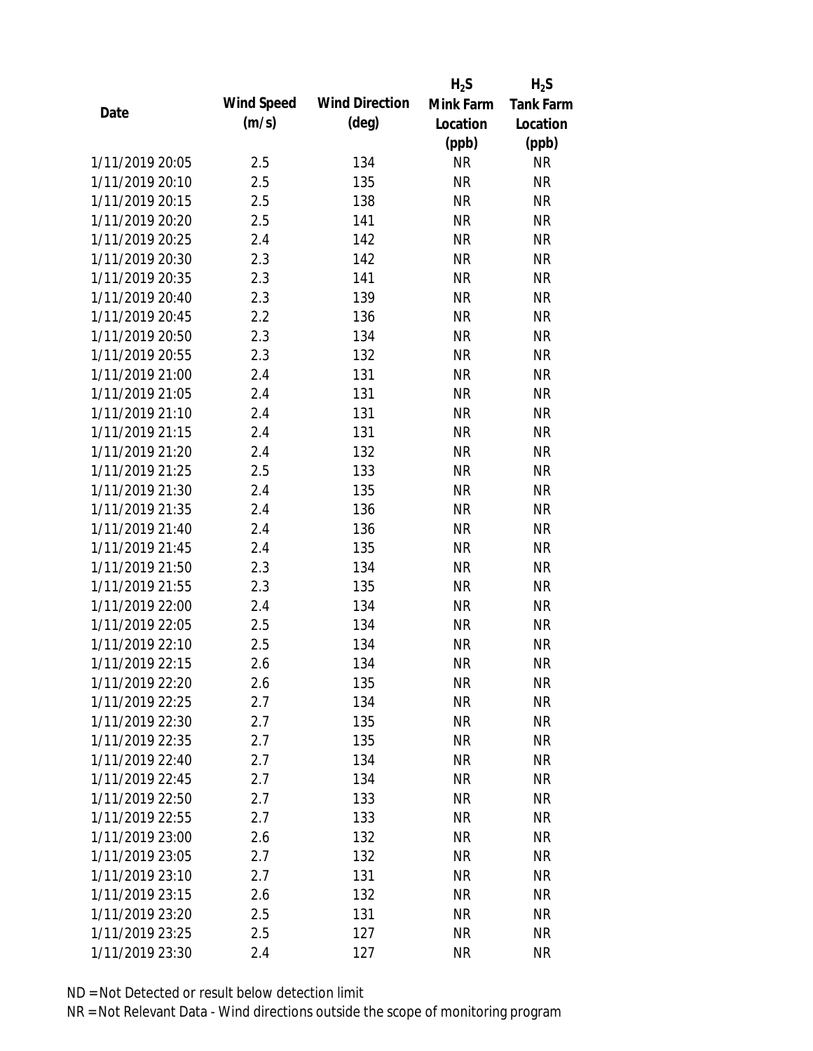| Date | Wind Speed (m/s) | Wind Direction (deg) | $H_2S$ Mink Farm Location (ppb) | $H_2S$ Tank Farm Location (ppb) |
|---|---|---|---|---|
| 1/11/2019 20:05 | 2.5 | 134 | NR | NR |
| 1/11/2019 20:10 | 2.5 | 135 | NR | NR |
| 1/11/2019 20:15 | 2.5 | 138 | NR | NR |
| 1/11/2019 20:20 | 2.5 | 141 | NR | NR |
| 1/11/2019 20:25 | 2.4 | 142 | NR | NR |
| 1/11/2019 20:30 | 2.3 | 142 | NR | NR |
| 1/11/2019 20:35 | 2.3 | 141 | NR | NR |
| 1/11/2019 20:40 | 2.3 | 139 | NR | NR |
| 1/11/2019 20:45 | 2.2 | 136 | NR | NR |
| 1/11/2019 20:50 | 2.3 | 134 | NR | NR |
| 1/11/2019 20:55 | 2.3 | 132 | NR | NR |
| 1/11/2019 21:00 | 2.4 | 131 | NR | NR |
| 1/11/2019 21:05 | 2.4 | 131 | NR | NR |
| 1/11/2019 21:10 | 2.4 | 131 | NR | NR |
| 1/11/2019 21:15 | 2.4 | 131 | NR | NR |
| 1/11/2019 21:20 | 2.4 | 132 | NR | NR |
| 1/11/2019 21:25 | 2.5 | 133 | NR | NR |
| 1/11/2019 21:30 | 2.4 | 135 | NR | NR |
| 1/11/2019 21:35 | 2.4 | 136 | NR | NR |
| 1/11/2019 21:40 | 2.4 | 136 | NR | NR |
| 1/11/2019 21:45 | 2.4 | 135 | NR | NR |
| 1/11/2019 21:50 | 2.3 | 134 | NR | NR |
| 1/11/2019 21:55 | 2.3 | 135 | NR | NR |
| 1/11/2019 22:00 | 2.4 | 134 | NR | NR |
| 1/11/2019 22:05 | 2.5 | 134 | NR | NR |
| 1/11/2019 22:10 | 2.5 | 134 | NR | NR |
| 1/11/2019 22:15 | 2.6 | 134 | NR | NR |
| 1/11/2019 22:20 | 2.6 | 135 | NR | NR |
| 1/11/2019 22:25 | 2.7 | 134 | NR | NR |
| 1/11/2019 22:30 | 2.7 | 135 | NR | NR |
| 1/11/2019 22:35 | 2.7 | 135 | NR | NR |
| 1/11/2019 22:40 | 2.7 | 134 | NR | NR |
| 1/11/2019 22:45 | 2.7 | 134 | NR | NR |
| 1/11/2019 22:50 | 2.7 | 133 | NR | NR |
| 1/11/2019 22:55 | 2.7 | 133 | NR | NR |
| 1/11/2019 23:00 | 2.6 | 132 | NR | NR |
| 1/11/2019 23:05 | 2.7 | 132 | NR | NR |
| 1/11/2019 23:10 | 2.7 | 131 | NR | NR |
| 1/11/2019 23:15 | 2.6 | 132 | NR | NR |
| 1/11/2019 23:20 | 2.5 | 131 | NR | NR |
| 1/11/2019 23:25 | 2.5 | 127 | NR | NR |
| 1/11/2019 23:30 | 2.4 | 127 | NR | NR |

ND = Not Detected or result below detection limit

NR = Not Relevant Data - Wind directions outside the scope of monitoring program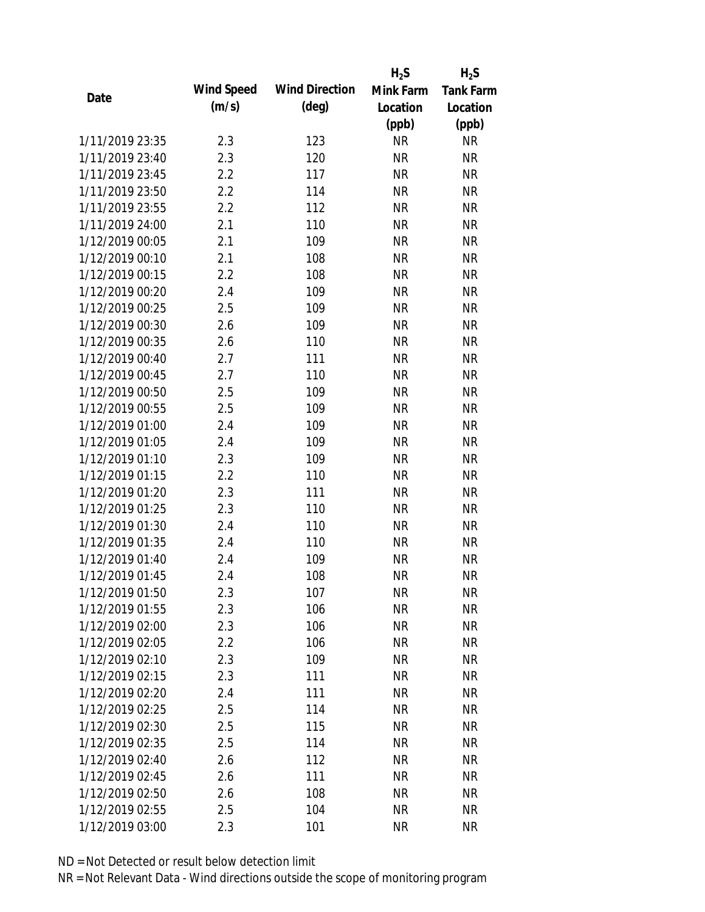| Date | Wind Speed (m/s) | Wind Direction (deg) | $H_2S$ Mink Farm Location (ppb) | $H_2S$ Tank Farm Location (ppb) |
| --- | --- | --- | --- | --- |
| 1/11/2019 23:35 | 2.3 | 123 | NR | NR |
| 1/11/2019 23:40 | 2.3 | 120 | NR | NR |
| 1/11/2019 23:45 | 2.2 | 117 | NR | NR |
| 1/11/2019 23:50 | 2.2 | 114 | NR | NR |
| 1/11/2019 23:55 | 2.2 | 112 | NR | NR |
| 1/11/2019 24:00 | 2.1 | 110 | NR | NR |
| 1/12/2019 00:05 | 2.1 | 109 | NR | NR |
| 1/12/2019 00:10 | 2.1 | 108 | NR | NR |
| 1/12/2019 00:15 | 2.2 | 108 | NR | NR |
| 1/12/2019 00:20 | 2.4 | 109 | NR | NR |
| 1/12/2019 00:25 | 2.5 | 109 | NR | NR |
| 1/12/2019 00:30 | 2.6 | 109 | NR | NR |
| 1/12/2019 00:35 | 2.6 | 110 | NR | NR |
| 1/12/2019 00:40 | 2.7 | 111 | NR | NR |
| 1/12/2019 00:45 | 2.7 | 110 | NR | NR |
| 1/12/2019 00:50 | 2.5 | 109 | NR | NR |
| 1/12/2019 00:55 | 2.5 | 109 | NR | NR |
| 1/12/2019 01:00 | 2.4 | 109 | NR | NR |
| 1/12/2019 01:05 | 2.4 | 109 | NR | NR |
| 1/12/2019 01:10 | 2.3 | 109 | NR | NR |
| 1/12/2019 01:15 | 2.2 | 110 | NR | NR |
| 1/12/2019 01:20 | 2.3 | 111 | NR | NR |
| 1/12/2019 01:25 | 2.3 | 110 | NR | NR |
| 1/12/2019 01:30 | 2.4 | 110 | NR | NR |
| 1/12/2019 01:35 | 2.4 | 110 | NR | NR |
| 1/12/2019 01:40 | 2.4 | 109 | NR | NR |
| 1/12/2019 01:45 | 2.4 | 108 | NR | NR |
| 1/12/2019 01:50 | 2.3 | 107 | NR | NR |
| 1/12/2019 01:55 | 2.3 | 106 | NR | NR |
| 1/12/2019 02:00 | 2.3 | 106 | NR | NR |
| 1/12/2019 02:05 | 2.2 | 106 | NR | NR |
| 1/12/2019 02:10 | 2.3 | 109 | NR | NR |
| 1/12/2019 02:15 | 2.3 | 111 | NR | NR |
| 1/12/2019 02:20 | 2.4 | 111 | NR | NR |
| 1/12/2019 02:25 | 2.5 | 114 | NR | NR |
| 1/12/2019 02:30 | 2.5 | 115 | NR | NR |
| 1/12/2019 02:35 | 2.5 | 114 | NR | NR |
| 1/12/2019 02:40 | 2.6 | 112 | NR | NR |
| 1/12/2019 02:45 | 2.6 | 111 | NR | NR |
| 1/12/2019 02:50 | 2.6 | 108 | NR | NR |
| 1/12/2019 02:55 | 2.5 | 104 | NR | NR |
| 1/12/2019 03:00 | 2.3 | 101 | NR | NR |

ND = Not Detected or result below detection limit

NR = Not Relevant Data - Wind directions outside the scope of monitoring program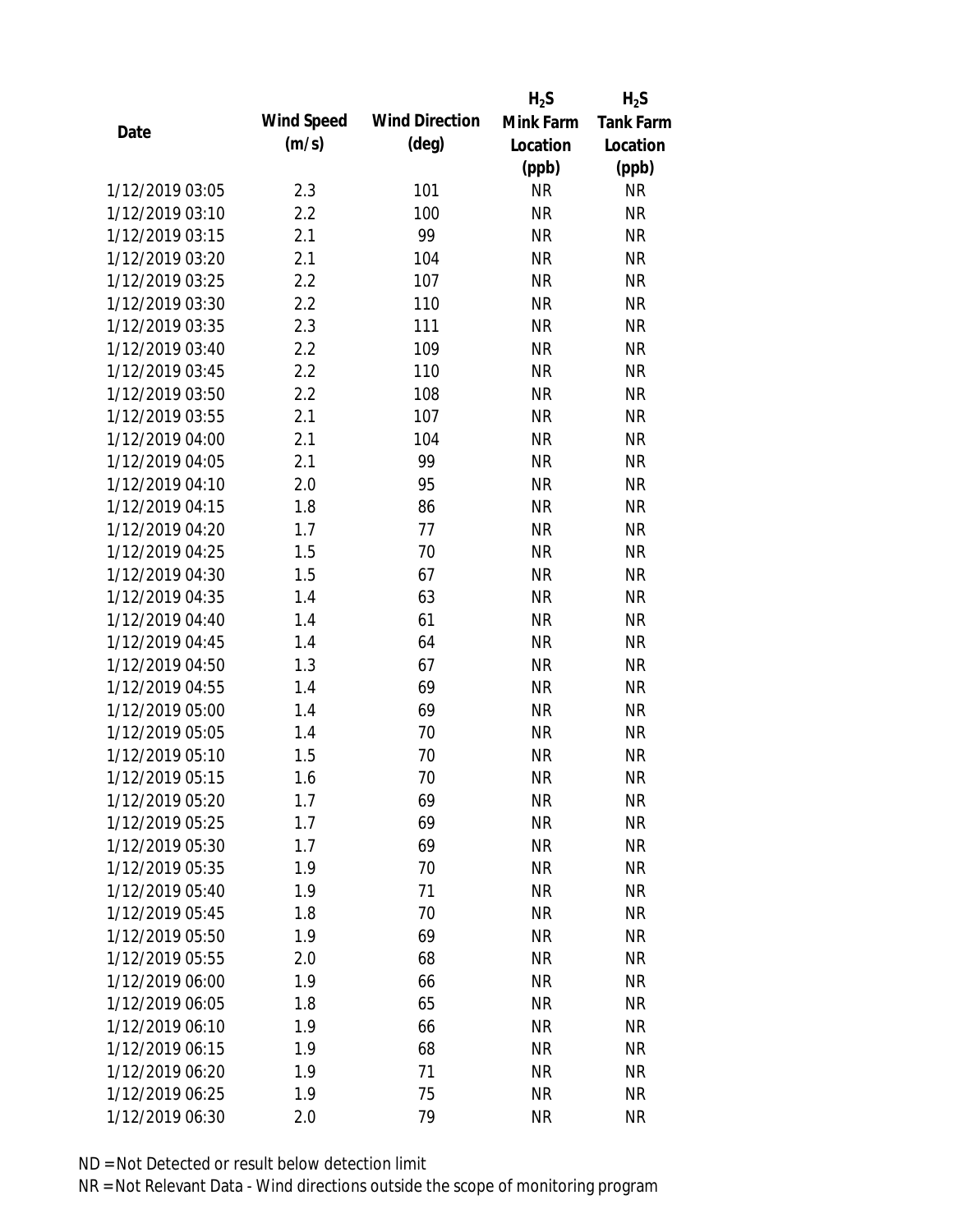| Date | Wind Speed (m/s) | Wind Direction (deg) | $H_2S$ Mink Farm Location (ppb) | $H_2S$ Tank Farm Location (ppb) |
|---|---|---|---|---|
| 1/12/2019 03:05 | 2.3 | 101 | NR | NR |
| 1/12/2019 03:10 | 2.2 | 100 | NR | NR |
| 1/12/2019 03:15 | 2.1 | 99 | NR | NR |
| 1/12/2019 03:20 | 2.1 | 104 | NR | NR |
| 1/12/2019 03:25 | 2.2 | 107 | NR | NR |
| 1/12/2019 03:30 | 2.2 | 110 | NR | NR |
| 1/12/2019 03:35 | 2.3 | 111 | NR | NR |
| 1/12/2019 03:40 | 2.2 | 109 | NR | NR |
| 1/12/2019 03:45 | 2.2 | 110 | NR | NR |
| 1/12/2019 03:50 | 2.2 | 108 | NR | NR |
| 1/12/2019 03:55 | 2.1 | 107 | NR | NR |
| 1/12/2019 04:00 | 2.1 | 104 | NR | NR |
| 1/12/2019 04:05 | 2.1 | 99 | NR | NR |
| 1/12/2019 04:10 | 2.0 | 95 | NR | NR |
| 1/12/2019 04:15 | 1.8 | 86 | NR | NR |
| 1/12/2019 04:20 | 1.7 | 77 | NR | NR |
| 1/12/2019 04:25 | 1.5 | 70 | NR | NR |
| 1/12/2019 04:30 | 1.5 | 67 | NR | NR |
| 1/12/2019 04:35 | 1.4 | 63 | NR | NR |
| 1/12/2019 04:40 | 1.4 | 61 | NR | NR |
| 1/12/2019 04:45 | 1.4 | 64 | NR | NR |
| 1/12/2019 04:50 | 1.3 | 67 | NR | NR |
| 1/12/2019 04:55 | 1.4 | 69 | NR | NR |
| 1/12/2019 05:00 | 1.4 | 69 | NR | NR |
| 1/12/2019 05:05 | 1.4 | 70 | NR | NR |
| 1/12/2019 05:10 | 1.5 | 70 | NR | NR |
| 1/12/2019 05:15 | 1.6 | 70 | NR | NR |
| 1/12/2019 05:20 | 1.7 | 69 | NR | NR |
| 1/12/2019 05:25 | 1.7 | 69 | NR | NR |
| 1/12/2019 05:30 | 1.7 | 69 | NR | NR |
| 1/12/2019 05:35 | 1.9 | 70 | NR | NR |
| 1/12/2019 05:40 | 1.9 | 71 | NR | NR |
| 1/12/2019 05:45 | 1.8 | 70 | NR | NR |
| 1/12/2019 05:50 | 1.9 | 69 | NR | NR |
| 1/12/2019 05:55 | 2.0 | 68 | NR | NR |
| 1/12/2019 06:00 | 1.9 | 66 | NR | NR |
| 1/12/2019 06:05 | 1.8 | 65 | NR | NR |
| 1/12/2019 06:10 | 1.9 | 66 | NR | NR |
| 1/12/2019 06:15 | 1.9 | 68 | NR | NR |
| 1/12/2019 06:20 | 1.9 | 71 | NR | NR |
| 1/12/2019 06:25 | 1.9 | 75 | NR | NR |
| 1/12/2019 06:30 | 2.0 | 79 | NR | NR |

ND = Not Detected or result below detection limit

NR = Not Relevant Data - Wind directions outside the scope of monitoring program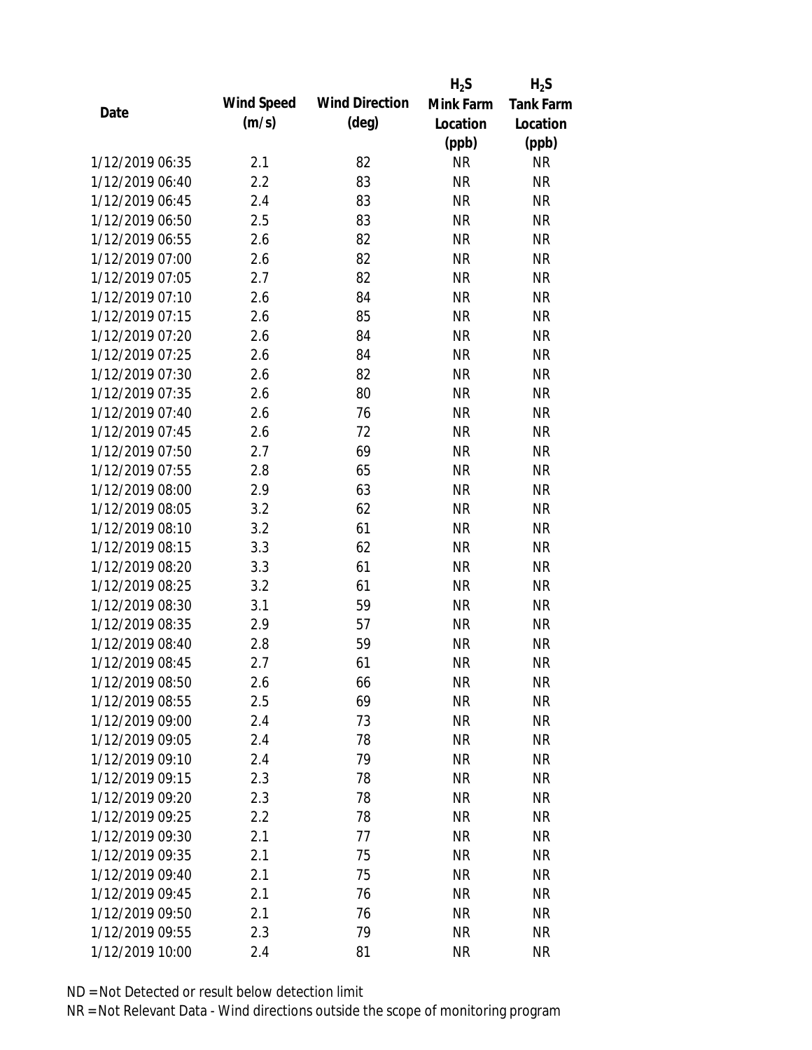| Date | Wind Speed (m/s) | Wind Direction (deg) | $H_2S$ Mink Farm Location (ppb) | $H_2S$ Tank Farm Location (ppb) |
|---|---|---|---|---|
| 1/12/2019 06:35 | 2.1 | 82 | NR | NR |
| 1/12/2019 06:40 | 2.2 | 83 | NR | NR |
| 1/12/2019 06:45 | 2.4 | 83 | NR | NR |
| 1/12/2019 06:50 | 2.5 | 83 | NR | NR |
| 1/12/2019 06:55 | 2.6 | 82 | NR | NR |
| 1/12/2019 07:00 | 2.6 | 82 | NR | NR |
| 1/12/2019 07:05 | 2.7 | 82 | NR | NR |
| 1/12/2019 07:10 | 2.6 | 84 | NR | NR |
| 1/12/2019 07:15 | 2.6 | 85 | NR | NR |
| 1/12/2019 07:20 | 2.6 | 84 | NR | NR |
| 1/12/2019 07:25 | 2.6 | 84 | NR | NR |
| 1/12/2019 07:30 | 2.6 | 82 | NR | NR |
| 1/12/2019 07:35 | 2.6 | 80 | NR | NR |
| 1/12/2019 07:40 | 2.6 | 76 | NR | NR |
| 1/12/2019 07:45 | 2.6 | 72 | NR | NR |
| 1/12/2019 07:50 | 2.7 | 69 | NR | NR |
| 1/12/2019 07:55 | 2.8 | 65 | NR | NR |
| 1/12/2019 08:00 | 2.9 | 63 | NR | NR |
| 1/12/2019 08:05 | 3.2 | 62 | NR | NR |
| 1/12/2019 08:10 | 3.2 | 61 | NR | NR |
| 1/12/2019 08:15 | 3.3 | 62 | NR | NR |
| 1/12/2019 08:20 | 3.3 | 61 | NR | NR |
| 1/12/2019 08:25 | 3.2 | 61 | NR | NR |
| 1/12/2019 08:30 | 3.1 | 59 | NR | NR |
| 1/12/2019 08:35 | 2.9 | 57 | NR | NR |
| 1/12/2019 08:40 | 2.8 | 59 | NR | NR |
| 1/12/2019 08:45 | 2.7 | 61 | NR | NR |
| 1/12/2019 08:50 | 2.6 | 66 | NR | NR |
| 1/12/2019 08:55 | 2.5 | 69 | NR | NR |
| 1/12/2019 09:00 | 2.4 | 73 | NR | NR |
| 1/12/2019 09:05 | 2.4 | 78 | NR | NR |
| 1/12/2019 09:10 | 2.4 | 79 | NR | NR |
| 1/12/2019 09:15 | 2.3 | 78 | NR | NR |
| 1/12/2019 09:20 | 2.3 | 78 | NR | NR |
| 1/12/2019 09:25 | 2.2 | 78 | NR | NR |
| 1/12/2019 09:30 | 2.1 | 77 | NR | NR |
| 1/12/2019 09:35 | 2.1 | 75 | NR | NR |
| 1/12/2019 09:40 | 2.1 | 75 | NR | NR |
| 1/12/2019 09:45 | 2.1 | 76 | NR | NR |
| 1/12/2019 09:50 | 2.1 | 76 | NR | NR |
| 1/12/2019 09:55 | 2.3 | 79 | NR | NR |
| 1/12/2019 10:00 | 2.4 | 81 | NR | NR |

ND = Not Detected or result below detection limit

NR = Not Relevant Data - Wind directions outside the scope of monitoring program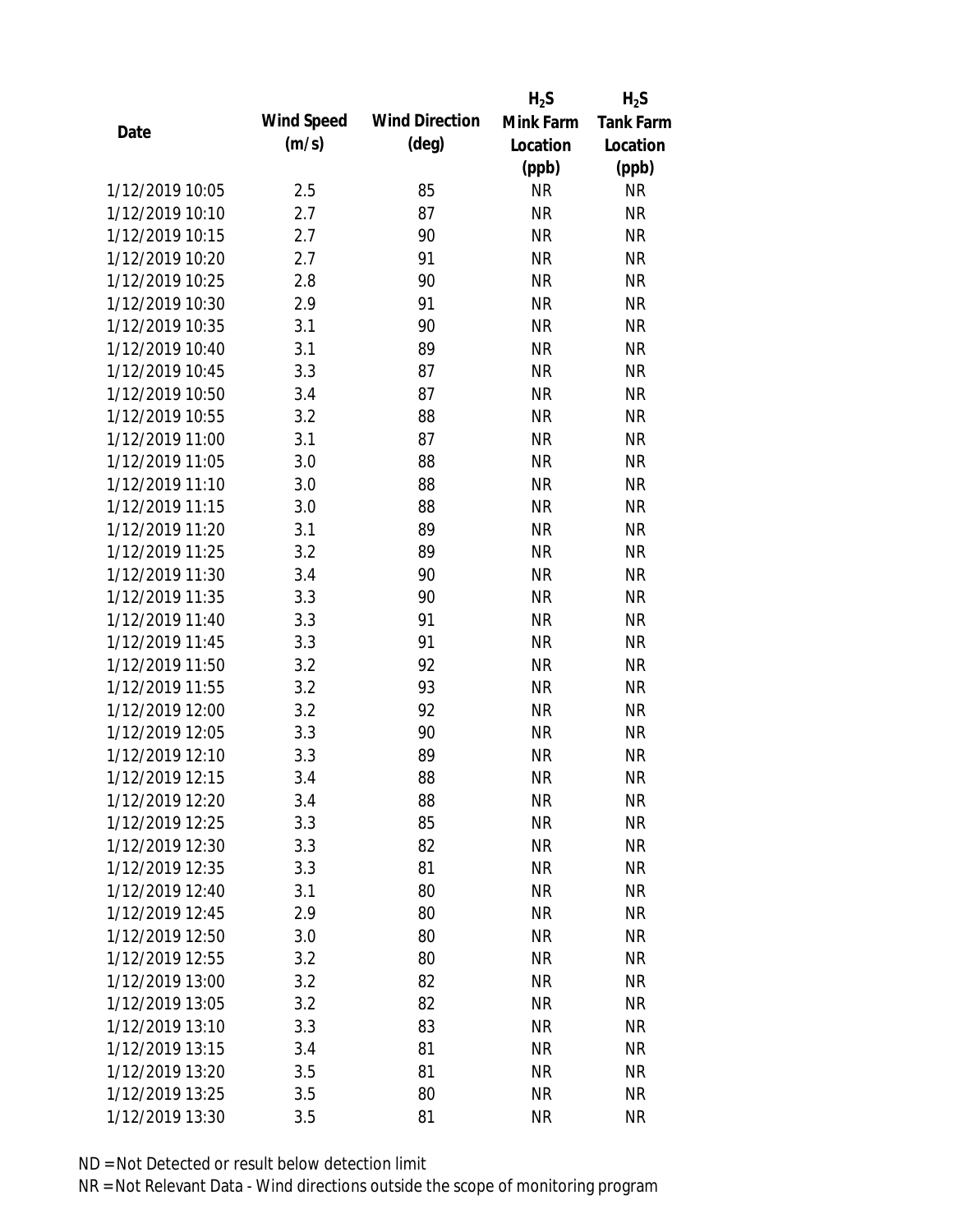| Date | Wind Speed (m/s) | Wind Direction (deg) | $H_2S$ Mink Farm Location (ppb) | $H_2S$ Tank Farm Location (ppb) |
|---|---|---|---|---|
| 1/12/2019 10:05 | 2.5 | 85 | NR | NR |
| 1/12/2019 10:10 | 2.7 | 87 | NR | NR |
| 1/12/2019 10:15 | 2.7 | 90 | NR | NR |
| 1/12/2019 10:20 | 2.7 | 91 | NR | NR |
| 1/12/2019 10:25 | 2.8 | 90 | NR | NR |
| 1/12/2019 10:30 | 2.9 | 91 | NR | NR |
| 1/12/2019 10:35 | 3.1 | 90 | NR | NR |
| 1/12/2019 10:40 | 3.1 | 89 | NR | NR |
| 1/12/2019 10:45 | 3.3 | 87 | NR | NR |
| 1/12/2019 10:50 | 3.4 | 87 | NR | NR |
| 1/12/2019 10:55 | 3.2 | 88 | NR | NR |
| 1/12/2019 11:00 | 3.1 | 87 | NR | NR |
| 1/12/2019 11:05 | 3.0 | 88 | NR | NR |
| 1/12/2019 11:10 | 3.0 | 88 | NR | NR |
| 1/12/2019 11:15 | 3.0 | 88 | NR | NR |
| 1/12/2019 11:20 | 3.1 | 89 | NR | NR |
| 1/12/2019 11:25 | 3.2 | 89 | NR | NR |
| 1/12/2019 11:30 | 3.4 | 90 | NR | NR |
| 1/12/2019 11:35 | 3.3 | 90 | NR | NR |
| 1/12/2019 11:40 | 3.3 | 91 | NR | NR |
| 1/12/2019 11:45 | 3.3 | 91 | NR | NR |
| 1/12/2019 11:50 | 3.2 | 92 | NR | NR |
| 1/12/2019 11:55 | 3.2 | 93 | NR | NR |
| 1/12/2019 12:00 | 3.2 | 92 | NR | NR |
| 1/12/2019 12:05 | 3.3 | 90 | NR | NR |
| 1/12/2019 12:10 | 3.3 | 89 | NR | NR |
| 1/12/2019 12:15 | 3.4 | 88 | NR | NR |
| 1/12/2019 12:20 | 3.4 | 88 | NR | NR |
| 1/12/2019 12:25 | 3.3 | 85 | NR | NR |
| 1/12/2019 12:30 | 3.3 | 82 | NR | NR |
| 1/12/2019 12:35 | 3.3 | 81 | NR | NR |
| 1/12/2019 12:40 | 3.1 | 80 | NR | NR |
| 1/12/2019 12:45 | 2.9 | 80 | NR | NR |
| 1/12/2019 12:50 | 3.0 | 80 | NR | NR |
| 1/12/2019 12:55 | 3.2 | 80 | NR | NR |
| 1/12/2019 13:00 | 3.2 | 82 | NR | NR |
| 1/12/2019 13:05 | 3.2 | 82 | NR | NR |
| 1/12/2019 13:10 | 3.3 | 83 | NR | NR |
| 1/12/2019 13:15 | 3.4 | 81 | NR | NR |
| 1/12/2019 13:20 | 3.5 | 81 | NR | NR |
| 1/12/2019 13:25 | 3.5 | 80 | NR | NR |
| 1/12/2019 13:30 | 3.5 | 81 | NR | NR |

ND = Not Detected or result below detection limit

NR = Not Relevant Data - Wind directions outside the scope of monitoring program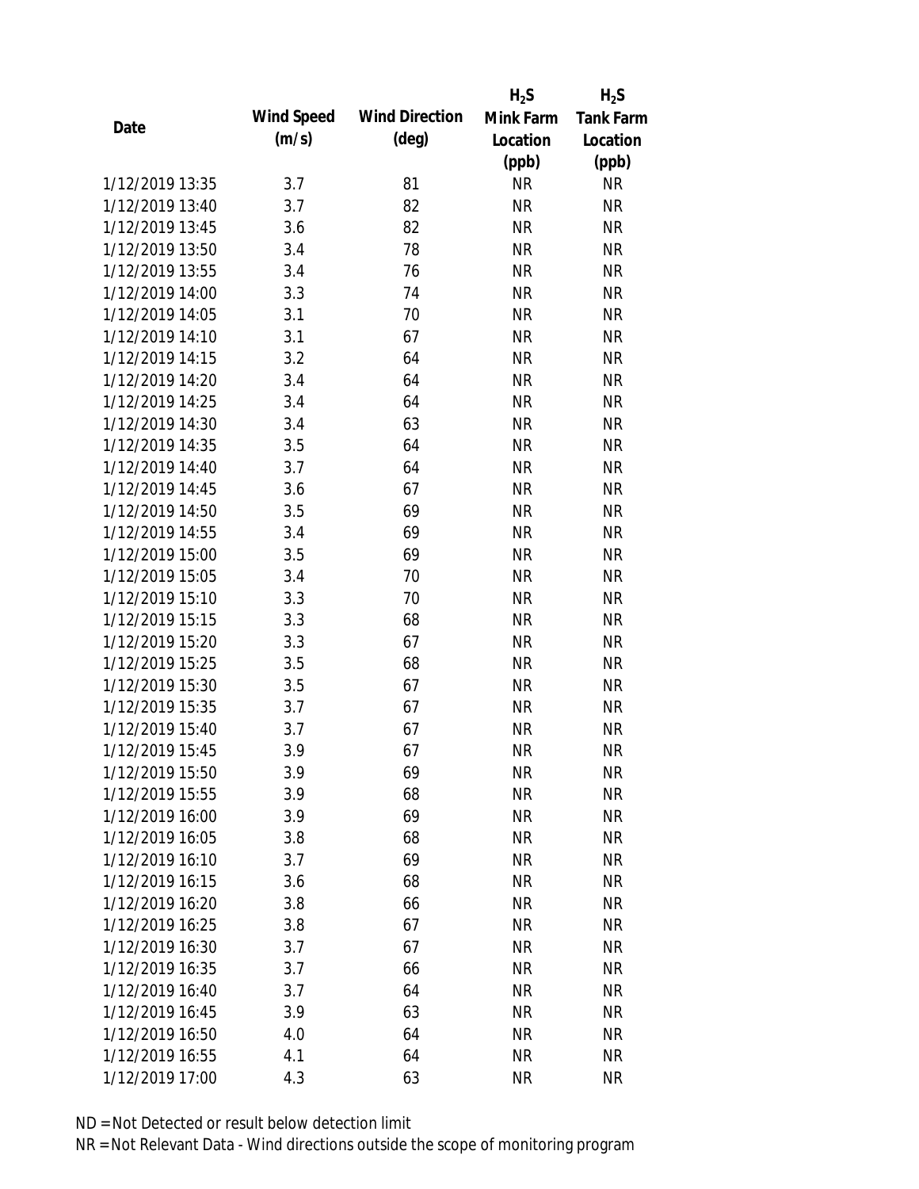| Date | Wind Speed (m/s) | Wind Direction (deg) | $H_2S$ Mink Farm Location (ppb) | $H_2S$ Tank Farm Location (ppb) |
|---|---|---|---|---|
| 1/12/2019 13:35 | 3.7 | 81 | NR | NR |
| 1/12/2019 13:40 | 3.7 | 82 | NR | NR |
| 1/12/2019 13:45 | 3.6 | 82 | NR | NR |
| 1/12/2019 13:50 | 3.4 | 78 | NR | NR |
| 1/12/2019 13:55 | 3.4 | 76 | NR | NR |
| 1/12/2019 14:00 | 3.3 | 74 | NR | NR |
| 1/12/2019 14:05 | 3.1 | 70 | NR | NR |
| 1/12/2019 14:10 | 3.1 | 67 | NR | NR |
| 1/12/2019 14:15 | 3.2 | 64 | NR | NR |
| 1/12/2019 14:20 | 3.4 | 64 | NR | NR |
| 1/12/2019 14:25 | 3.4 | 64 | NR | NR |
| 1/12/2019 14:30 | 3.4 | 63 | NR | NR |
| 1/12/2019 14:35 | 3.5 | 64 | NR | NR |
| 1/12/2019 14:40 | 3.7 | 64 | NR | NR |
| 1/12/2019 14:45 | 3.6 | 67 | NR | NR |
| 1/12/2019 14:50 | 3.5 | 69 | NR | NR |
| 1/12/2019 14:55 | 3.4 | 69 | NR | NR |
| 1/12/2019 15:00 | 3.5 | 69 | NR | NR |
| 1/12/2019 15:05 | 3.4 | 70 | NR | NR |
| 1/12/2019 15:10 | 3.3 | 70 | NR | NR |
| 1/12/2019 15:15 | 3.3 | 68 | NR | NR |
| 1/12/2019 15:20 | 3.3 | 67 | NR | NR |
| 1/12/2019 15:25 | 3.5 | 68 | NR | NR |
| 1/12/2019 15:30 | 3.5 | 67 | NR | NR |
| 1/12/2019 15:35 | 3.7 | 67 | NR | NR |
| 1/12/2019 15:40 | 3.7 | 67 | NR | NR |
| 1/12/2019 15:45 | 3.9 | 67 | NR | NR |
| 1/12/2019 15:50 | 3.9 | 69 | NR | NR |
| 1/12/2019 15:55 | 3.9 | 68 | NR | NR |
| 1/12/2019 16:00 | 3.9 | 69 | NR | NR |
| 1/12/2019 16:05 | 3.8 | 68 | NR | NR |
| 1/12/2019 16:10 | 3.7 | 69 | NR | NR |
| 1/12/2019 16:15 | 3.6 | 68 | NR | NR |
| 1/12/2019 16:20 | 3.8 | 66 | NR | NR |
| 1/12/2019 16:25 | 3.8 | 67 | NR | NR |
| 1/12/2019 16:30 | 3.7 | 67 | NR | NR |
| 1/12/2019 16:35 | 3.7 | 66 | NR | NR |
| 1/12/2019 16:40 | 3.7 | 64 | NR | NR |
| 1/12/2019 16:45 | 3.9 | 63 | NR | NR |
| 1/12/2019 16:50 | 4.0 | 64 | NR | NR |
| 1/12/2019 16:55 | 4.1 | 64 | NR | NR |
| 1/12/2019 17:00 | 4.3 | 63 | NR | NR |

ND = Not Detected or result below detection limit

NR = Not Relevant Data - Wind directions outside the scope of monitoring program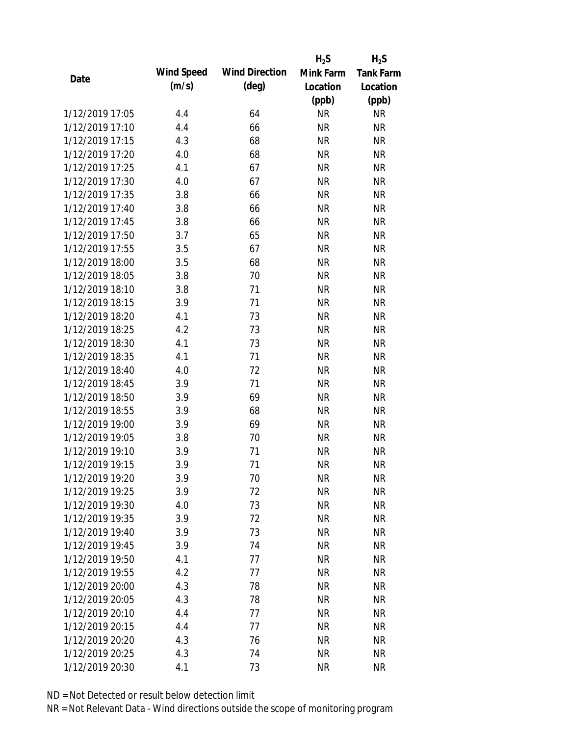| Date | Wind Speed (m/s) | Wind Direction (deg) | $H_2S$ Mink Farm Location (ppb) | $H_2S$ Tank Farm Location (ppb) |
|---|---|---|---|---|
| 1/12/2019 17:05 | 4.4 | 64 | NR | NR |
| 1/12/2019 17:10 | 4.4 | 66 | NR | NR |
| 1/12/2019 17:15 | 4.3 | 68 | NR | NR |
| 1/12/2019 17:20 | 4.0 | 68 | NR | NR |
| 1/12/2019 17:25 | 4.1 | 67 | NR | NR |
| 1/12/2019 17:30 | 4.0 | 67 | NR | NR |
| 1/12/2019 17:35 | 3.8 | 66 | NR | NR |
| 1/12/2019 17:40 | 3.8 | 66 | NR | NR |
| 1/12/2019 17:45 | 3.8 | 66 | NR | NR |
| 1/12/2019 17:50 | 3.7 | 65 | NR | NR |
| 1/12/2019 17:55 | 3.5 | 67 | NR | NR |
| 1/12/2019 18:00 | 3.5 | 68 | NR | NR |
| 1/12/2019 18:05 | 3.8 | 70 | NR | NR |
| 1/12/2019 18:10 | 3.8 | 71 | NR | NR |
| 1/12/2019 18:15 | 3.9 | 71 | NR | NR |
| 1/12/2019 18:20 | 4.1 | 73 | NR | NR |
| 1/12/2019 18:25 | 4.2 | 73 | NR | NR |
| 1/12/2019 18:30 | 4.1 | 73 | NR | NR |
| 1/12/2019 18:35 | 4.1 | 71 | NR | NR |
| 1/12/2019 18:40 | 4.0 | 72 | NR | NR |
| 1/12/2019 18:45 | 3.9 | 71 | NR | NR |
| 1/12/2019 18:50 | 3.9 | 69 | NR | NR |
| 1/12/2019 18:55 | 3.9 | 68 | NR | NR |
| 1/12/2019 19:00 | 3.9 | 69 | NR | NR |
| 1/12/2019 19:05 | 3.8 | 70 | NR | NR |
| 1/12/2019 19:10 | 3.9 | 71 | NR | NR |
| 1/12/2019 19:15 | 3.9 | 71 | NR | NR |
| 1/12/2019 19:20 | 3.9 | 70 | NR | NR |
| 1/12/2019 19:25 | 3.9 | 72 | NR | NR |
| 1/12/2019 19:30 | 4.0 | 73 | NR | NR |
| 1/12/2019 19:35 | 3.9 | 72 | NR | NR |
| 1/12/2019 19:40 | 3.9 | 73 | NR | NR |
| 1/12/2019 19:45 | 3.9 | 74 | NR | NR |
| 1/12/2019 19:50 | 4.1 | 77 | NR | NR |
| 1/12/2019 19:55 | 4.2 | 77 | NR | NR |
| 1/12/2019 20:00 | 4.3 | 78 | NR | NR |
| 1/12/2019 20:05 | 4.3 | 78 | NR | NR |
| 1/12/2019 20:10 | 4.4 | 77 | NR | NR |
| 1/12/2019 20:15 | 4.4 | 77 | NR | NR |
| 1/12/2019 20:20 | 4.3 | 76 | NR | NR |
| 1/12/2019 20:25 | 4.3 | 74 | NR | NR |
| 1/12/2019 20:30 | 4.1 | 73 | NR | NR |

ND = Not Detected or result below detection limit

NR = Not Relevant Data - Wind directions outside the scope of monitoring program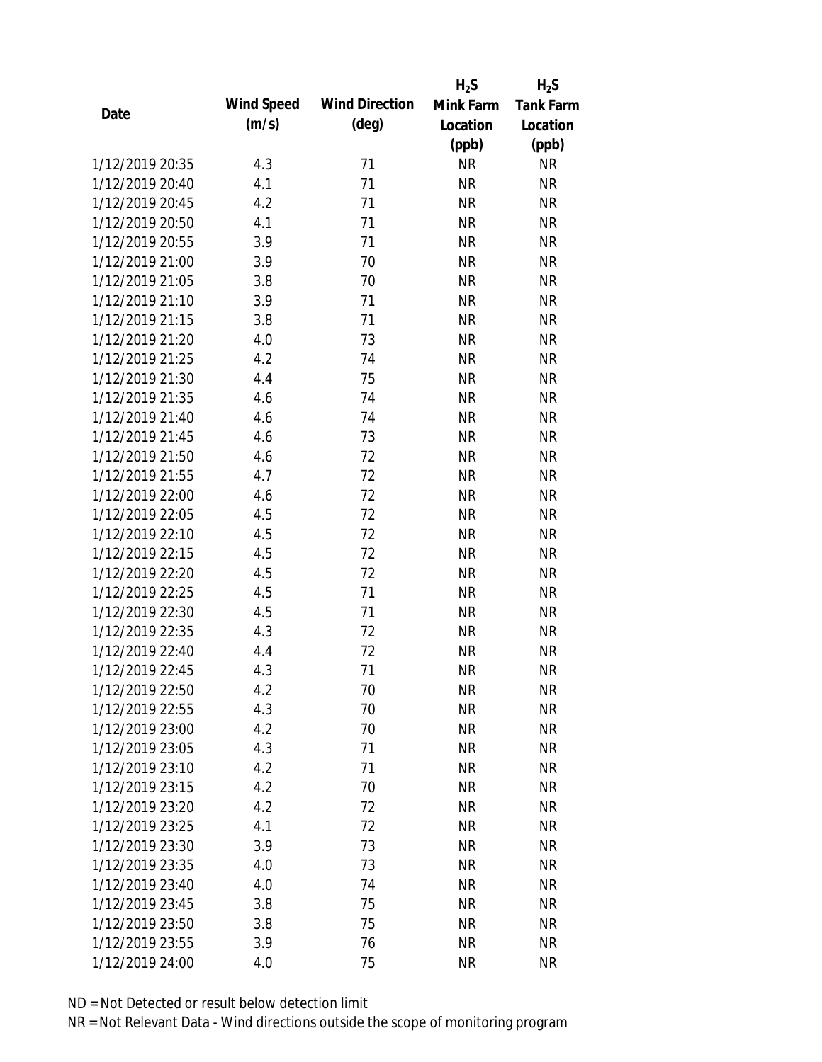| Date | Wind Speed (m/s) | Wind Direction (deg) | $H_2S$ Mink Farm Location (ppb) | $H_2S$ Tank Farm Location (ppb) |
|---|---|---|---|---|
| 1/12/2019 20:35 | 4.3 | 71 | NR | NR |
| 1/12/2019 20:40 | 4.1 | 71 | NR | NR |
| 1/12/2019 20:45 | 4.2 | 71 | NR | NR |
| 1/12/2019 20:50 | 4.1 | 71 | NR | NR |
| 1/12/2019 20:55 | 3.9 | 71 | NR | NR |
| 1/12/2019 21:00 | 3.9 | 70 | NR | NR |
| 1/12/2019 21:05 | 3.8 | 70 | NR | NR |
| 1/12/2019 21:10 | 3.9 | 71 | NR | NR |
| 1/12/2019 21:15 | 3.8 | 71 | NR | NR |
| 1/12/2019 21:20 | 4.0 | 73 | NR | NR |
| 1/12/2019 21:25 | 4.2 | 74 | NR | NR |
| 1/12/2019 21:30 | 4.4 | 75 | NR | NR |
| 1/12/2019 21:35 | 4.6 | 74 | NR | NR |
| 1/12/2019 21:40 | 4.6 | 74 | NR | NR |
| 1/12/2019 21:45 | 4.6 | 73 | NR | NR |
| 1/12/2019 21:50 | 4.6 | 72 | NR | NR |
| 1/12/2019 21:55 | 4.7 | 72 | NR | NR |
| 1/12/2019 22:00 | 4.6 | 72 | NR | NR |
| 1/12/2019 22:05 | 4.5 | 72 | NR | NR |
| 1/12/2019 22:10 | 4.5 | 72 | NR | NR |
| 1/12/2019 22:15 | 4.5 | 72 | NR | NR |
| 1/12/2019 22:20 | 4.5 | 72 | NR | NR |
| 1/12/2019 22:25 | 4.5 | 71 | NR | NR |
| 1/12/2019 22:30 | 4.5 | 71 | NR | NR |
| 1/12/2019 22:35 | 4.3 | 72 | NR | NR |
| 1/12/2019 22:40 | 4.4 | 72 | NR | NR |
| 1/12/2019 22:45 | 4.3 | 71 | NR | NR |
| 1/12/2019 22:50 | 4.2 | 70 | NR | NR |
| 1/12/2019 22:55 | 4.3 | 70 | NR | NR |
| 1/12/2019 23:00 | 4.2 | 70 | NR | NR |
| 1/12/2019 23:05 | 4.3 | 71 | NR | NR |
| 1/12/2019 23:10 | 4.2 | 71 | NR | NR |
| 1/12/2019 23:15 | 4.2 | 70 | NR | NR |
| 1/12/2019 23:20 | 4.2 | 72 | NR | NR |
| 1/12/2019 23:25 | 4.1 | 72 | NR | NR |
| 1/12/2019 23:30 | 3.9 | 73 | NR | NR |
| 1/12/2019 23:35 | 4.0 | 73 | NR | NR |
| 1/12/2019 23:40 | 4.0 | 74 | NR | NR |
| 1/12/2019 23:45 | 3.8 | 75 | NR | NR |
| 1/12/2019 23:50 | 3.8 | 75 | NR | NR |
| 1/12/2019 23:55 | 3.9 | 76 | NR | NR |
| 1/12/2019 24:00 | 4.0 | 75 | NR | NR |

ND = Not Detected or result below detection limit

NR = Not Relevant Data - Wind directions outside the scope of monitoring program